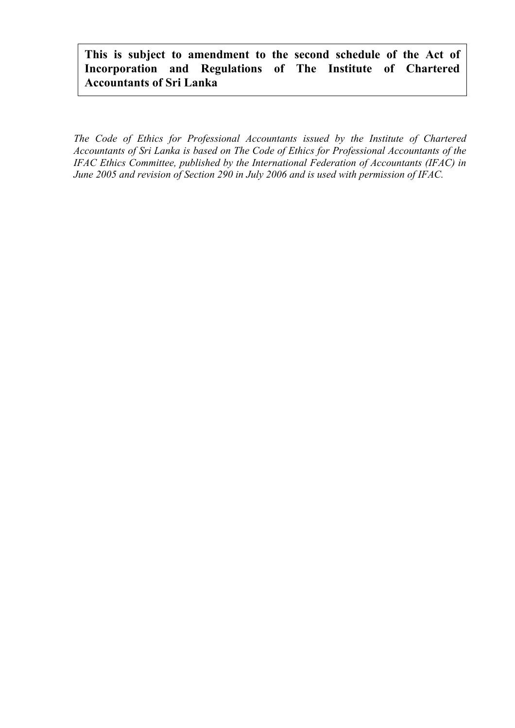**This is subject to amendment to the second schedule of the Act of Incorporation and Regulations of The Institute of Chartered Accountants of Sri Lanka**

*The Code of Ethics for Professional Accountants issued by the Institute of Chartered Accountants of Sri Lanka is based on The Code of Ethics for Professional Accountants of the IFAC Ethics Committee, published by the International Federation of Accountants (IFAC) in June 2005 and revision of Section 290 in July 2006 and is used with permission of IFAC.*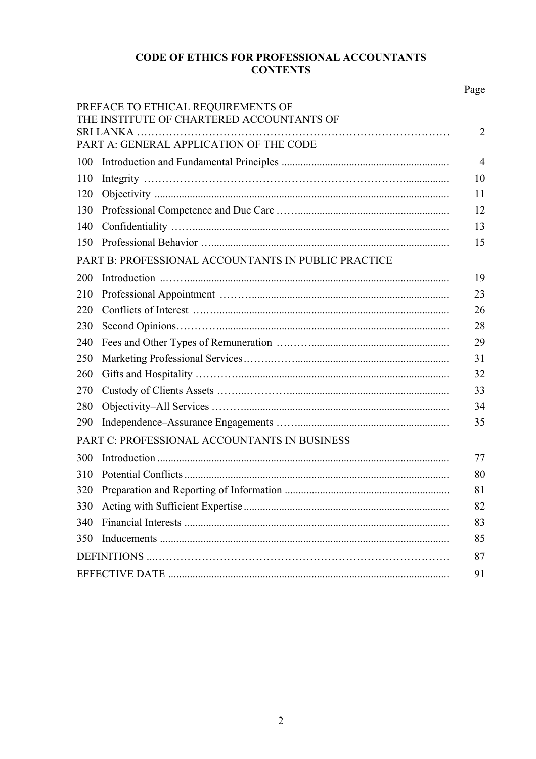# CODE OF ETHICS FOR PROFESSIONAL ACCOUNTANTS
## CONTENTS

| | | Page |
|---|---|---|
| PREFACE TO ETHICAL REQUIREMENTS OF THE INSTITUTE OF CHARTERED ACCOUNTANTS OF SRI LANKA | | 2 |
| **PART A: GENERAL APPLICATION OF THE CODE** | | |
| 100 | Introduction and Fundamental Principles | 4 |
| 110 | Integrity | 10 |
| 120 | Objectivity | 11 |
| 130 | Professional Competence and Due Care | 12 |
| 140 | Confidentiality | 13 |
| 150 | Professional Behavior | 15 |
| **PART B: PROFESSIONAL ACCOUNTANTS IN PUBLIC PRACTICE** | | |
| 200 | Introduction | 19 |
| 210 | Professional Appointment | 23 |
| 220 | Conflicts of Interest | 26 |
| 230 | Second Opinions | 28 |
| 240 | Fees and Other Types of Remuneration | 29 |
| 250 | Marketing Professional Services | 31 |
| 260 | Gifts and Hospitality | 32 |
| 270 | Custody of Clients Assets | 33 |
| 280 | Objectivity–All Services | 34 |
| 290 | Independence–Assurance Engagements | 35 |
| **PART C: PROFESSIONAL ACCOUNTANTS IN BUSINESS** | | |
| 300 | Introduction | 77 |
| 310 | Potential Conflicts | 80 |
| 320 | Preparation and Reporting of Information | 81 |
| 330 | Acting with Sufficient Expertise | 82 |
| 340 | Financial Interests | 83 |
| 350 | Inducements | 85 |
| DEFINITIONS | | 87 |
| EFFECTIVE DATE | | 91 |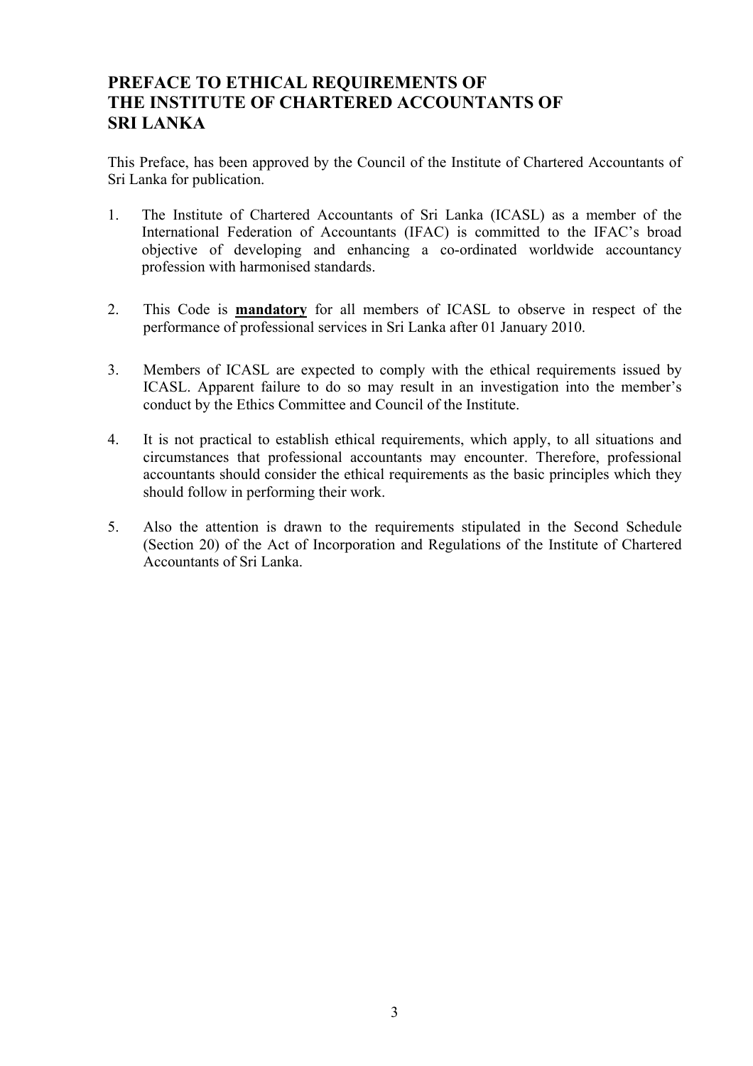# PREFACE TO ETHICAL REQUIREMENTS OF THE INSTITUTE OF CHARTERED ACCOUNTANTS OF SRI LANKA

This Preface, has been approved by the Council of the Institute of Chartered Accountants of Sri Lanka for publication.

1. The Institute of Chartered Accountants of Sri Lanka (ICASL) as a member of the International Federation of Accountants (IFAC) is committed to the IFAC's broad objective of developing and enhancing a co-ordinated worldwide accountancy profession with harmonised standards.

2. This Code is **mandatory** for all members of ICASL to observe in respect of the performance of professional services in Sri Lanka after 01 January 2010.

3. Members of ICASL are expected to comply with the ethical requirements issued by ICASL. Apparent failure to do so may result in an investigation into the member's conduct by the Ethics Committee and Council of the Institute.

4. It is not practical to establish ethical requirements, which apply, to all situations and circumstances that professional accountants may encounter. Therefore, professional accountants should consider the ethical requirements as the basic principles which they should follow in performing their work.

5. Also the attention is drawn to the requirements stipulated in the Second Schedule (Section 20) of the Act of Incorporation and Regulations of the Institute of Chartered Accountants of Sri Lanka.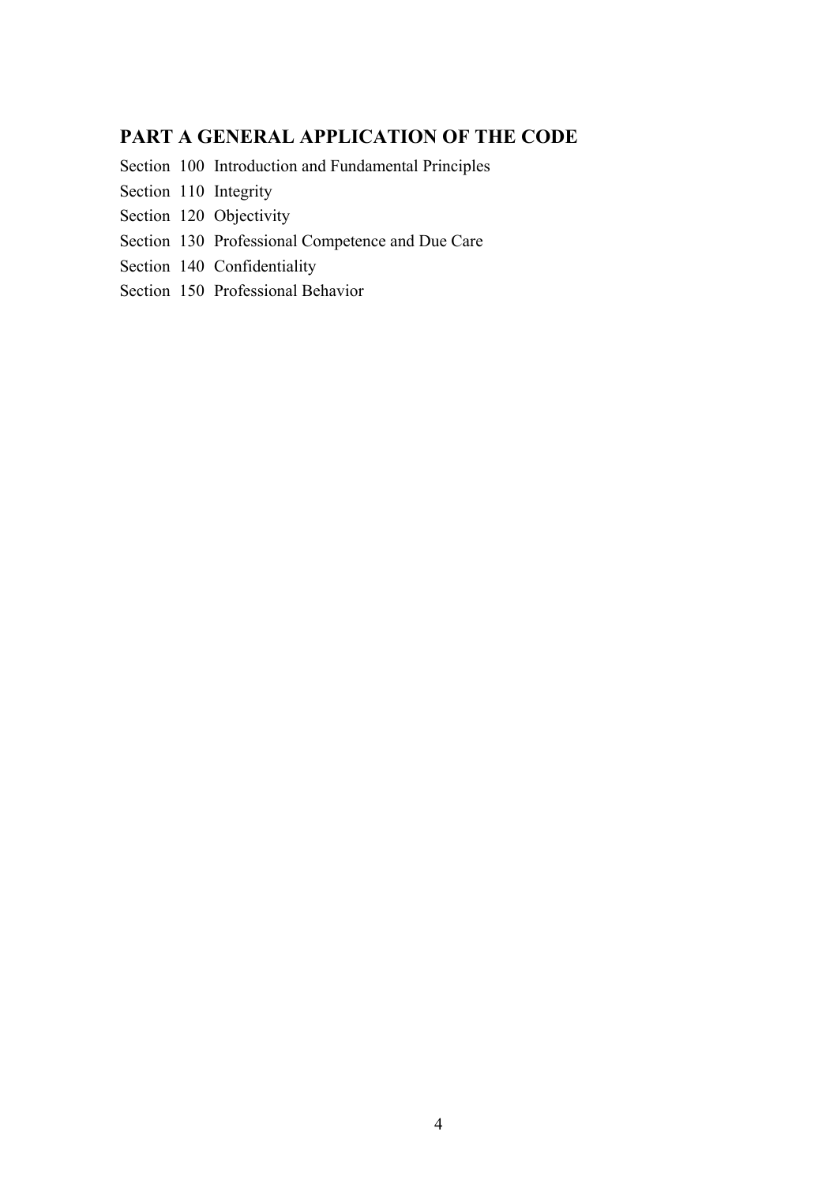## PART A GENERAL APPLICATION OF THE CODE

Section 100 Introduction and Fundamental Principles

Section 110 Integrity

Section 120 Objectivity

Section 130 Professional Competence and Due Care

Section 140 Confidentiality

Section 150 Professional Behavior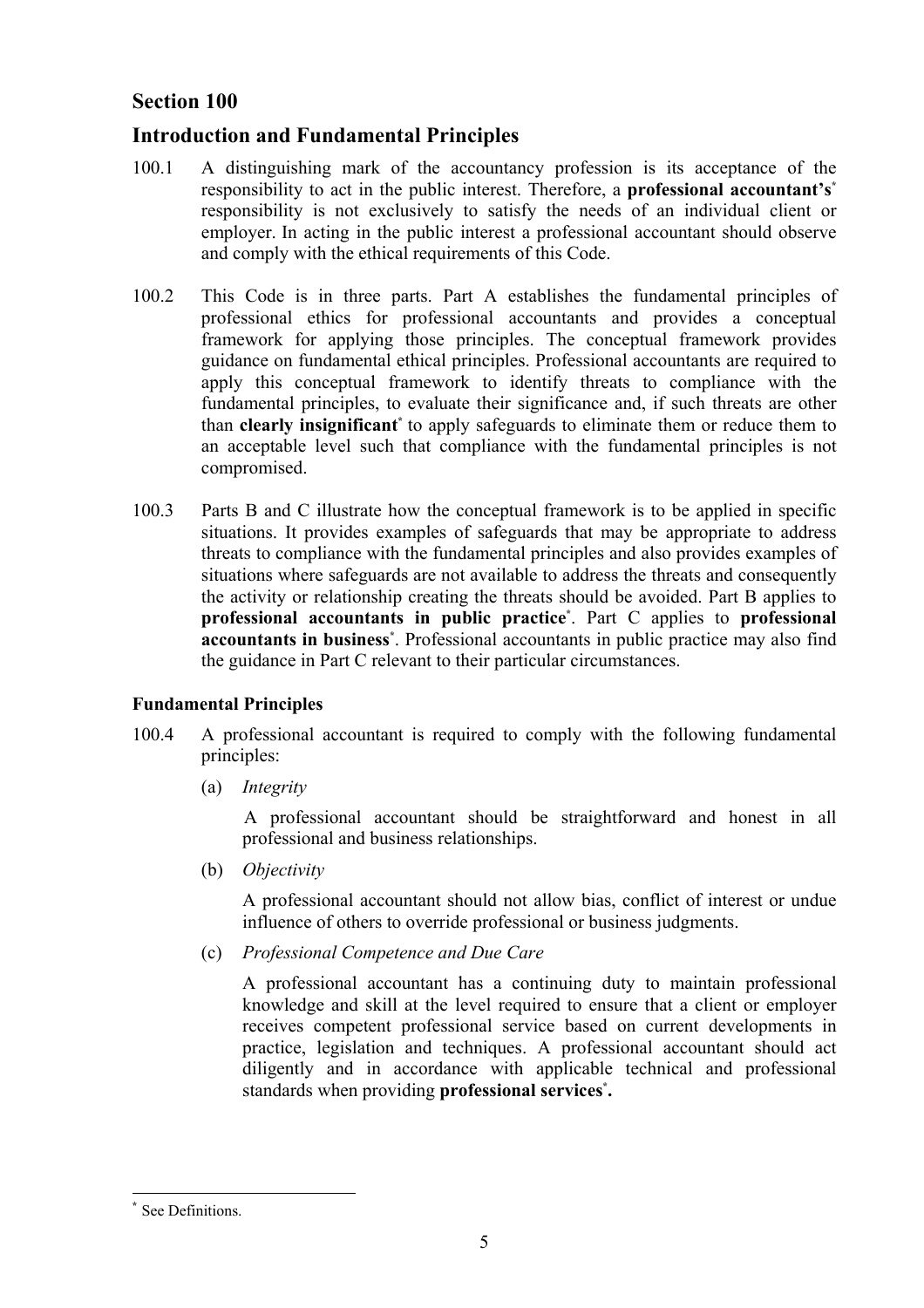## Section 100

## Introduction and Fundamental Principles

100.1 A distinguishing mark of the accountancy profession is its acceptance of the responsibility to act in the public interest. Therefore, a **professional accountant's**[*] responsibility is not exclusively to satisfy the needs of an individual client or employer. In acting in the public interest a professional accountant should observe and comply with the ethical requirements of this Code.

100.2 This Code is in three parts. Part A establishes the fundamental principles of professional ethics for professional accountants and provides a conceptual framework for applying those principles. The conceptual framework provides guidance on fundamental ethical principles. Professional accountants are required to apply this conceptual framework to identify threats to compliance with the fundamental principles, to evaluate their significance and, if such threats are other than **clearly insignificant**[*] to apply safeguards to eliminate them or reduce them to an acceptable level such that compliance with the fundamental principles is not compromised.

100.3 Parts B and C illustrate how the conceptual framework is to be applied in specific situations. It provides examples of safeguards that may be appropriate to address threats to compliance with the fundamental principles and also provides examples of situations where safeguards are not available to address the threats and consequently the activity or relationship creating the threats should be avoided. Part B applies to **professional accountants in public practice**[*]. Part C applies to **professional accountants in business**[*]. Professional accountants in public practice may also find the guidance in Part C relevant to their particular circumstances.

### Fundamental Principles

100.4 A professional accountant is required to comply with the following fundamental principles:

(a) *Integrity*

A professional accountant should be straightforward and honest in all professional and business relationships.

(b) *Objectivity*

A professional accountant should not allow bias, conflict of interest or undue influence of others to override professional or business judgments.

(c) *Professional Competence and Due Care*

A professional accountant has a continuing duty to maintain professional knowledge and skill at the level required to ensure that a client or employer receives competent professional service based on current developments in practice, legislation and techniques. A professional accountant should act diligently and in accordance with applicable technical and professional standards when providing **professional services**[*].

[*] See Definitions.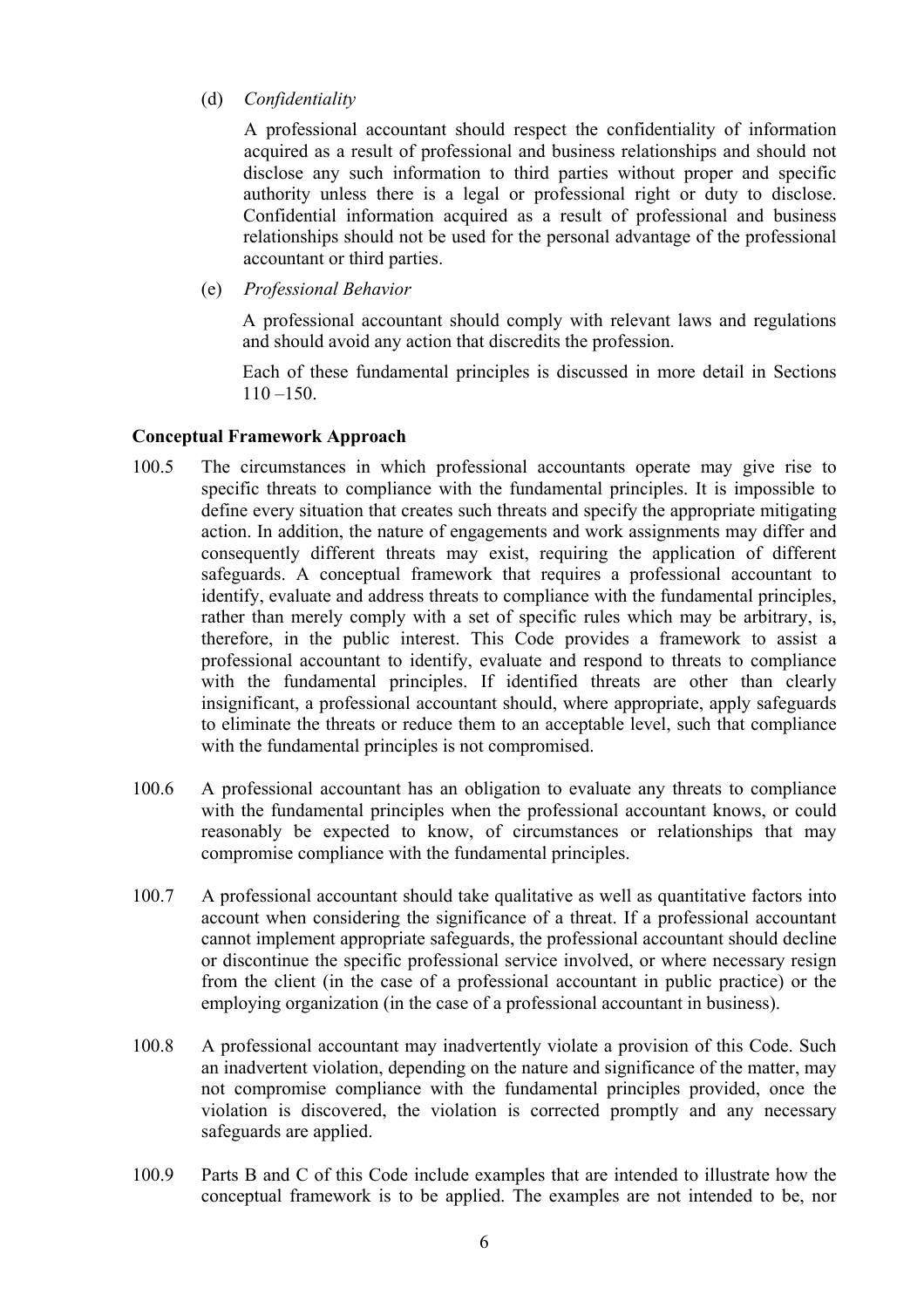(d) *Confidentiality*

A professional accountant should respect the confidentiality of information acquired as a result of professional and business relationships and should not disclose any such information to third parties without proper and specific authority unless there is a legal or professional right or duty to disclose. Confidential information acquired as a result of professional and business relationships should not be used for the personal advantage of the professional accountant or third parties.

(e) *Professional Behavior*

A professional accountant should comply with relevant laws and regulations and should avoid any action that discredits the profession.

Each of these fundamental principles is discussed in more detail in Sections 110 –150.

**Conceptual Framework Approach**

100.5 The circumstances in which professional accountants operate may give rise to specific threats to compliance with the fundamental principles. It is impossible to define every situation that creates such threats and specify the appropriate mitigating action. In addition, the nature of engagements and work assignments may differ and consequently different threats may exist, requiring the application of different safeguards. A conceptual framework that requires a professional accountant to identify, evaluate and address threats to compliance with the fundamental principles, rather than merely comply with a set of specific rules which may be arbitrary, is, therefore, in the public interest. This Code provides a framework to assist a professional accountant to identify, evaluate and respond to threats to compliance with the fundamental principles. If identified threats are other than clearly insignificant, a professional accountant should, where appropriate, apply safeguards to eliminate the threats or reduce them to an acceptable level, such that compliance with the fundamental principles is not compromised.

100.6 A professional accountant has an obligation to evaluate any threats to compliance with the fundamental principles when the professional accountant knows, or could reasonably be expected to know, of circumstances or relationships that may compromise compliance with the fundamental principles.

100.7 A professional accountant should take qualitative as well as quantitative factors into account when considering the significance of a threat. If a professional accountant cannot implement appropriate safeguards, the professional accountant should decline or discontinue the specific professional service involved, or where necessary resign from the client (in the case of a professional accountant in public practice) or the employing organization (in the case of a professional accountant in business).

100.8 A professional accountant may inadvertently violate a provision of this Code. Such an inadvertent violation, depending on the nature and significance of the matter, may not compromise compliance with the fundamental principles provided, once the violation is discovered, the violation is corrected promptly and any necessary safeguards are applied.

100.9 Parts B and C of this Code include examples that are intended to illustrate how the conceptual framework is to be applied. The examples are not intended to be, nor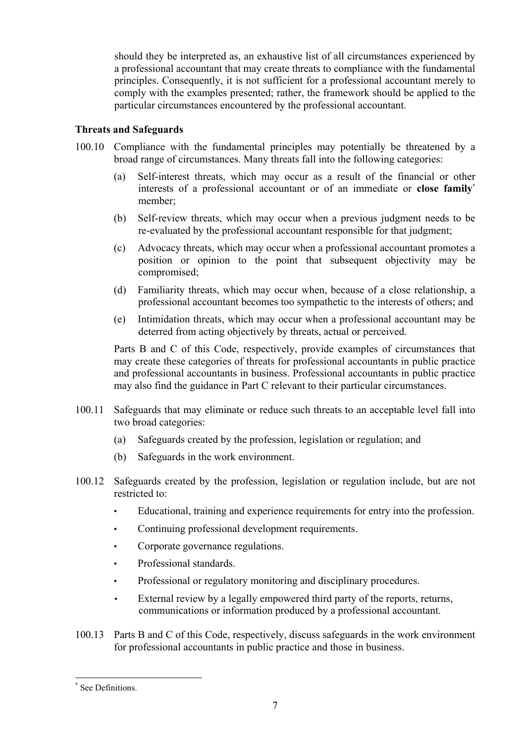should they be interpreted as, an exhaustive list of all circumstances experienced by a professional accountant that may create threats to compliance with the fundamental principles. Consequently, it is not sufficient for a professional accountant merely to comply with the examples presented; rather, the framework should be applied to the particular circumstances encountered by the professional accountant.

### Threats and Safeguards

100.10 Compliance with the fundamental principles may potentially be threatened by a broad range of circumstances. Many threats fall into the following categories:

(a) Self-interest threats, which may occur as a result of the financial or other interests of a professional accountant or of an immediate or **close family**[*] member;

(b) Self-review threats, which may occur when a previous judgment needs to be re-evaluated by the professional accountant responsible for that judgment;

(c) Advocacy threats, which may occur when a professional accountant promotes a position or opinion to the point that subsequent objectivity may be compromised;

(d) Familiarity threats, which may occur when, because of a close relationship, a professional accountant becomes too sympathetic to the interests of others; and

(e) Intimidation threats, which may occur when a professional accountant may be deterred from acting objectively by threats, actual or perceived.

Parts B and C of this Code, respectively, provide examples of circumstances that may create these categories of threats for professional accountants in public practice and professional accountants in business. Professional accountants in public practice may also find the guidance in Part C relevant to their particular circumstances.

100.11 Safeguards that may eliminate or reduce such threats to an acceptable level fall into two broad categories:

(a) Safeguards created by the profession, legislation or regulation; and

(b) Safeguards in the work environment.

100.12 Safeguards created by the profession, legislation or regulation include, but are not restricted to:

- Educational, training and experience requirements for entry into the profession.
- Continuing professional development requirements.
- Corporate governance regulations.
- Professional standards.
- Professional or regulatory monitoring and disciplinary procedures.
- External review by a legally empowered third party of the reports, returns, communications or information produced by a professional accountant.

100.13 Parts B and C of this Code, respectively, discuss safeguards in the work environment for professional accountants in public practice and those in business.

[*] See Definitions.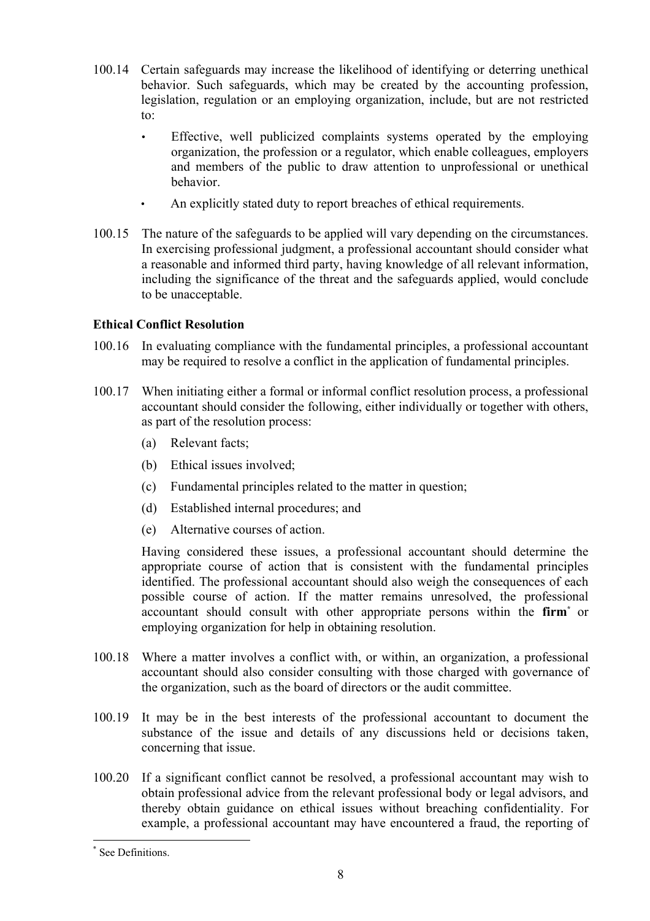100.14 Certain safeguards may increase the likelihood of identifying or deterring unethical behavior. Such safeguards, which may be created by the accounting profession, legislation, regulation or an employing organization, include, but are not restricted to:

- Effective, well publicized complaints systems operated by the employing organization, the profession or a regulator, which enable colleagues, employers and members of the public to draw attention to unprofessional or unethical behavior.
- An explicitly stated duty to report breaches of ethical requirements.

100.15 The nature of the safeguards to be applied will vary depending on the circumstances. In exercising professional judgment, a professional accountant should consider what a reasonable and informed third party, having knowledge of all relevant information, including the significance of the threat and the safeguards applied, would conclude to be unacceptable.

**Ethical Conflict Resolution**

100.16 In evaluating compliance with the fundamental principles, a professional accountant may be required to resolve a conflict in the application of fundamental principles.

100.17 When initiating either a formal or informal conflict resolution process, a professional accountant should consider the following, either individually or together with others, as part of the resolution process:

(a) Relevant facts;

(b) Ethical issues involved;

(c) Fundamental principles related to the matter in question;

(d) Established internal procedures; and

(e) Alternative courses of action.

Having considered these issues, a professional accountant should determine the appropriate course of action that is consistent with the fundamental principles identified. The professional accountant should also weigh the consequences of each possible course of action. If the matter remains unresolved, the professional accountant should consult with other appropriate persons within the **firm**[*] or employing organization for help in obtaining resolution.

100.18 Where a matter involves a conflict with, or within, an organization, a professional accountant should also consider consulting with those charged with governance of the organization, such as the board of directors or the audit committee.

100.19 It may be in the best interests of the professional accountant to document the substance of the issue and details of any discussions held or decisions taken, concerning that issue.

100.20 If a significant conflict cannot be resolved, a professional accountant may wish to obtain professional advice from the relevant professional body or legal advisors, and thereby obtain guidance on ethical issues without breaching confidentiality. For example, a professional accountant may have encountered a fraud, the reporting of

[*] See Definitions.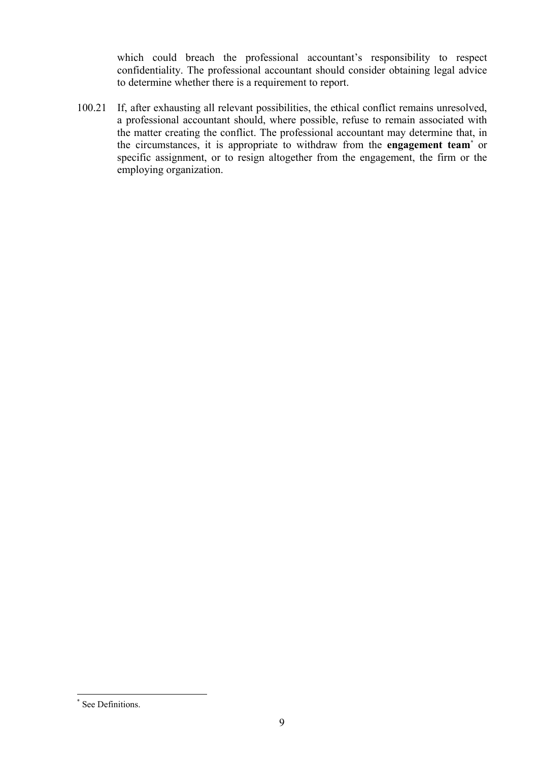which could breach the professional accountant's responsibility to respect confidentiality. The professional accountant should consider obtaining legal advice to determine whether there is a requirement to report.

100.21 If, after exhausting all relevant possibilities, the ethical conflict remains unresolved, a professional accountant should, where possible, refuse to remain associated with the matter creating the conflict. The professional accountant may determine that, in the circumstances, it is appropriate to withdraw from the **engagement team**[*] or specific assignment, or to resign altogether from the engagement, the firm or the employing organization.

---

[*] See Definitions.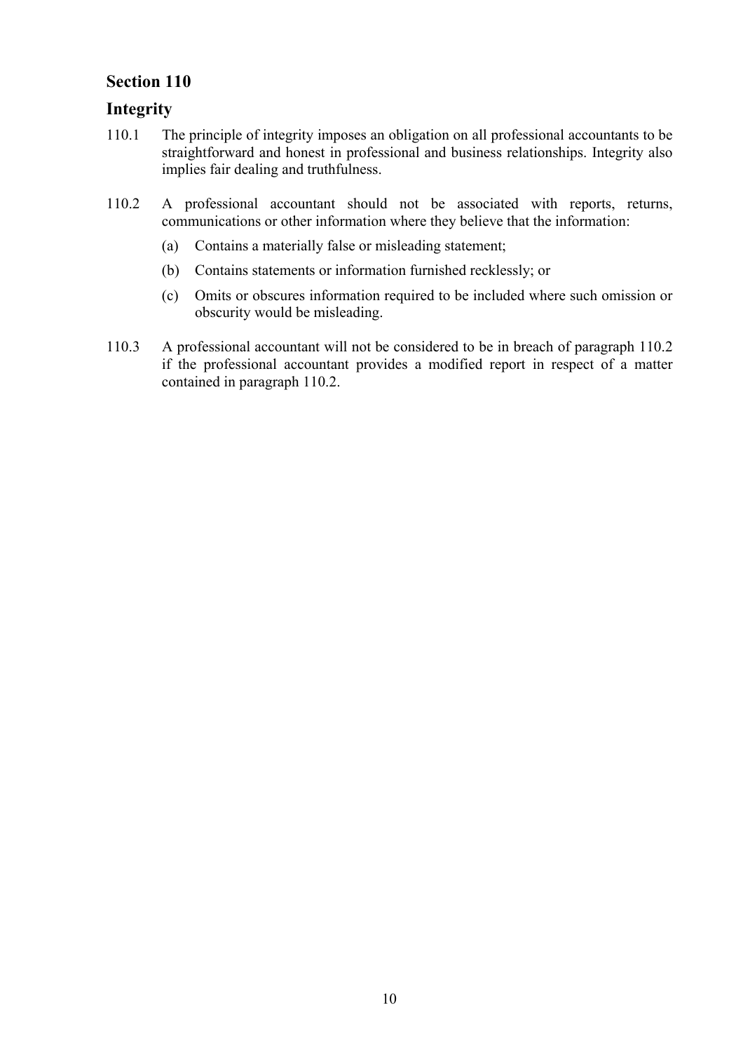## Section 110

## Integrity

110.1 The principle of integrity imposes an obligation on all professional accountants to be straightforward and honest in professional and business relationships. Integrity also implies fair dealing and truthfulness.

110.2 A professional accountant should not be associated with reports, returns, communications or other information where they believe that the information:

(a) Contains a materially false or misleading statement;

(b) Contains statements or information furnished recklessly; or

(c) Omits or obscures information required to be included where such omission or obscurity would be misleading.

110.3 A professional accountant will not be considered to be in breach of paragraph 110.2 if the professional accountant provides a modified report in respect of a matter contained in paragraph 110.2.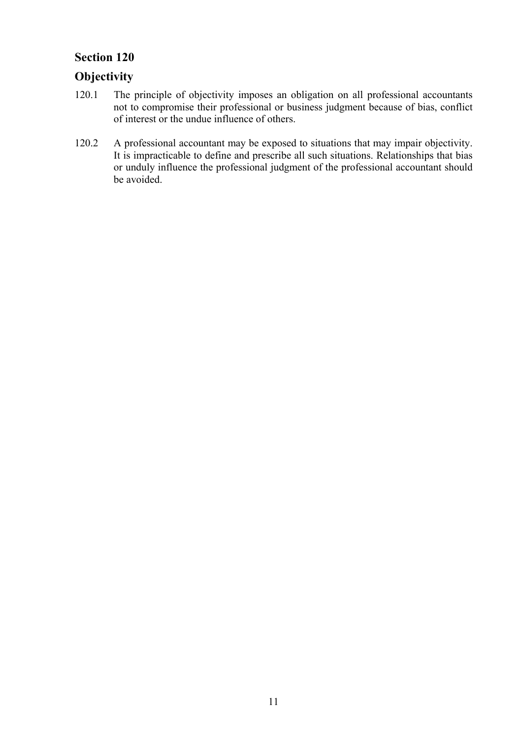## Section 120

## Objectivity

120.1 The principle of objectivity imposes an obligation on all professional accountants not to compromise their professional or business judgment because of bias, conflict of interest or the undue influence of others.

120.2 A professional accountant may be exposed to situations that may impair objectivity. It is impracticable to define and prescribe all such situations. Relationships that bias or unduly influence the professional judgment of the professional accountant should be avoided.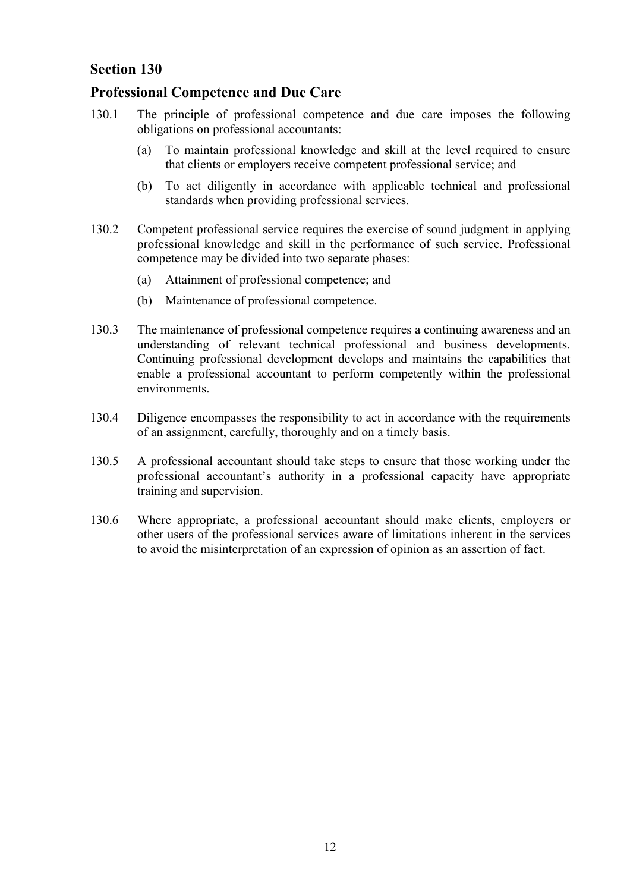## Section 130

## Professional Competence and Due Care

130.1 The principle of professional competence and due care imposes the following obligations on professional accountants:

(a) To maintain professional knowledge and skill at the level required to ensure that clients or employers receive competent professional service; and

(b) To act diligently in accordance with applicable technical and professional standards when providing professional services.

130.2 Competent professional service requires the exercise of sound judgment in applying professional knowledge and skill in the performance of such service. Professional competence may be divided into two separate phases:

(a) Attainment of professional competence; and

(b) Maintenance of professional competence.

130.3 The maintenance of professional competence requires a continuing awareness and an understanding of relevant technical professional and business developments. Continuing professional development develops and maintains the capabilities that enable a professional accountant to perform competently within the professional environments.

130.4 Diligence encompasses the responsibility to act in accordance with the requirements of an assignment, carefully, thoroughly and on a timely basis.

130.5 A professional accountant should take steps to ensure that those working under the professional accountant's authority in a professional capacity have appropriate training and supervision.

130.6 Where appropriate, a professional accountant should make clients, employers or other users of the professional services aware of limitations inherent in the services to avoid the misinterpretation of an expression of opinion as an assertion of fact.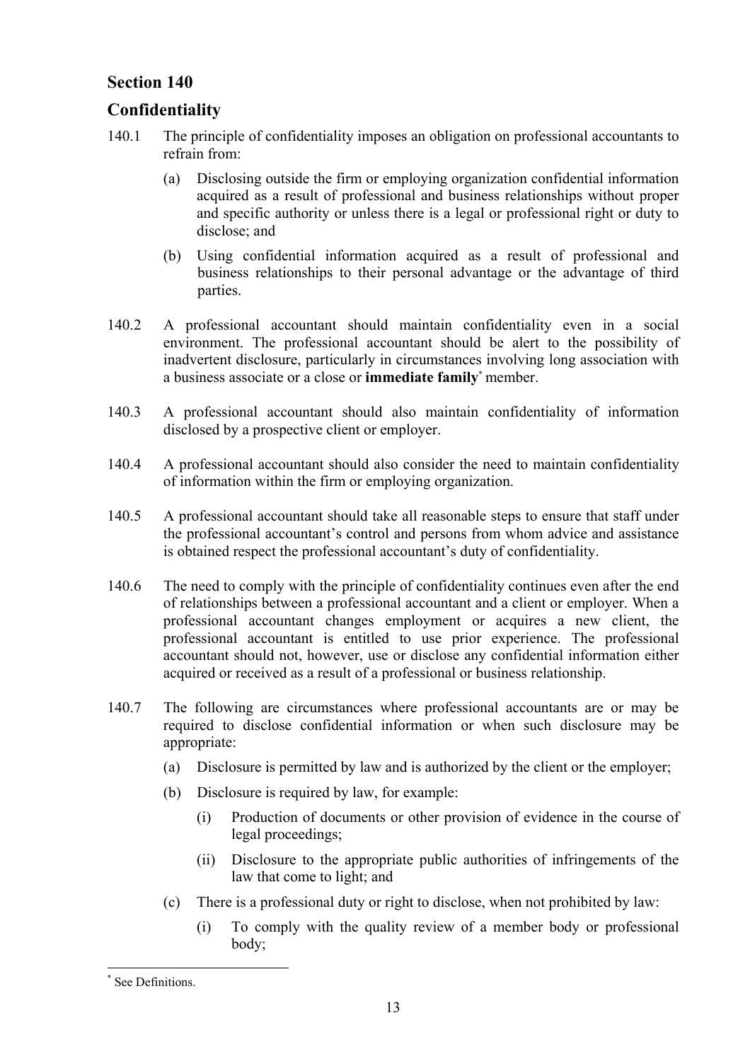## Section 140

## Confidentiality

140.1 The principle of confidentiality imposes an obligation on professional accountants to refrain from:

(a) Disclosing outside the firm or employing organization confidential information acquired as a result of professional and business relationships without proper and specific authority or unless there is a legal or professional right or duty to disclose; and

(b) Using confidential information acquired as a result of professional and business relationships to their personal advantage or the advantage of third parties.

140.2 A professional accountant should maintain confidentiality even in a social environment. The professional accountant should be alert to the possibility of inadvertent disclosure, particularly in circumstances involving long association with a business associate or a close or **immediate family**[*] member.

140.3 A professional accountant should also maintain confidentiality of information disclosed by a prospective client or employer.

140.4 A professional accountant should also consider the need to maintain confidentiality of information within the firm or employing organization.

140.5 A professional accountant should take all reasonable steps to ensure that staff under the professional accountant's control and persons from whom advice and assistance is obtained respect the professional accountant's duty of confidentiality.

140.6 The need to comply with the principle of confidentiality continues even after the end of relationships between a professional accountant and a client or employer. When a professional accountant changes employment or acquires a new client, the professional accountant is entitled to use prior experience. The professional accountant should not, however, use or disclose any confidential information either acquired or received as a result of a professional or business relationship.

140.7 The following are circumstances where professional accountants are or may be required to disclose confidential information or when such disclosure may be appropriate:

(a) Disclosure is permitted by law and is authorized by the client or the employer;

(b) Disclosure is required by law, for example:

(i) Production of documents or other provision of evidence in the course of legal proceedings;

(ii) Disclosure to the appropriate public authorities of infringements of the law that come to light; and

(c) There is a professional duty or right to disclose, when not prohibited by law:

(i) To comply with the quality review of a member body or professional body;

---

[*] See Definitions.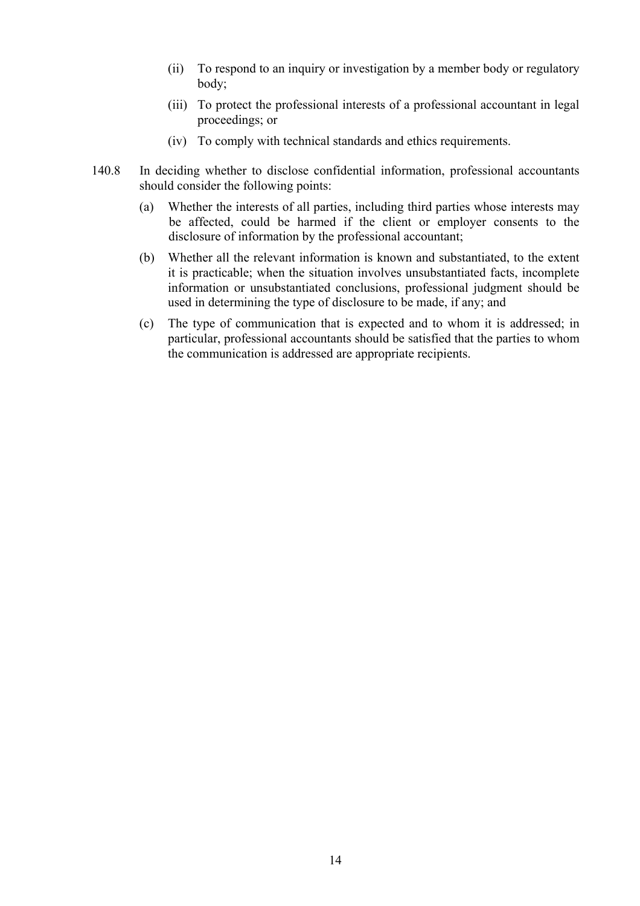(ii) To respond to an inquiry or investigation by a member body or regulatory body;

(iii) To protect the professional interests of a professional accountant in legal proceedings; or

(iv) To comply with technical standards and ethics requirements.

140.8 In deciding whether to disclose confidential information, professional accountants should consider the following points:

(a) Whether the interests of all parties, including third parties whose interests may be affected, could be harmed if the client or employer consents to the disclosure of information by the professional accountant;

(b) Whether all the relevant information is known and substantiated, to the extent it is practicable; when the situation involves unsubstantiated facts, incomplete information or unsubstantiated conclusions, professional judgment should be used in determining the type of disclosure to be made, if any; and

(c) The type of communication that is expected and to whom it is addressed; in particular, professional accountants should be satisfied that the parties to whom the communication is addressed are appropriate recipients.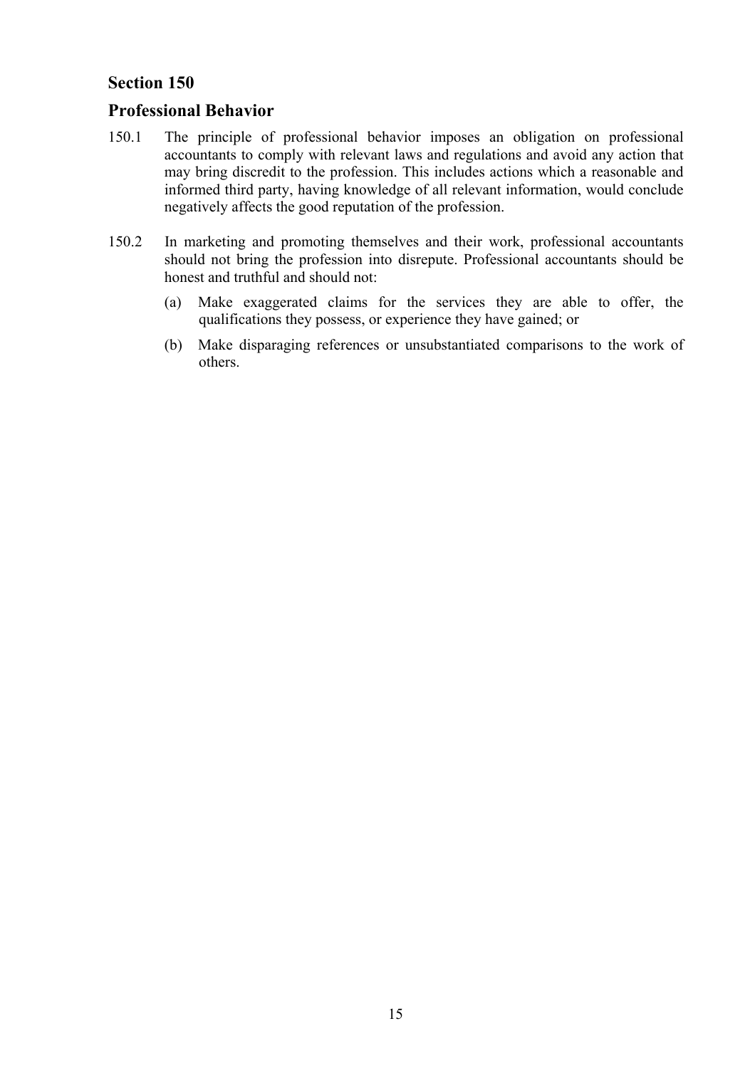## Section 150

## Professional Behavior

150.1 The principle of professional behavior imposes an obligation on professional accountants to comply with relevant laws and regulations and avoid any action that may bring discredit to the profession. This includes actions which a reasonable and informed third party, having knowledge of all relevant information, would conclude negatively affects the good reputation of the profession.

150.2 In marketing and promoting themselves and their work, professional accountants should not bring the profession into disrepute. Professional accountants should be honest and truthful and should not:

(a) Make exaggerated claims for the services they are able to offer, the qualifications they possess, or experience they have gained; or

(b) Make disparaging references or unsubstantiated comparisons to the work of others.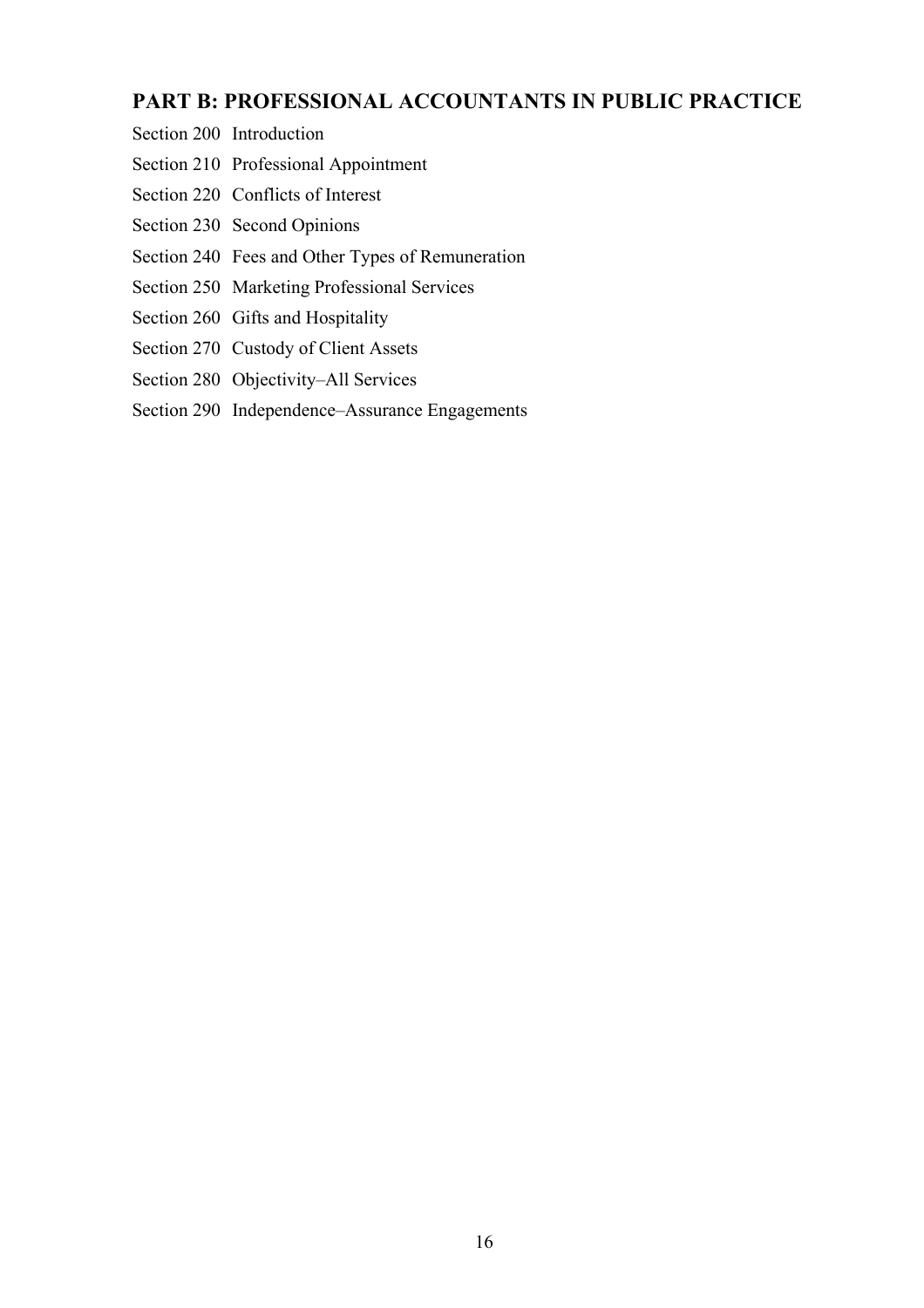## PART B: PROFESSIONAL ACCOUNTANTS IN PUBLIC PRACTICE

Section 200 Introduction

Section 210 Professional Appointment

Section 220 Conflicts of Interest

Section 230 Second Opinions

Section 240 Fees and Other Types of Remuneration

Section 250 Marketing Professional Services

Section 260 Gifts and Hospitality

Section 270 Custody of Client Assets

Section 280 Objectivity–All Services

Section 290 Independence–Assurance Engagements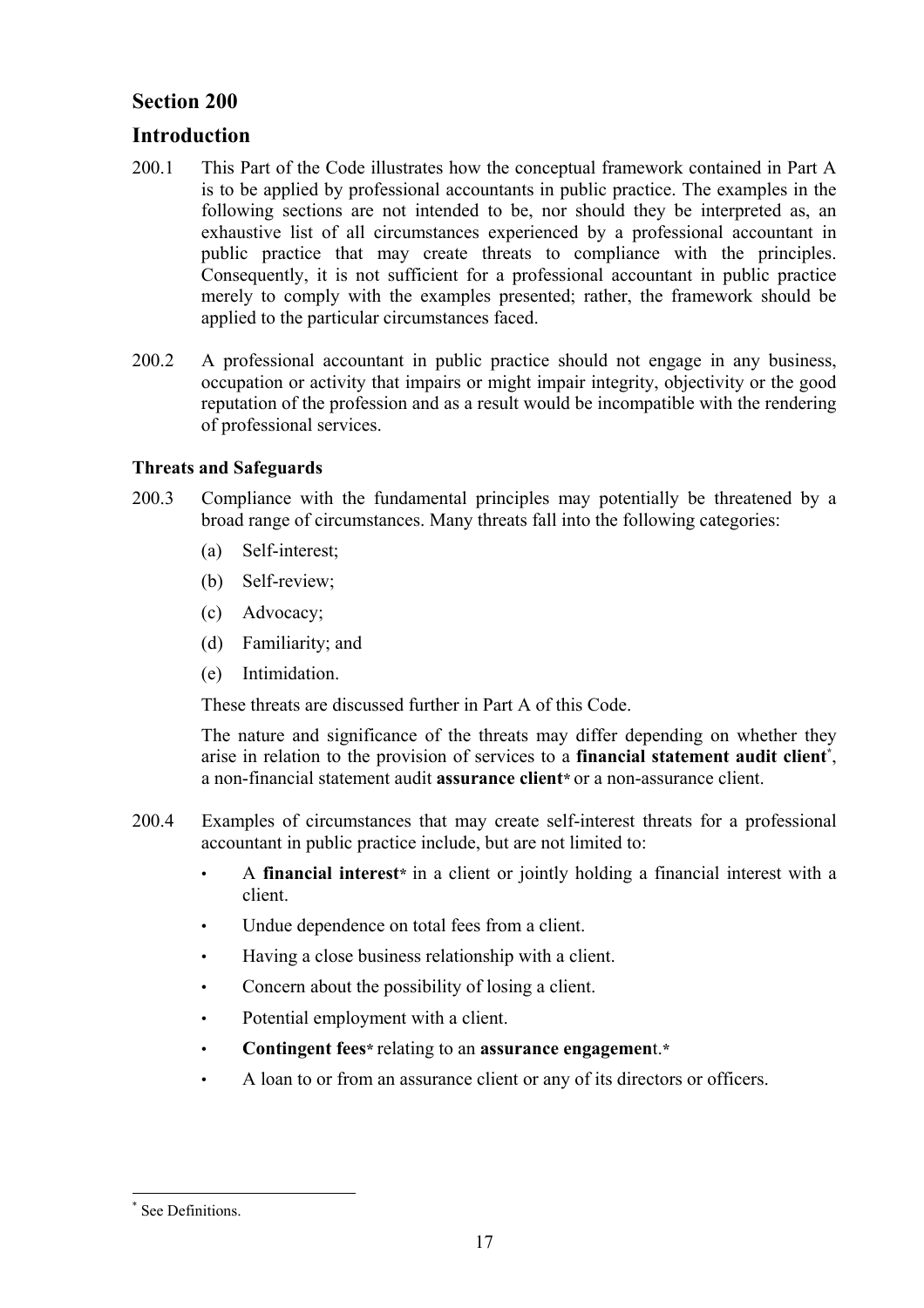## Section 200

## Introduction

200.1 This Part of the Code illustrates how the conceptual framework contained in Part A is to be applied by professional accountants in public practice. The examples in the following sections are not intended to be, nor should they be interpreted as, an exhaustive list of all circumstances experienced by a professional accountant in public practice that may create threats to compliance with the principles. Consequently, it is not sufficient for a professional accountant in public practice merely to comply with the examples presented; rather, the framework should be applied to the particular circumstances faced.

200.2 A professional accountant in public practice should not engage in any business, occupation or activity that impairs or might impair integrity, objectivity or the good reputation of the profession and as a result would be incompatible with the rendering of professional services.

### Threats and Safeguards

200.3 Compliance with the fundamental principles may potentially be threatened by a broad range of circumstances. Many threats fall into the following categories:

(a) Self-interest;

(b) Self-review;

(c) Advocacy;

(d) Familiarity; and

(e) Intimidation.

These threats are discussed further in Part A of this Code.

The nature and significance of the threats may differ depending on whether they arise in relation to the provision of services to a **financial statement audit client***, a non-financial statement audit **assurance client*** or a non-assurance client.

200.4 Examples of circumstances that may create self-interest threats for a professional accountant in public practice include, but are not limited to:

- A **financial interest*** in a client or jointly holding a financial interest with a client.
- Undue dependence on total fees from a client.
- Having a close business relationship with a client.
- Concern about the possibility of losing a client.
- Potential employment with a client.
- **Contingent fees*** relating to an **assurance engagement**.*
- A loan to or from an assurance client or any of its directors or officers.

* See Definitions.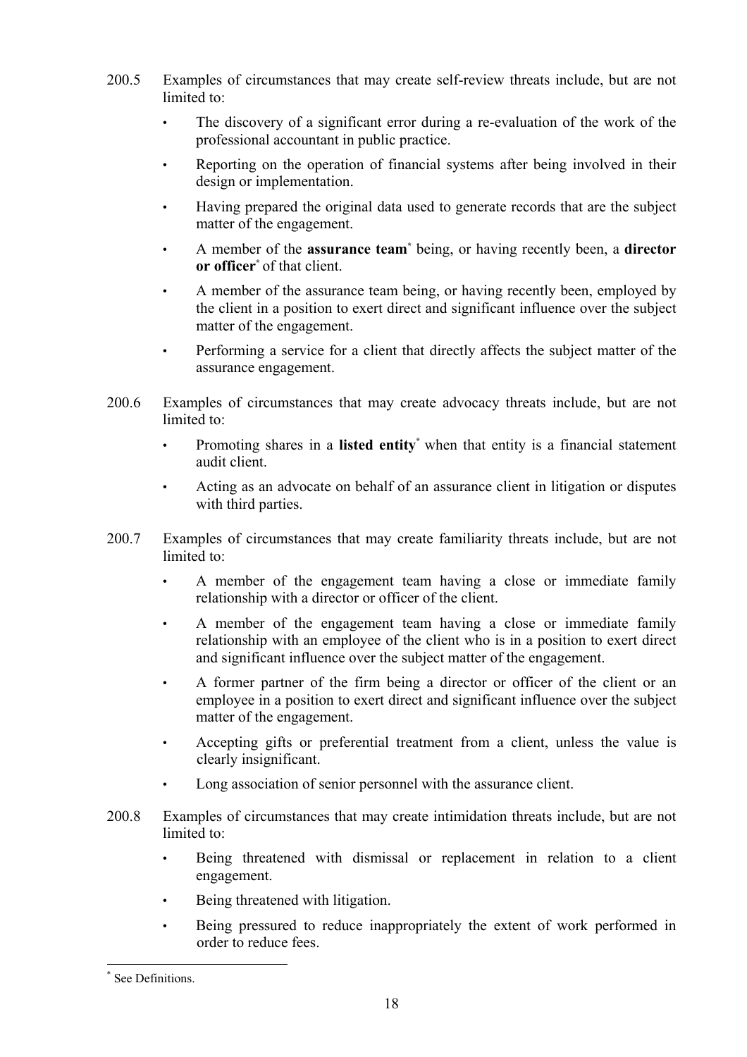200.5 Examples of circumstances that may create self-review threats include, but are not limited to:

- The discovery of a significant error during a re-evaluation of the work of the professional accountant in public practice.
- Reporting on the operation of financial systems after being involved in their design or implementation.
- Having prepared the original data used to generate records that are the subject matter of the engagement.
- A member of the **assurance team**[*] being, or having recently been, a **director or officer**[*] of that client.
- A member of the assurance team being, or having recently been, employed by the client in a position to exert direct and significant influence over the subject matter of the engagement.
- Performing a service for a client that directly affects the subject matter of the assurance engagement.

200.6 Examples of circumstances that may create advocacy threats include, but are not limited to:

- Promoting shares in a **listed entity**[*] when that entity is a financial statement audit client.
- Acting as an advocate on behalf of an assurance client in litigation or disputes with third parties.

200.7 Examples of circumstances that may create familiarity threats include, but are not limited to:

- A member of the engagement team having a close or immediate family relationship with a director or officer of the client.
- A member of the engagement team having a close or immediate family relationship with an employee of the client who is in a position to exert direct and significant influence over the subject matter of the engagement.
- A former partner of the firm being a director or officer of the client or an employee in a position to exert direct and significant influence over the subject matter of the engagement.
- Accepting gifts or preferential treatment from a client, unless the value is clearly insignificant.
- Long association of senior personnel with the assurance client.

200.8 Examples of circumstances that may create intimidation threats include, but are not limited to:

- Being threatened with dismissal or replacement in relation to a client engagement.
- Being threatened with litigation.
- Being pressured to reduce inappropriately the extent of work performed in order to reduce fees.

[*] See Definitions.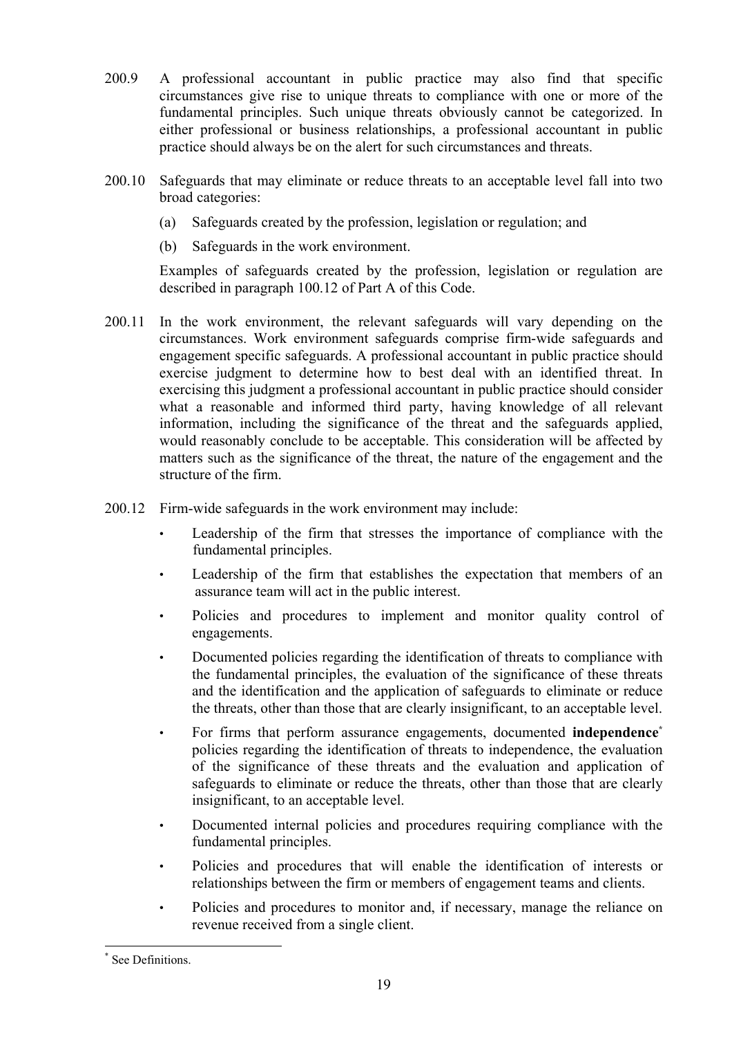200.9 A professional accountant in public practice may also find that specific circumstances give rise to unique threats to compliance with one or more of the fundamental principles. Such unique threats obviously cannot be categorized. In either professional or business relationships, a professional accountant in public practice should always be on the alert for such circumstances and threats.

200.10 Safeguards that may eliminate or reduce threats to an acceptable level fall into two broad categories:

(a) Safeguards created by the profession, legislation or regulation; and

(b) Safeguards in the work environment.

Examples of safeguards created by the profession, legislation or regulation are described in paragraph 100.12 of Part A of this Code.

200.11 In the work environment, the relevant safeguards will vary depending on the circumstances. Work environment safeguards comprise firm-wide safeguards and engagement specific safeguards. A professional accountant in public practice should exercise judgment to determine how to best deal with an identified threat. In exercising this judgment a professional accountant in public practice should consider what a reasonable and informed third party, having knowledge of all relevant information, including the significance of the threat and the safeguards applied, would reasonably conclude to be acceptable. This consideration will be affected by matters such as the significance of the threat, the nature of the engagement and the structure of the firm.

200.12 Firm-wide safeguards in the work environment may include:

- Leadership of the firm that stresses the importance of compliance with the fundamental principles.
- Leadership of the firm that establishes the expectation that members of an assurance team will act in the public interest.
- Policies and procedures to implement and monitor quality control of engagements.
- Documented policies regarding the identification of threats to compliance with the fundamental principles, the evaluation of the significance of these threats and the identification and the application of safeguards to eliminate or reduce the threats, other than those that are clearly insignificant, to an acceptable level.
- For firms that perform assurance engagements, documented **independence**[*] policies regarding the identification of threats to independence, the evaluation of the significance of these threats and the evaluation and application of safeguards to eliminate or reduce the threats, other than those that are clearly insignificant, to an acceptable level.
- Documented internal policies and procedures requiring compliance with the fundamental principles.
- Policies and procedures that will enable the identification of interests or relationships between the firm or members of engagement teams and clients.
- Policies and procedures to monitor and, if necessary, manage the reliance on revenue received from a single client.

[*] See Definitions.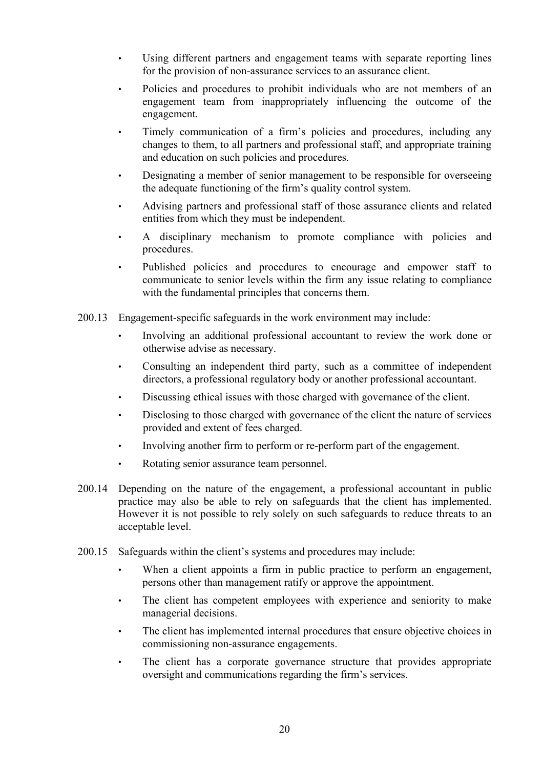- Using different partners and engagement teams with separate reporting lines for the provision of non-assurance services to an assurance client.
- Policies and procedures to prohibit individuals who are not members of an engagement team from inappropriately influencing the outcome of the engagement.
- Timely communication of a firm's policies and procedures, including any changes to them, to all partners and professional staff, and appropriate training and education on such policies and procedures.
- Designating a member of senior management to be responsible for overseeing the adequate functioning of the firm's quality control system.
- Advising partners and professional staff of those assurance clients and related entities from which they must be independent.
- A disciplinary mechanism to promote compliance with policies and procedures.
- Published policies and procedures to encourage and empower staff to communicate to senior levels within the firm any issue relating to compliance with the fundamental principles that concerns them.

200.13 Engagement-specific safeguards in the work environment may include:

- Involving an additional professional accountant to review the work done or otherwise advise as necessary.
- Consulting an independent third party, such as a committee of independent directors, a professional regulatory body or another professional accountant.
- Discussing ethical issues with those charged with governance of the client.
- Disclosing to those charged with governance of the client the nature of services provided and extent of fees charged.
- Involving another firm to perform or re-perform part of the engagement.
- Rotating senior assurance team personnel.

200.14 Depending on the nature of the engagement, a professional accountant in public practice may also be able to rely on safeguards that the client has implemented. However it is not possible to rely solely on such safeguards to reduce threats to an acceptable level.

200.15 Safeguards within the client's systems and procedures may include:

- When a client appoints a firm in public practice to perform an engagement, persons other than management ratify or approve the appointment.
- The client has competent employees with experience and seniority to make managerial decisions.
- The client has implemented internal procedures that ensure objective choices in commissioning non-assurance engagements.
- The client has a corporate governance structure that provides appropriate oversight and communications regarding the firm's services.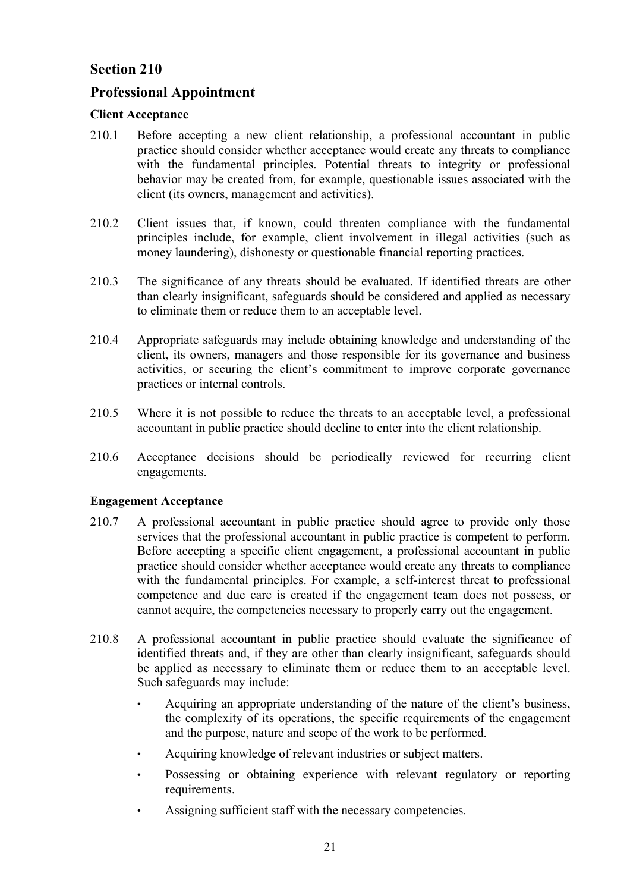## Section 210

## Professional Appointment

### Client Acceptance

210.1 Before accepting a new client relationship, a professional accountant in public practice should consider whether acceptance would create any threats to compliance with the fundamental principles. Potential threats to integrity or professional behavior may be created from, for example, questionable issues associated with the client (its owners, management and activities).

210.2 Client issues that, if known, could threaten compliance with the fundamental principles include, for example, client involvement in illegal activities (such as money laundering), dishonesty or questionable financial reporting practices.

210.3 The significance of any threats should be evaluated. If identified threats are other than clearly insignificant, safeguards should be considered and applied as necessary to eliminate them or reduce them to an acceptable level.

210.4 Appropriate safeguards may include obtaining knowledge and understanding of the client, its owners, managers and those responsible for its governance and business activities, or securing the client's commitment to improve corporate governance practices or internal controls.

210.5 Where it is not possible to reduce the threats to an acceptable level, a professional accountant in public practice should decline to enter into the client relationship.

210.6 Acceptance decisions should be periodically reviewed for recurring client engagements.

### Engagement Acceptance

210.7 A professional accountant in public practice should agree to provide only those services that the professional accountant in public practice is competent to perform. Before accepting a specific client engagement, a professional accountant in public practice should consider whether acceptance would create any threats to compliance with the fundamental principles. For example, a self-interest threat to professional competence and due care is created if the engagement team does not possess, or cannot acquire, the competencies necessary to properly carry out the engagement.

210.8 A professional accountant in public practice should evaluate the significance of identified threats and, if they are other than clearly insignificant, safeguards should be applied as necessary to eliminate them or reduce them to an acceptable level. Such safeguards may include:

- Acquiring an appropriate understanding of the nature of the client's business, the complexity of its operations, the specific requirements of the engagement and the purpose, nature and scope of the work to be performed.
- Acquiring knowledge of relevant industries or subject matters.
- Possessing or obtaining experience with relevant regulatory or reporting requirements.
- Assigning sufficient staff with the necessary competencies.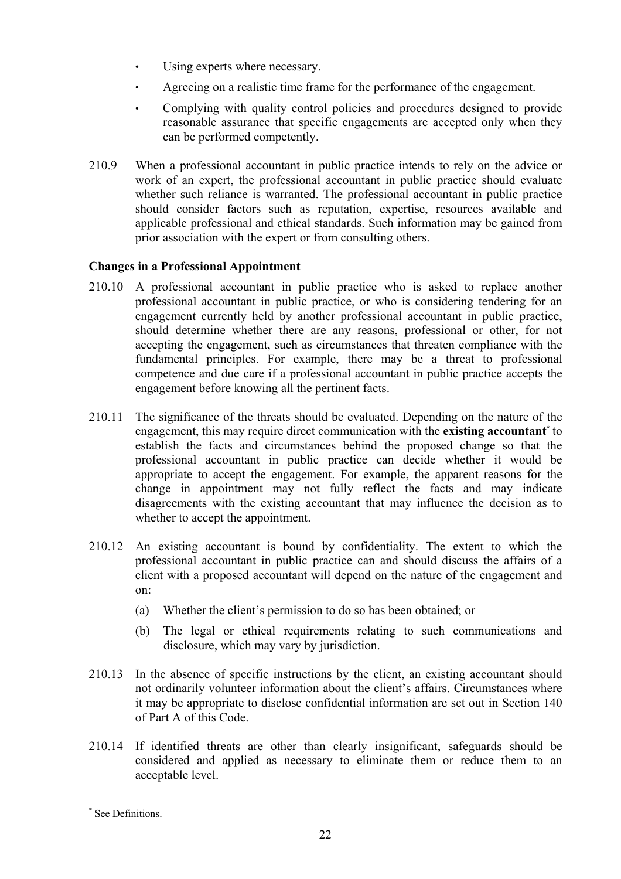- Using experts where necessary.
- Agreeing on a realistic time frame for the performance of the engagement.
- Complying with quality control policies and procedures designed to provide reasonable assurance that specific engagements are accepted only when they can be performed competently.

210.9 When a professional accountant in public practice intends to rely on the advice or work of an expert, the professional accountant in public practice should evaluate whether such reliance is warranted. The professional accountant in public practice should consider factors such as reputation, expertise, resources available and applicable professional and ethical standards. Such information may be gained from prior association with the expert or from consulting others.

**Changes in a Professional Appointment**

210.10 A professional accountant in public practice who is asked to replace another professional accountant in public practice, or who is considering tendering for an engagement currently held by another professional accountant in public practice, should determine whether there are any reasons, professional or other, for not accepting the engagement, such as circumstances that threaten compliance with the fundamental principles. For example, there may be a threat to professional competence and due care if a professional accountant in public practice accepts the engagement before knowing all the pertinent facts.

210.11 The significance of the threats should be evaluated. Depending on the nature of the engagement, this may require direct communication with the **existing accountant**[*] to establish the facts and circumstances behind the proposed change so that the professional accountant in public practice can decide whether it would be appropriate to accept the engagement. For example, the apparent reasons for the change in appointment may not fully reflect the facts and may indicate disagreements with the existing accountant that may influence the decision as to whether to accept the appointment.

210.12 An existing accountant is bound by confidentiality. The extent to which the professional accountant in public practice can and should discuss the affairs of a client with a proposed accountant will depend on the nature of the engagement and on:

(a) Whether the client's permission to do so has been obtained; or

(b) The legal or ethical requirements relating to such communications and disclosure, which may vary by jurisdiction.

210.13 In the absence of specific instructions by the client, an existing accountant should not ordinarily volunteer information about the client's affairs. Circumstances where it may be appropriate to disclose confidential information are set out in Section 140 of Part A of this Code.

210.14 If identified threats are other than clearly insignificant, safeguards should be considered and applied as necessary to eliminate them or reduce them to an acceptable level.

[*] See Definitions.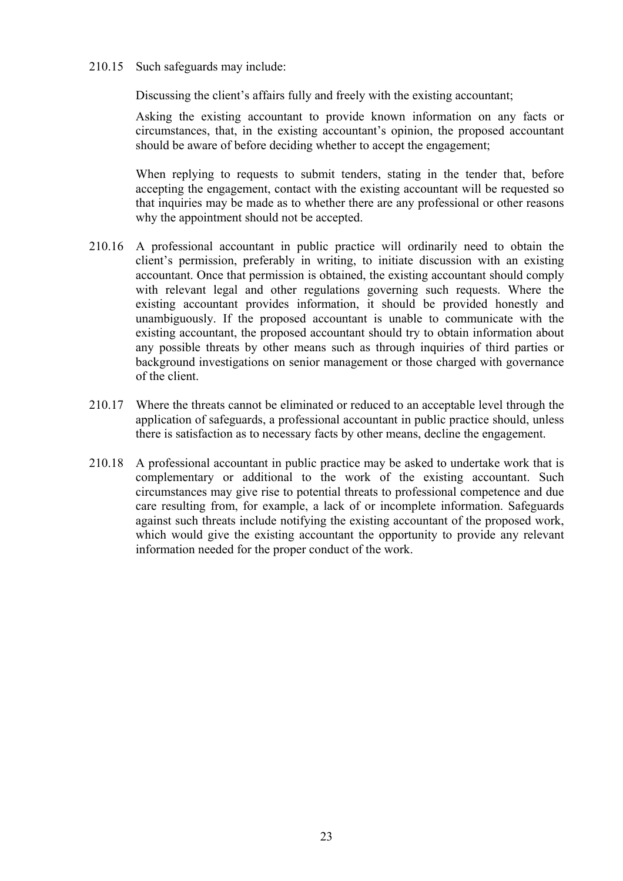210.15 Such safeguards may include:

Discussing the client's affairs fully and freely with the existing accountant;

Asking the existing accountant to provide known information on any facts or circumstances, that, in the existing accountant's opinion, the proposed accountant should be aware of before deciding whether to accept the engagement;

When replying to requests to submit tenders, stating in the tender that, before accepting the engagement, contact with the existing accountant will be requested so that inquiries may be made as to whether there are any professional or other reasons why the appointment should not be accepted.

210.16 A professional accountant in public practice will ordinarily need to obtain the client's permission, preferably in writing, to initiate discussion with an existing accountant. Once that permission is obtained, the existing accountant should comply with relevant legal and other regulations governing such requests. Where the existing accountant provides information, it should be provided honestly and unambiguously. If the proposed accountant is unable to communicate with the existing accountant, the proposed accountant should try to obtain information about any possible threats by other means such as through inquiries of third parties or background investigations on senior management or those charged with governance of the client.

210.17 Where the threats cannot be eliminated or reduced to an acceptable level through the application of safeguards, a professional accountant in public practice should, unless there is satisfaction as to necessary facts by other means, decline the engagement.

210.18 A professional accountant in public practice may be asked to undertake work that is complementary or additional to the work of the existing accountant. Such circumstances may give rise to potential threats to professional competence and due care resulting from, for example, a lack of or incomplete information. Safeguards against such threats include notifying the existing accountant of the proposed work, which would give the existing accountant the opportunity to provide any relevant information needed for the proper conduct of the work.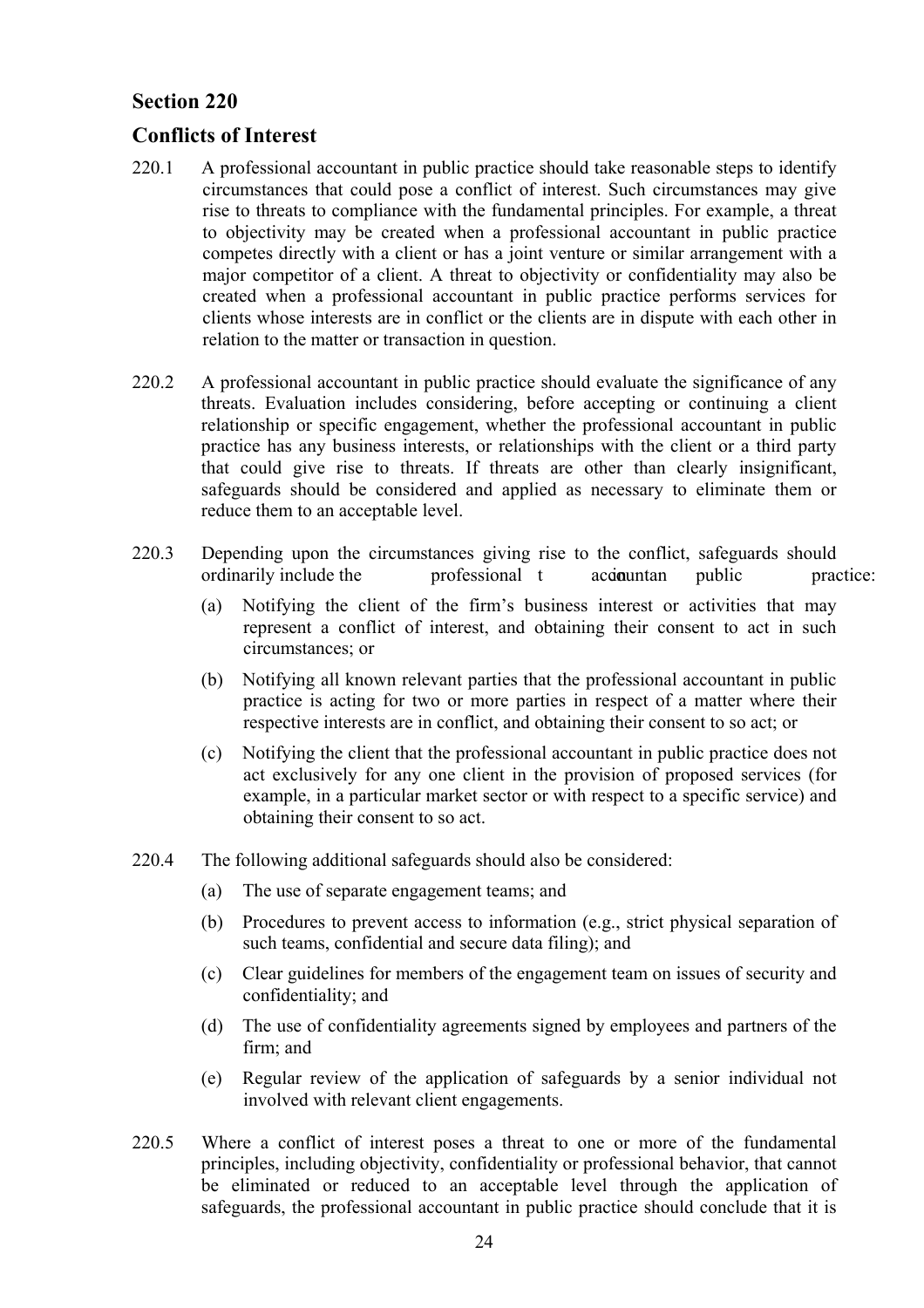## Section 220

## Conflicts of Interest

220.1 A professional accountant in public practice should take reasonable steps to identify circumstances that could pose a conflict of interest. Such circumstances may give rise to threats to compliance with the fundamental principles. For example, a threat to objectivity may be created when a professional accountant in public practice competes directly with a client or has a joint venture or similar arrangement with a major competitor of a client. A threat to objectivity or confidentiality may also be created when a professional accountant in public practice performs services for clients whose interests are in conflict or the clients are in dispute with each other in relation to the matter or transaction in question.

220.2 A professional accountant in public practice should evaluate the significance of any threats. Evaluation includes considering, before accepting or continuing a client relationship or specific engagement, whether the professional accountant in public practice has any business interests, or relationships with the client or a third party that could give rise to threats. If threats are other than clearly insignificant, safeguards should be considered and applied as necessary to eliminate them or reduce them to an acceptable level.

220.3 Depending upon the circumstances giving rise to the conflict, safeguards should ordinarily include the professional accountant in public practice:

(a) Notifying the client of the firm's business interest or activities that may represent a conflict of interest, and obtaining their consent to act in such circumstances; or

(b) Notifying all known relevant parties that the professional accountant in public practice is acting for two or more parties in respect of a matter where their respective interests are in conflict, and obtaining their consent to so act; or

(c) Notifying the client that the professional accountant in public practice does not act exclusively for any one client in the provision of proposed services (for example, in a particular market sector or with respect to a specific service) and obtaining their consent to so act.

220.4 The following additional safeguards should also be considered:

(a) The use of separate engagement teams; and

(b) Procedures to prevent access to information (e.g., strict physical separation of such teams, confidential and secure data filing); and

(c) Clear guidelines for members of the engagement team on issues of security and confidentiality; and

(d) The use of confidentiality agreements signed by employees and partners of the firm; and

(e) Regular review of the application of safeguards by a senior individual not involved with relevant client engagements.

220.5 Where a conflict of interest poses a threat to one or more of the fundamental principles, including objectivity, confidentiality or professional behavior, that cannot be eliminated or reduced to an acceptable level through the application of safeguards, the professional accountant in public practice should conclude that it is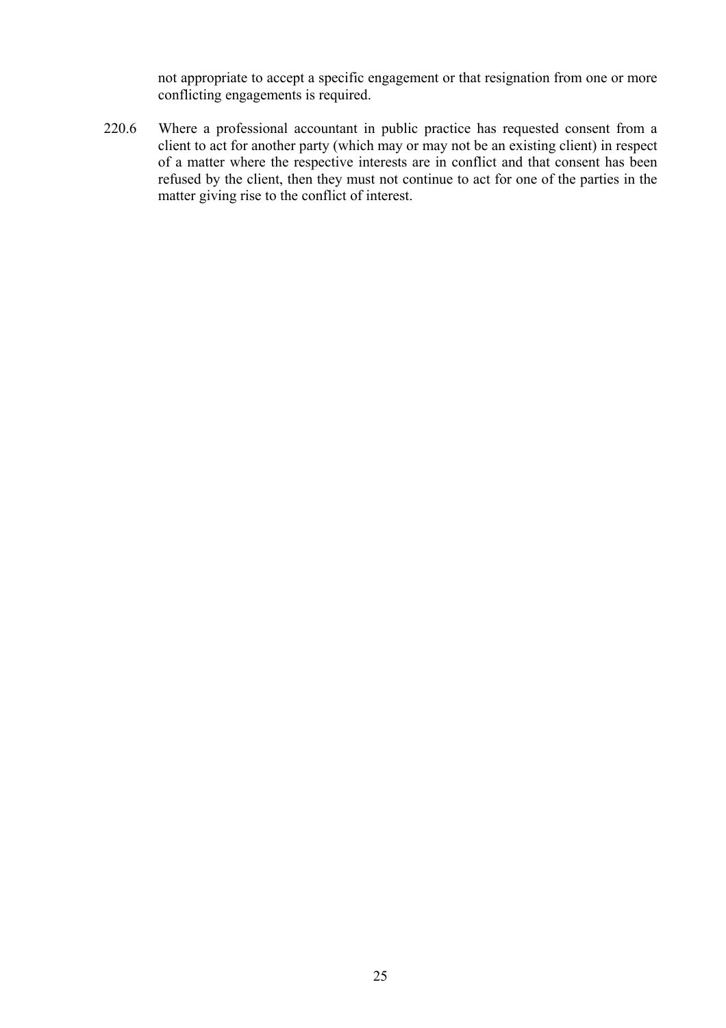not appropriate to accept a specific engagement or that resignation from one or more conflicting engagements is required.

220.6 Where a professional accountant in public practice has requested consent from a client to act for another party (which may or may not be an existing client) in respect of a matter where the respective interests are in conflict and that consent has been refused by the client, then they must not continue to act for one of the parties in the matter giving rise to the conflict of interest.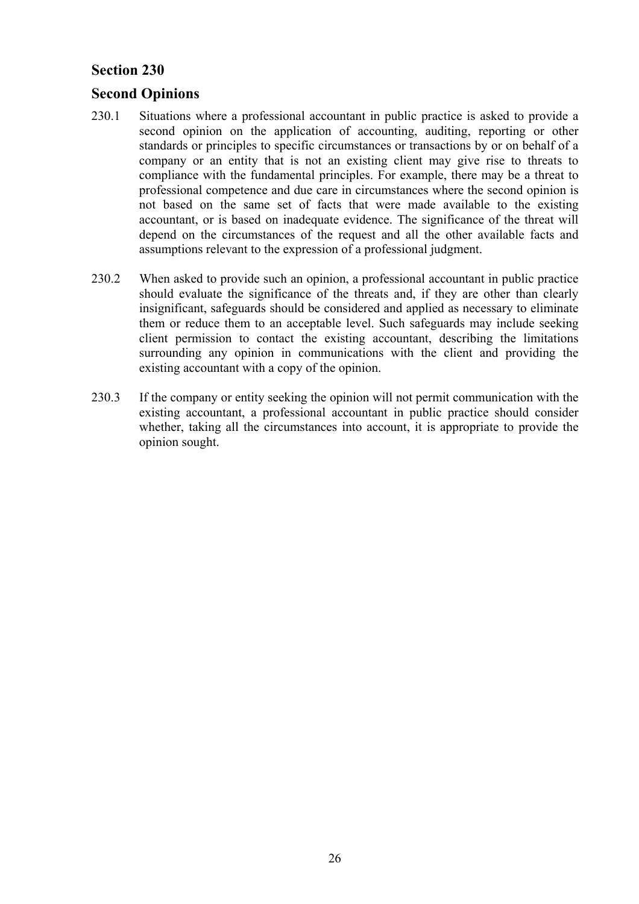## Section 230

## Second Opinions

230.1 Situations where a professional accountant in public practice is asked to provide a second opinion on the application of accounting, auditing, reporting or other standards or principles to specific circumstances or transactions by or on behalf of a company or an entity that is not an existing client may give rise to threats to compliance with the fundamental principles. For example, there may be a threat to professional competence and due care in circumstances where the second opinion is not based on the same set of facts that were made available to the existing accountant, or is based on inadequate evidence. The significance of the threat will depend on the circumstances of the request and all the other available facts and assumptions relevant to the expression of a professional judgment.

230.2 When asked to provide such an opinion, a professional accountant in public practice should evaluate the significance of the threats and, if they are other than clearly insignificant, safeguards should be considered and applied as necessary to eliminate them or reduce them to an acceptable level. Such safeguards may include seeking client permission to contact the existing accountant, describing the limitations surrounding any opinion in communications with the client and providing the existing accountant with a copy of the opinion.

230.3 If the company or entity seeking the opinion will not permit communication with the existing accountant, a professional accountant in public practice should consider whether, taking all the circumstances into account, it is appropriate to provide the opinion sought.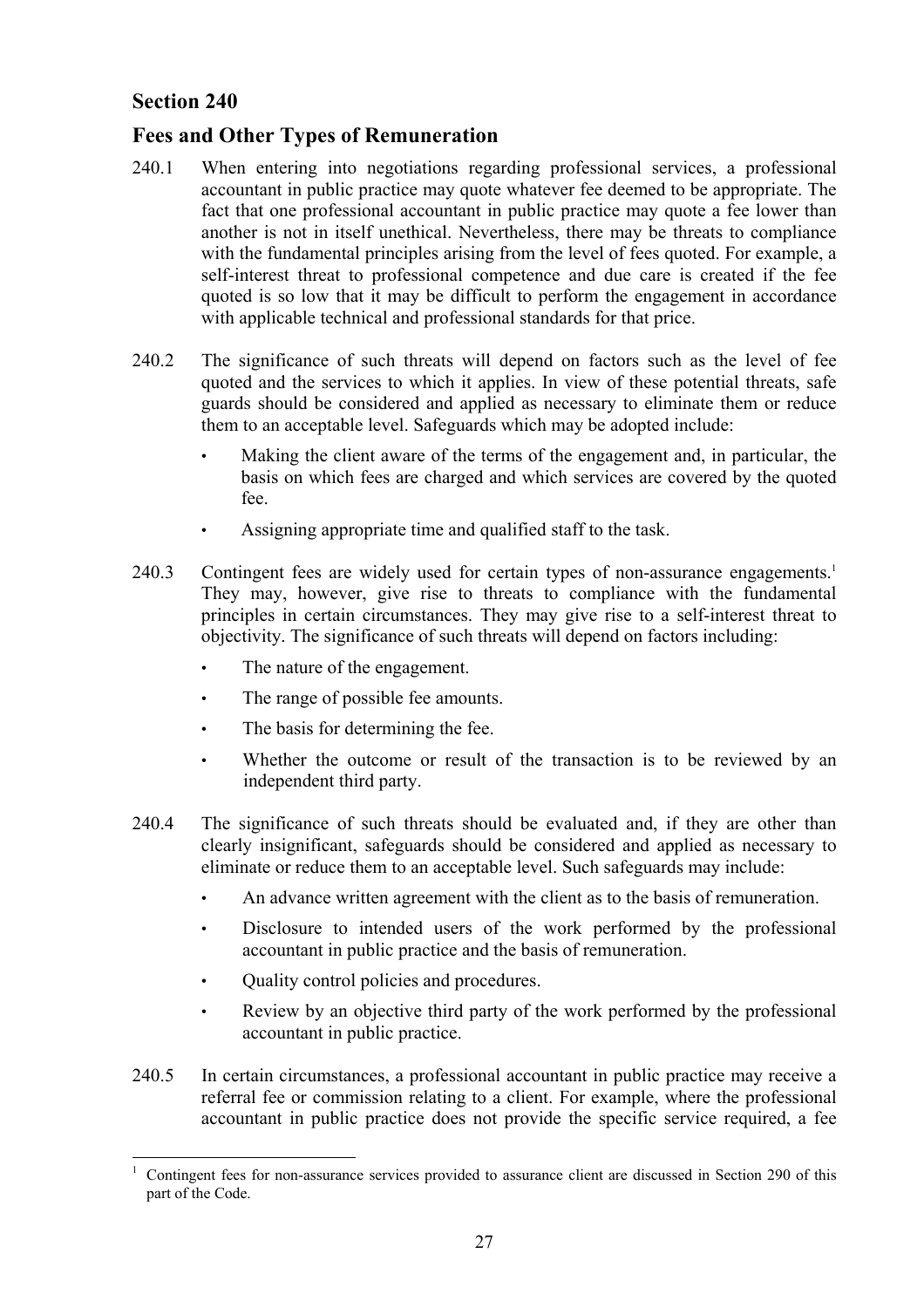## Section 240

## Fees and Other Types of Remuneration

240.1 When entering into negotiations regarding professional services, a professional accountant in public practice may quote whatever fee deemed to be appropriate. The fact that one professional accountant in public practice may quote a fee lower than another is not in itself unethical. Nevertheless, there may be threats to compliance with the fundamental principles arising from the level of fees quoted. For example, a self-interest threat to professional competence and due care is created if the fee quoted is so low that it may be difficult to perform the engagement in accordance with applicable technical and professional standards for that price.

240.2 The significance of such threats will depend on factors such as the level of fee quoted and the services to which it applies. In view of these potential threats, safe guards should be considered and applied as necessary to eliminate them or reduce them to an acceptable level. Safeguards which may be adopted include:

- Making the client aware of the terms of the engagement and, in particular, the basis on which fees are charged and which services are covered by the quoted fee.
- Assigning appropriate time and qualified staff to the task.

240.3 Contingent fees are widely used for certain types of non-assurance engagements.[1] They may, however, give rise to threats to compliance with the fundamental principles in certain circumstances. They may give rise to a self-interest threat to objectivity. The significance of such threats will depend on factors including:

- The nature of the engagement.
- The range of possible fee amounts.
- The basis for determining the fee.
- Whether the outcome or result of the transaction is to be reviewed by an independent third party.

240.4 The significance of such threats should be evaluated and, if they are other than clearly insignificant, safeguards should be considered and applied as necessary to eliminate or reduce them to an acceptable level. Such safeguards may include:

- An advance written agreement with the client as to the basis of remuneration.
- Disclosure to intended users of the work performed by the professional accountant in public practice and the basis of remuneration.
- Quality control policies and procedures.
- Review by an objective third party of the work performed by the professional accountant in public practice.

240.5 In certain circumstances, a professional accountant in public practice may receive a referral fee or commission relating to a client. For example, where the professional accountant in public practice does not provide the specific service required, a fee

---

[1] Contingent fees for non-assurance services provided to assurance client are discussed in Section 290 of this part of the Code.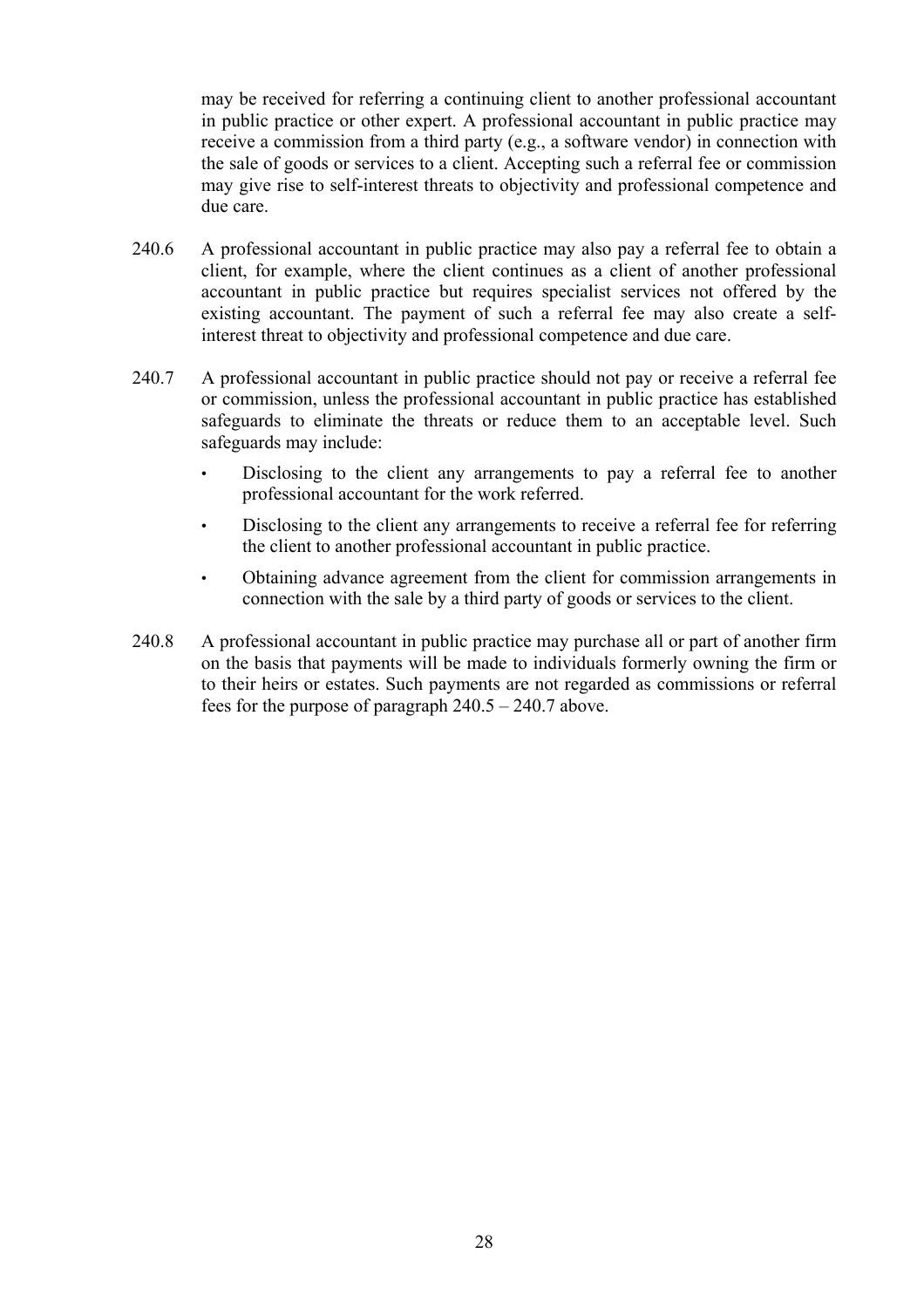may be received for referring a continuing client to another professional accountant in public practice or other expert. A professional accountant in public practice may receive a commission from a third party (e.g., a software vendor) in connection with the sale of goods or services to a client. Accepting such a referral fee or commission may give rise to self-interest threats to objectivity and professional competence and due care.

240.6 A professional accountant in public practice may also pay a referral fee to obtain a client, for example, where the client continues as a client of another professional accountant in public practice but requires specialist services not offered by the existing accountant. The payment of such a referral fee may also create a self-interest threat to objectivity and professional competence and due care.

240.7 A professional accountant in public practice should not pay or receive a referral fee or commission, unless the professional accountant in public practice has established safeguards to eliminate the threats or reduce them to an acceptable level. Such safeguards may include:

- Disclosing to the client any arrangements to pay a referral fee to another professional accountant for the work referred.
- Disclosing to the client any arrangements to receive a referral fee for referring the client to another professional accountant in public practice.
- Obtaining advance agreement from the client for commission arrangements in connection with the sale by a third party of goods or services to the client.

240.8 A professional accountant in public practice may purchase all or part of another firm on the basis that payments will be made to individuals formerly owning the firm or to their heirs or estates. Such payments are not regarded as commissions or referral fees for the purpose of paragraph 240.5 – 240.7 above.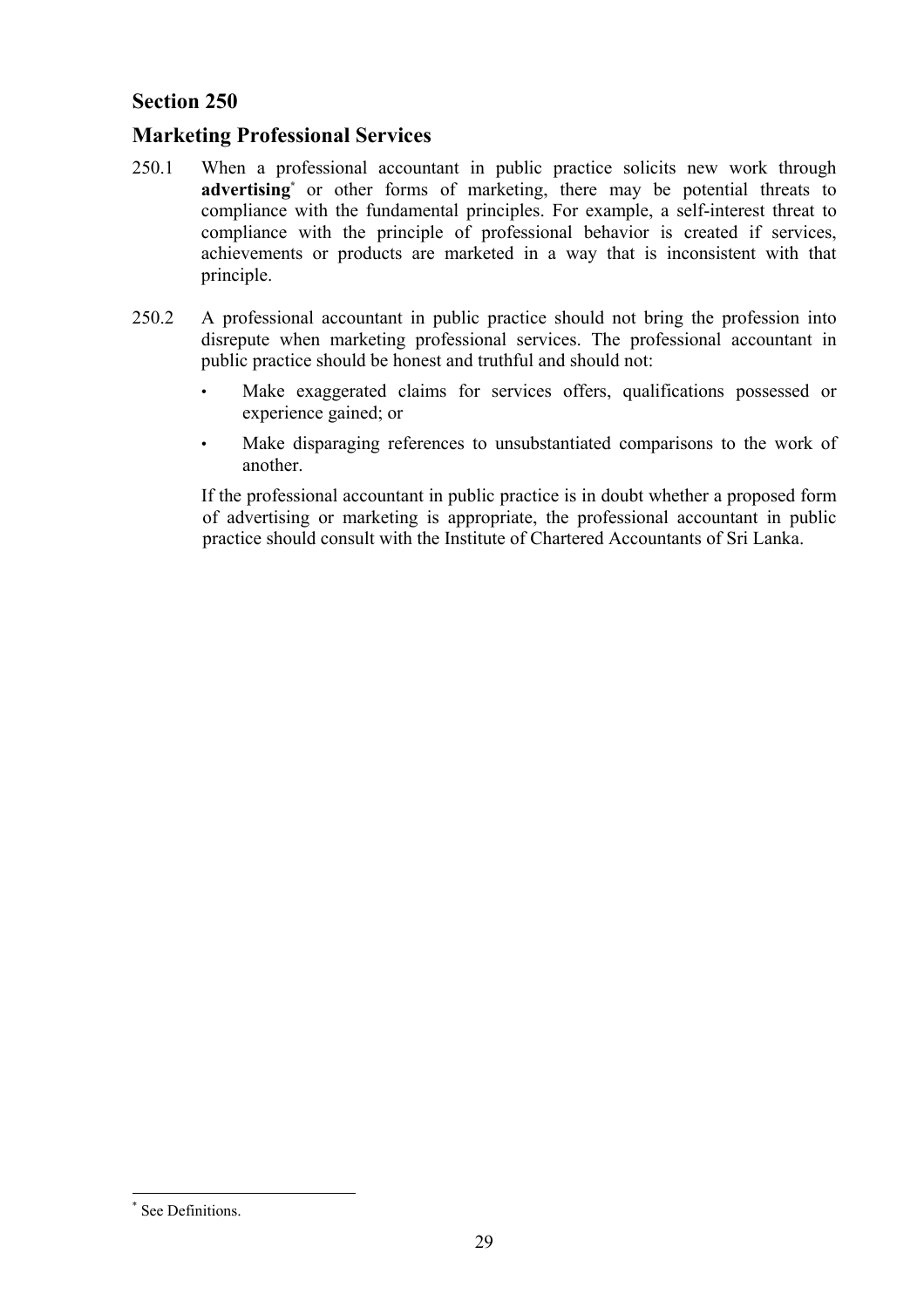## Section 250

## Marketing Professional Services

250.1 When a professional accountant in public practice solicits new work through **advertising**[*] or other forms of marketing, there may be potential threats to compliance with the fundamental principles. For example, a self-interest threat to compliance with the principle of professional behavior is created if services, achievements or products are marketed in a way that is inconsistent with that principle.

250.2 A professional accountant in public practice should not bring the profession into disrepute when marketing professional services. The professional accountant in public practice should be honest and truthful and should not:

- Make exaggerated claims for services offers, qualifications possessed or experience gained; or
- Make disparaging references to unsubstantiated comparisons to the work of another.

If the professional accountant in public practice is in doubt whether a proposed form of advertising or marketing is appropriate, the professional accountant in public practice should consult with the Institute of Chartered Accountants of Sri Lanka.

[*] See Definitions.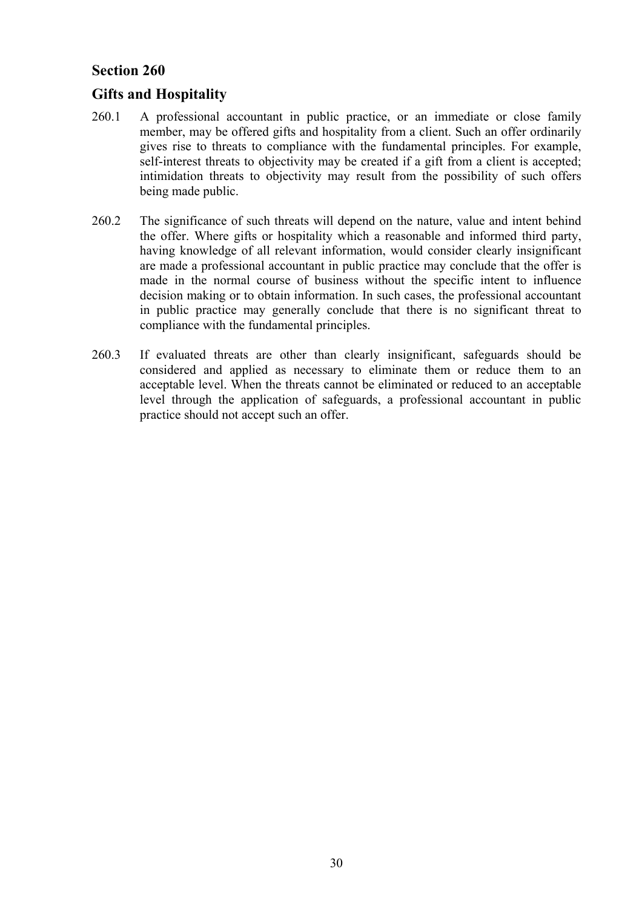## Section 260

## Gifts and Hospitality

260.1 A professional accountant in public practice, or an immediate or close family member, may be offered gifts and hospitality from a client. Such an offer ordinarily gives rise to threats to compliance with the fundamental principles. For example, self-interest threats to objectivity may be created if a gift from a client is accepted; intimidation threats to objectivity may result from the possibility of such offers being made public.

260.2 The significance of such threats will depend on the nature, value and intent behind the offer. Where gifts or hospitality which a reasonable and informed third party, having knowledge of all relevant information, would consider clearly insignificant are made a professional accountant in public practice may conclude that the offer is made in the normal course of business without the specific intent to influence decision making or to obtain information. In such cases, the professional accountant in public practice may generally conclude that there is no significant threat to compliance with the fundamental principles.

260.3 If evaluated threats are other than clearly insignificant, safeguards should be considered and applied as necessary to eliminate them or reduce them to an acceptable level. When the threats cannot be eliminated or reduced to an acceptable level through the application of safeguards, a professional accountant in public practice should not accept such an offer.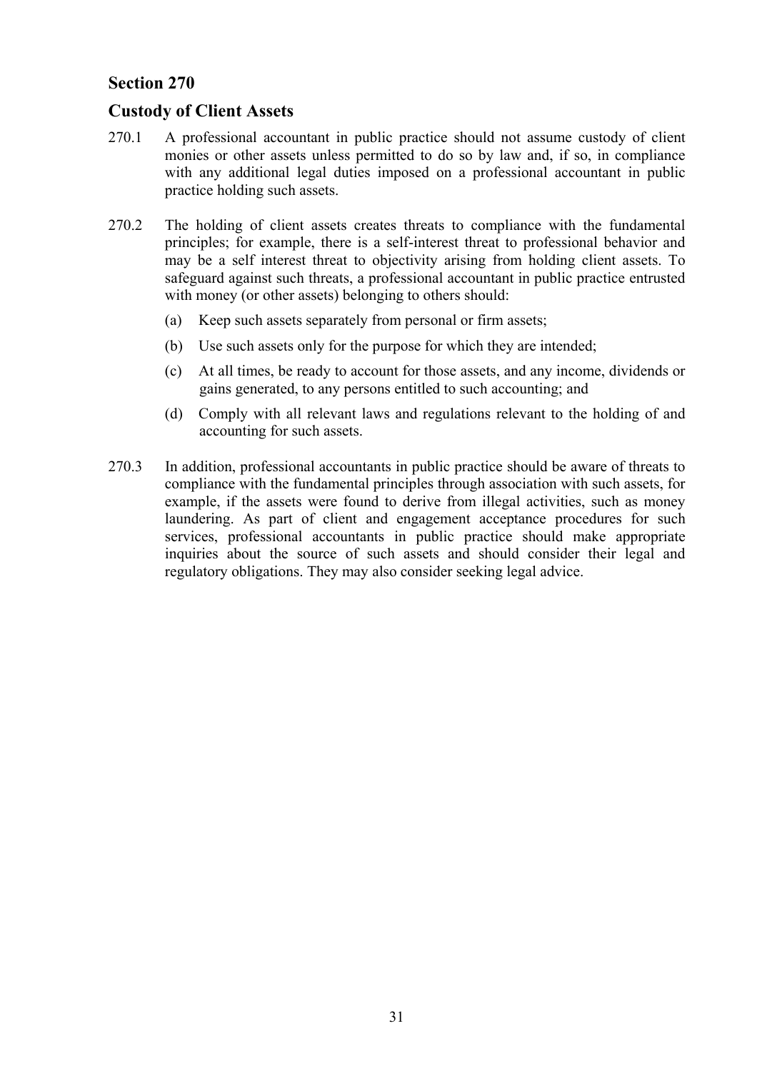## Section 270

## Custody of Client Assets

270.1 A professional accountant in public practice should not assume custody of client monies or other assets unless permitted to do so by law and, if so, in compliance with any additional legal duties imposed on a professional accountant in public practice holding such assets.

270.2 The holding of client assets creates threats to compliance with the fundamental principles; for example, there is a self-interest threat to professional behavior and may be a self interest threat to objectivity arising from holding client assets. To safeguard against such threats, a professional accountant in public practice entrusted with money (or other assets) belonging to others should:

(a) Keep such assets separately from personal or firm assets;

(b) Use such assets only for the purpose for which they are intended;

(c) At all times, be ready to account for those assets, and any income, dividends or gains generated, to any persons entitled to such accounting; and

(d) Comply with all relevant laws and regulations relevant to the holding of and accounting for such assets.

270.3 In addition, professional accountants in public practice should be aware of threats to compliance with the fundamental principles through association with such assets, for example, if the assets were found to derive from illegal activities, such as money laundering. As part of client and engagement acceptance procedures for such services, professional accountants in public practice should make appropriate inquiries about the source of such assets and should consider their legal and regulatory obligations. They may also consider seeking legal advice.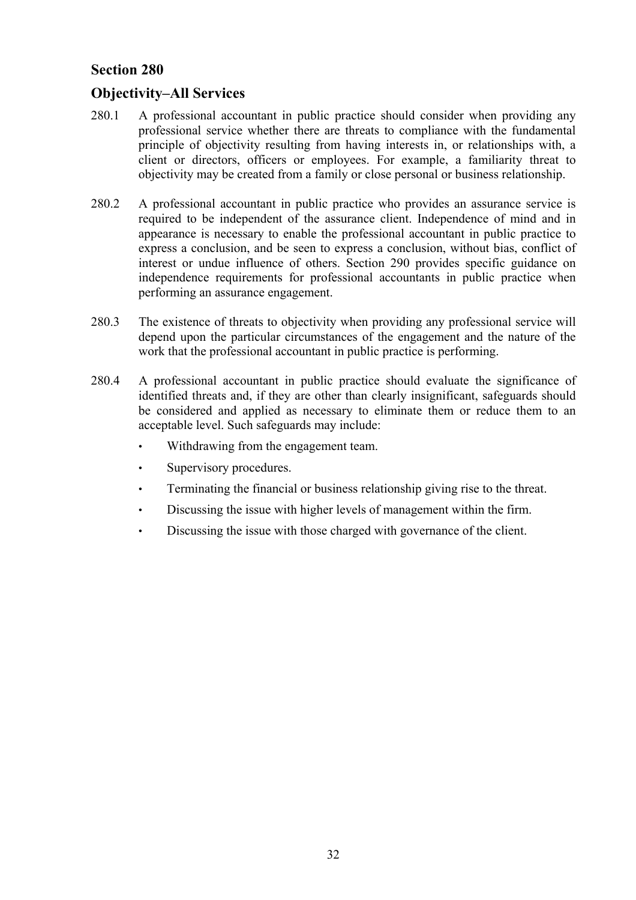## Section 280

## Objectivity–All Services

280.1 A professional accountant in public practice should consider when providing any professional service whether there are threats to compliance with the fundamental principle of objectivity resulting from having interests in, or relationships with, a client or directors, officers or employees. For example, a familiarity threat to objectivity may be created from a family or close personal or business relationship.

280.2 A professional accountant in public practice who provides an assurance service is required to be independent of the assurance client. Independence of mind and in appearance is necessary to enable the professional accountant in public practice to express a conclusion, and be seen to express a conclusion, without bias, conflict of interest or undue influence of others. Section 290 provides specific guidance on independence requirements for professional accountants in public practice when performing an assurance engagement.

280.3 The existence of threats to objectivity when providing any professional service will depend upon the particular circumstances of the engagement and the nature of the work that the professional accountant in public practice is performing.

280.4 A professional accountant in public practice should evaluate the significance of identified threats and, if they are other than clearly insignificant, safeguards should be considered and applied as necessary to eliminate them or reduce them to an acceptable level. Such safeguards may include:

- Withdrawing from the engagement team.
- Supervisory procedures.
- Terminating the financial or business relationship giving rise to the threat.
- Discussing the issue with higher levels of management within the firm.
- Discussing the issue with those charged with governance of the client.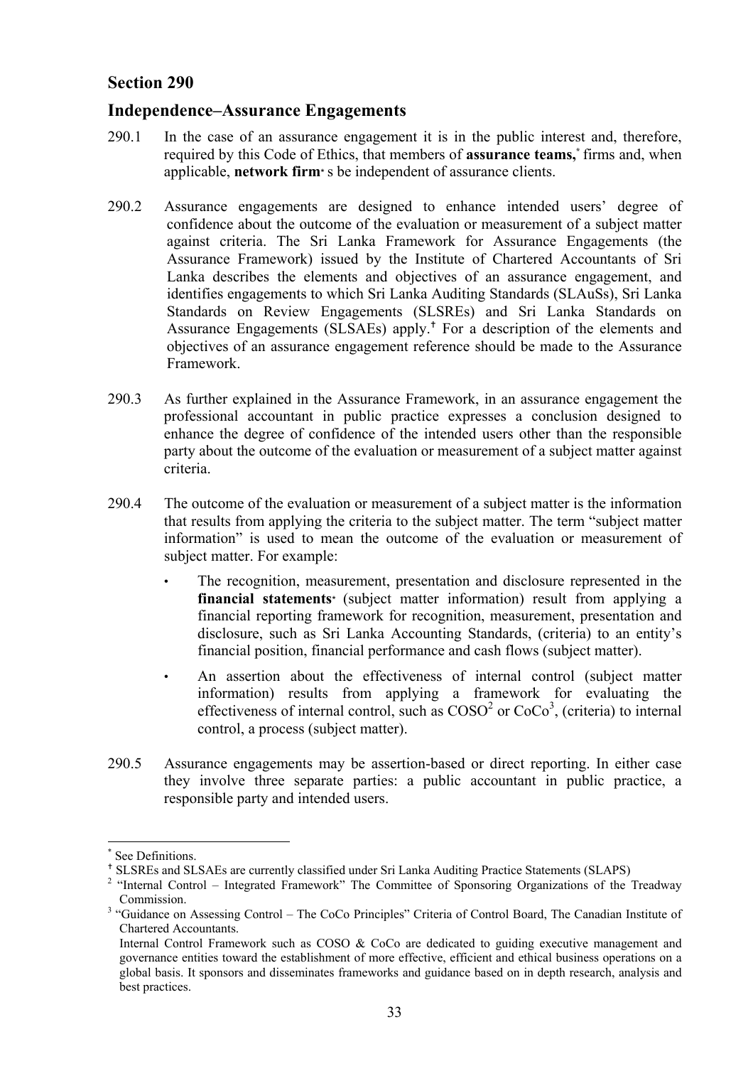## Section 290

## Independence–Assurance Engagements

290.1 In the case of an assurance engagement it is in the public interest and, therefore, required by this Code of Ethics, that members of **assurance teams,**[*] firms and, when applicable, **network firm**[*] s be independent of assurance clients.

290.2 Assurance engagements are designed to enhance intended users' degree of confidence about the outcome of the evaluation or measurement of a subject matter against criteria. The Sri Lanka Framework for Assurance Engagements (the Assurance Framework) issued by the Institute of Chartered Accountants of Sri Lanka describes the elements and objectives of an assurance engagement, and identifies engagements to which Sri Lanka Auditing Standards (SLAuSs), Sri Lanka Standards on Review Engagements (SLSREs) and Sri Lanka Standards on Assurance Engagements (SLSAEs) apply.[†] For a description of the elements and objectives of an assurance engagement reference should be made to the Assurance Framework.

290.3 As further explained in the Assurance Framework, in an assurance engagement the professional accountant in public practice expresses a conclusion designed to enhance the degree of confidence of the intended users other than the responsible party about the outcome of the evaluation or measurement of a subject matter against criteria.

290.4 The outcome of the evaluation or measurement of a subject matter is the information that results from applying the criteria to the subject matter. The term "subject matter information" is used to mean the outcome of the evaluation or measurement of subject matter. For example:

- The recognition, measurement, presentation and disclosure represented in the **financial statements**[*] (subject matter information) result from applying a financial reporting framework for recognition, measurement, presentation and disclosure, such as Sri Lanka Accounting Standards, (criteria) to an entity's financial position, financial performance and cash flows (subject matter).
- An assertion about the effectiveness of internal control (subject matter information) results from applying a framework for evaluating the effectiveness of internal control, such as COSO[2] or CoCo[3], (criteria) to internal control, a process (subject matter).

290.5 Assurance engagements may be assertion-based or direct reporting. In either case they involve three separate parties: a public accountant in public practice, a responsible party and intended users.

---

[*] See Definitions.

[†] SLSREs and SLSAEs are currently classified under Sri Lanka Auditing Practice Statements (SLAPS)

[2] "Internal Control – Integrated Framework" The Committee of Sponsoring Organizations of the Treadway Commission.

[3] "Guidance on Assessing Control – The CoCo Principles" Criteria of Control Board, The Canadian Institute of Chartered Accountants.

Internal Control Framework such as COSO & CoCo are dedicated to guiding executive management and governance entities toward the establishment of more effective, efficient and ethical business operations on a global basis. It sponsors and disseminates frameworks and guidance based on in depth research, analysis and best practices.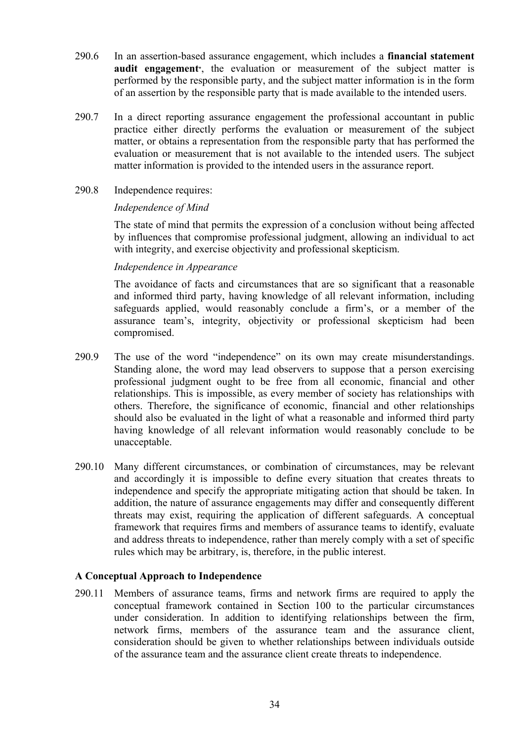290.6 In an assertion-based assurance engagement, which includes a **financial statement audit engagement***, the evaluation or measurement of the subject matter is performed by the responsible party, and the subject matter information is in the form of an assertion by the responsible party that is made available to the intended users.

290.7 In a direct reporting assurance engagement the professional accountant in public practice either directly performs the evaluation or measurement of the subject matter, or obtains a representation from the responsible party that has performed the evaluation or measurement that is not available to the intended users. The subject matter information is provided to the intended users in the assurance report.

290.8 Independence requires:

*Independence of Mind*

The state of mind that permits the expression of a conclusion without being affected by influences that compromise professional judgment, allowing an individual to act with integrity, and exercise objectivity and professional skepticism.

*Independence in Appearance*

The avoidance of facts and circumstances that are so significant that a reasonable and informed third party, having knowledge of all relevant information, including safeguards applied, would reasonably conclude a firm's, or a member of the assurance team's, integrity, objectivity or professional skepticism had been compromised.

290.9 The use of the word "independence" on its own may create misunderstandings. Standing alone, the word may lead observers to suppose that a person exercising professional judgment ought to be free from all economic, financial and other relationships. This is impossible, as every member of society has relationships with others. Therefore, the significance of economic, financial and other relationships should also be evaluated in the light of what a reasonable and informed third party having knowledge of all relevant information would reasonably conclude to be unacceptable.

290.10 Many different circumstances, or combination of circumstances, may be relevant and accordingly it is impossible to define every situation that creates threats to independence and specify the appropriate mitigating action that should be taken. In addition, the nature of assurance engagements may differ and consequently different threats may exist, requiring the application of different safeguards. A conceptual framework that requires firms and members of assurance teams to identify, evaluate and address threats to independence, rather than merely comply with a set of specific rules which may be arbitrary, is, therefore, in the public interest.

**A Conceptual Approach to Independence**

290.11 Members of assurance teams, firms and network firms are required to apply the conceptual framework contained in Section 100 to the particular circumstances under consideration. In addition to identifying relationships between the firm, network firms, members of the assurance team and the assurance client, consideration should be given to whether relationships between individuals outside of the assurance team and the assurance client create threats to independence.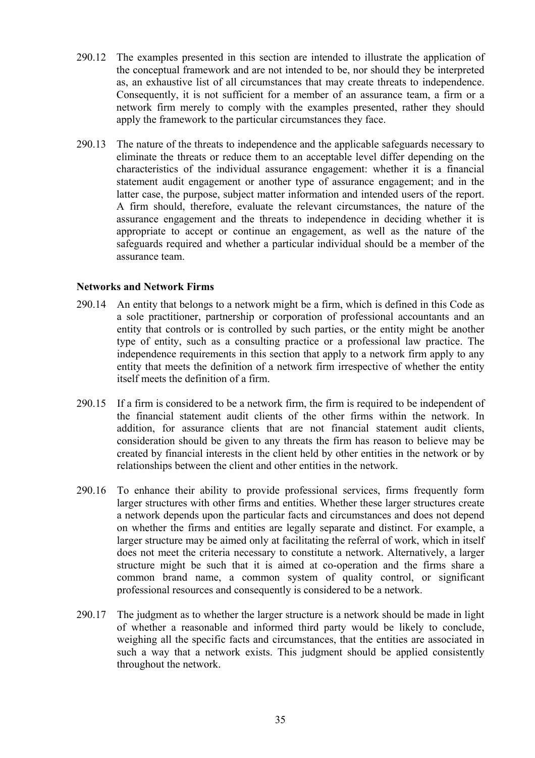290.12 The examples presented in this section are intended to illustrate the application of the conceptual framework and are not intended to be, nor should they be interpreted as, an exhaustive list of all circumstances that may create threats to independence. Consequently, it is not sufficient for a member of an assurance team, a firm or a network firm merely to comply with the examples presented, rather they should apply the framework to the particular circumstances they face.

290.13 The nature of the threats to independence and the applicable safeguards necessary to eliminate the threats or reduce them to an acceptable level differ depending on the characteristics of the individual assurance engagement: whether it is a financial statement audit engagement or another type of assurance engagement; and in the latter case, the purpose, subject matter information and intended users of the report. A firm should, therefore, evaluate the relevant circumstances, the nature of the assurance engagement and the threats to independence in deciding whether it is appropriate to accept or continue an engagement, as well as the nature of the safeguards required and whether a particular individual should be a member of the assurance team.

**Networks and Network Firms**

290.14 An entity that belongs to a network might be a firm, which is defined in this Code as a sole practitioner, partnership or corporation of professional accountants and an entity that controls or is controlled by such parties, or the entity might be another type of entity, such as a consulting practice or a professional law practice. The independence requirements in this section that apply to a network firm apply to any entity that meets the definition of a network firm irrespective of whether the entity itself meets the definition of a firm.

290.15 If a firm is considered to be a network firm, the firm is required to be independent of the financial statement audit clients of the other firms within the network. In addition, for assurance clients that are not financial statement audit clients, consideration should be given to any threats the firm has reason to believe may be created by financial interests in the client held by other entities in the network or by relationships between the client and other entities in the network.

290.16 To enhance their ability to provide professional services, firms frequently form larger structures with other firms and entities. Whether these larger structures create a network depends upon the particular facts and circumstances and does not depend on whether the firms and entities are legally separate and distinct. For example, a larger structure may be aimed only at facilitating the referral of work, which in itself does not meet the criteria necessary to constitute a network. Alternatively, a larger structure might be such that it is aimed at co-operation and the firms share a common brand name, a common system of quality control, or significant professional resources and consequently is considered to be a network.

290.17 The judgment as to whether the larger structure is a network should be made in light of whether a reasonable and informed third party would be likely to conclude, weighing all the specific facts and circumstances, that the entities are associated in such a way that a network exists. This judgment should be applied consistently throughout the network.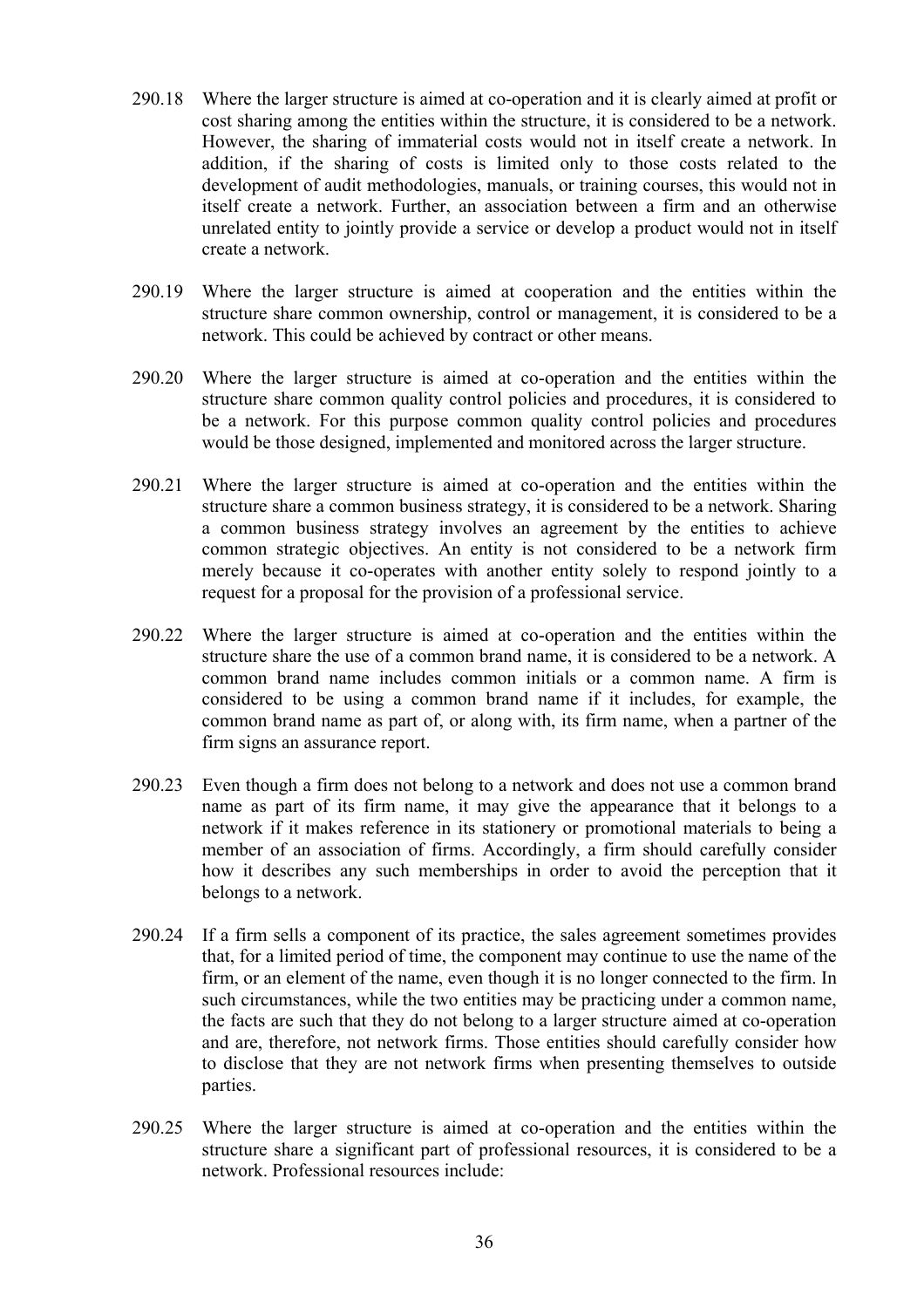290.18 Where the larger structure is aimed at co-operation and it is clearly aimed at profit or cost sharing among the entities within the structure, it is considered to be a network. However, the sharing of immaterial costs would not in itself create a network. In addition, if the sharing of costs is limited only to those costs related to the development of audit methodologies, manuals, or training courses, this would not in itself create a network. Further, an association between a firm and an otherwise unrelated entity to jointly provide a service or develop a product would not in itself create a network.

290.19 Where the larger structure is aimed at cooperation and the entities within the structure share common ownership, control or management, it is considered to be a network. This could be achieved by contract or other means.

290.20 Where the larger structure is aimed at co-operation and the entities within the structure share common quality control policies and procedures, it is considered to be a network. For this purpose common quality control policies and procedures would be those designed, implemented and monitored across the larger structure.

290.21 Where the larger structure is aimed at co-operation and the entities within the structure share a common business strategy, it is considered to be a network. Sharing a common business strategy involves an agreement by the entities to achieve common strategic objectives. An entity is not considered to be a network firm merely because it co-operates with another entity solely to respond jointly to a request for a proposal for the provision of a professional service.

290.22 Where the larger structure is aimed at co-operation and the entities within the structure share the use of a common brand name, it is considered to be a network. A common brand name includes common initials or a common name. A firm is considered to be using a common brand name if it includes, for example, the common brand name as part of, or along with, its firm name, when a partner of the firm signs an assurance report.

290.23 Even though a firm does not belong to a network and does not use a common brand name as part of its firm name, it may give the appearance that it belongs to a network if it makes reference in its stationery or promotional materials to being a member of an association of firms. Accordingly, a firm should carefully consider how it describes any such memberships in order to avoid the perception that it belongs to a network.

290.24 If a firm sells a component of its practice, the sales agreement sometimes provides that, for a limited period of time, the component may continue to use the name of the firm, or an element of the name, even though it is no longer connected to the firm. In such circumstances, while the two entities may be practicing under a common name, the facts are such that they do not belong to a larger structure aimed at co-operation and are, therefore, not network firms. Those entities should carefully consider how to disclose that they are not network firms when presenting themselves to outside parties.

290.25 Where the larger structure is aimed at co-operation and the entities within the structure share a significant part of professional resources, it is considered to be a network. Professional resources include: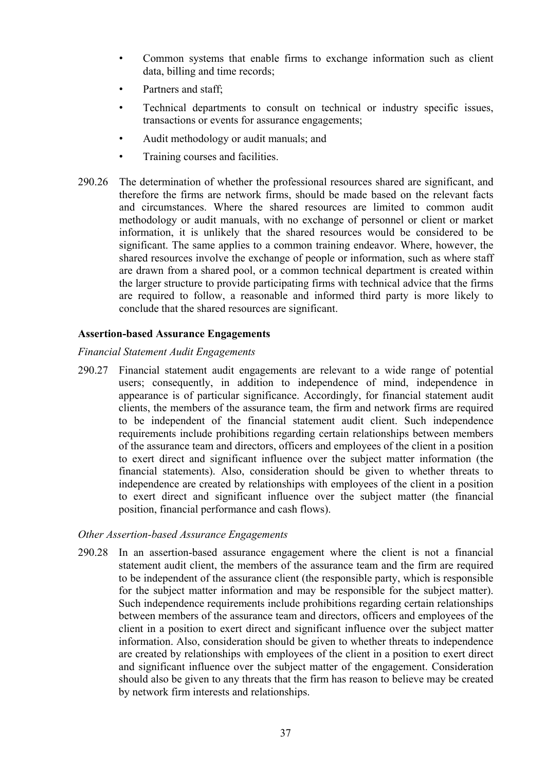- Common systems that enable firms to exchange information such as client data, billing and time records;
- Partners and staff;
- Technical departments to consult on technical or industry specific issues, transactions or events for assurance engagements;
- Audit methodology or audit manuals; and
- Training courses and facilities.

290.26 The determination of whether the professional resources shared are significant, and therefore the firms are network firms, should be made based on the relevant facts and circumstances. Where the shared resources are limited to common audit methodology or audit manuals, with no exchange of personnel or client or market information, it is unlikely that the shared resources would be considered to be significant. The same applies to a common training endeavor. Where, however, the shared resources involve the exchange of people or information, such as where staff are drawn from a shared pool, or a common technical department is created within the larger structure to provide participating firms with technical advice that the firms are required to follow, a reasonable and informed third party is more likely to conclude that the shared resources are significant.

**Assertion-based Assurance Engagements**

*Financial Statement Audit Engagements*

290.27 Financial statement audit engagements are relevant to a wide range of potential users; consequently, in addition to independence of mind, independence in appearance is of particular significance. Accordingly, for financial statement audit clients, the members of the assurance team, the firm and network firms are required to be independent of the financial statement audit client. Such independence requirements include prohibitions regarding certain relationships between members of the assurance team and directors, officers and employees of the client in a position to exert direct and significant influence over the subject matter information (the financial statements). Also, consideration should be given to whether threats to independence are created by relationships with employees of the client in a position to exert direct and significant influence over the subject matter (the financial position, financial performance and cash flows).

*Other Assertion-based Assurance Engagements*

290.28 In an assertion-based assurance engagement where the client is not a financial statement audit client, the members of the assurance team and the firm are required to be independent of the assurance client (the responsible party, which is responsible for the subject matter information and may be responsible for the subject matter). Such independence requirements include prohibitions regarding certain relationships between members of the assurance team and directors, officers and employees of the client in a position to exert direct and significant influence over the subject matter information. Also, consideration should be given to whether threats to independence are created by relationships with employees of the client in a position to exert direct and significant influence over the subject matter of the engagement. Consideration should also be given to any threats that the firm has reason to believe may be created by network firm interests and relationships.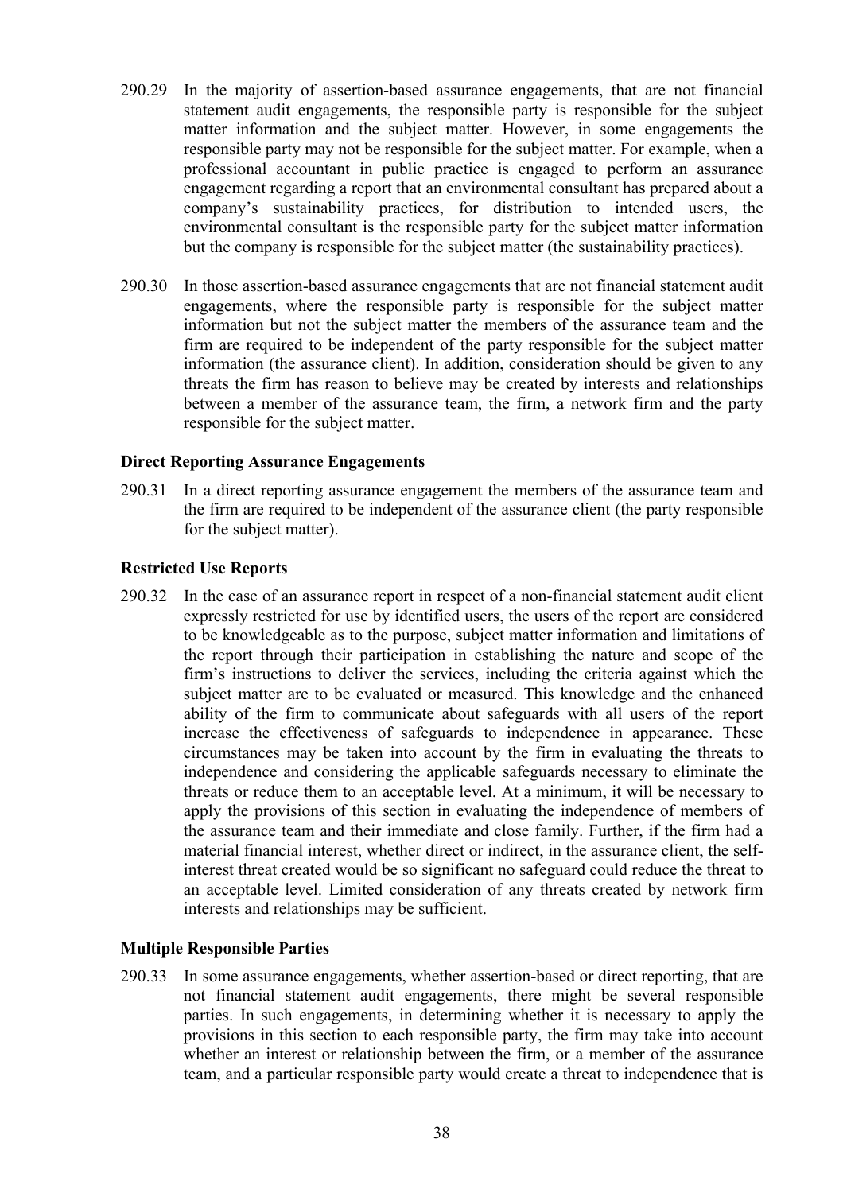290.29 In the majority of assertion-based assurance engagements, that are not financial statement audit engagements, the responsible party is responsible for the subject matter information and the subject matter. However, in some engagements the responsible party may not be responsible for the subject matter. For example, when a professional accountant in public practice is engaged to perform an assurance engagement regarding a report that an environmental consultant has prepared about a company's sustainability practices, for distribution to intended users, the environmental consultant is the responsible party for the subject matter information but the company is responsible for the subject matter (the sustainability practices).

290.30 In those assertion-based assurance engagements that are not financial statement audit engagements, where the responsible party is responsible for the subject matter information but not the subject matter the members of the assurance team and the firm are required to be independent of the party responsible for the subject matter information (the assurance client). In addition, consideration should be given to any threats the firm has reason to believe may be created by interests and relationships between a member of the assurance team, the firm, a network firm and the party responsible for the subject matter.

**Direct Reporting Assurance Engagements**

290.31 In a direct reporting assurance engagement the members of the assurance team and the firm are required to be independent of the assurance client (the party responsible for the subject matter).

**Restricted Use Reports**

290.32 In the case of an assurance report in respect of a non-financial statement audit client expressly restricted for use by identified users, the users of the report are considered to be knowledgeable as to the purpose, subject matter information and limitations of the report through their participation in establishing the nature and scope of the firm's instructions to deliver the services, including the criteria against which the subject matter are to be evaluated or measured. This knowledge and the enhanced ability of the firm to communicate about safeguards with all users of the report increase the effectiveness of safeguards to independence in appearance. These circumstances may be taken into account by the firm in evaluating the threats to independence and considering the applicable safeguards necessary to eliminate the threats or reduce them to an acceptable level. At a minimum, it will be necessary to apply the provisions of this section in evaluating the independence of members of the assurance team and their immediate and close family. Further, if the firm had a material financial interest, whether direct or indirect, in the assurance client, the self-interest threat created would be so significant no safeguard could reduce the threat to an acceptable level. Limited consideration of any threats created by network firm interests and relationships may be sufficient.

**Multiple Responsible Parties**

290.33 In some assurance engagements, whether assertion-based or direct reporting, that are not financial statement audit engagements, there might be several responsible parties. In such engagements, in determining whether it is necessary to apply the provisions in this section to each responsible party, the firm may take into account whether an interest or relationship between the firm, or a member of the assurance team, and a particular responsible party would create a threat to independence that is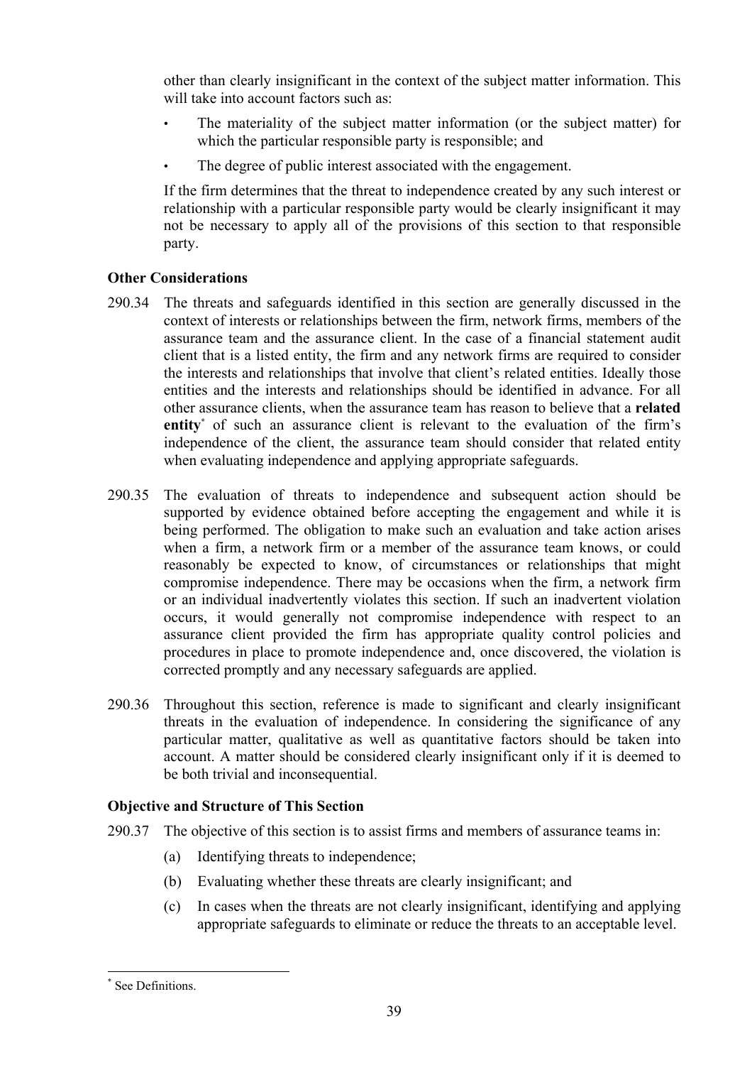other than clearly insignificant in the context of the subject matter information. This will take into account factors such as:

- The materiality of the subject matter information (or the subject matter) for which the particular responsible party is responsible; and
- The degree of public interest associated with the engagement.

If the firm determines that the threat to independence created by any such interest or relationship with a particular responsible party would be clearly insignificant it may not be necessary to apply all of the provisions of this section to that responsible party.

### Other Considerations

290.34 The threats and safeguards identified in this section are generally discussed in the context of interests or relationships between the firm, network firms, members of the assurance team and the assurance client. In the case of a financial statement audit client that is a listed entity, the firm and any network firms are required to consider the interests and relationships that involve that client's related entities. Ideally those entities and the interests and relationships should be identified in advance. For all other assurance clients, when the assurance team has reason to believe that a **related entity**[*] of such an assurance client is relevant to the evaluation of the firm's independence of the client, the assurance team should consider that related entity when evaluating independence and applying appropriate safeguards.

290.35 The evaluation of threats to independence and subsequent action should be supported by evidence obtained before accepting the engagement and while it is being performed. The obligation to make such an evaluation and take action arises when a firm, a network firm or a member of the assurance team knows, or could reasonably be expected to know, of circumstances or relationships that might compromise independence. There may be occasions when the firm, a network firm or an individual inadvertently violates this section. If such an inadvertent violation occurs, it would generally not compromise independence with respect to an assurance client provided the firm has appropriate quality control policies and procedures in place to promote independence and, once discovered, the violation is corrected promptly and any necessary safeguards are applied.

290.36 Throughout this section, reference is made to significant and clearly insignificant threats in the evaluation of independence. In considering the significance of any particular matter, qualitative as well as quantitative factors should be taken into account. A matter should be considered clearly insignificant only if it is deemed to be both trivial and inconsequential.

### Objective and Structure of This Section

290.37 The objective of this section is to assist firms and members of assurance teams in:

(a) Identifying threats to independence;

(b) Evaluating whether these threats are clearly insignificant; and

(c) In cases when the threats are not clearly insignificant, identifying and applying appropriate safeguards to eliminate or reduce the threats to an acceptable level.

---

[*] See Definitions.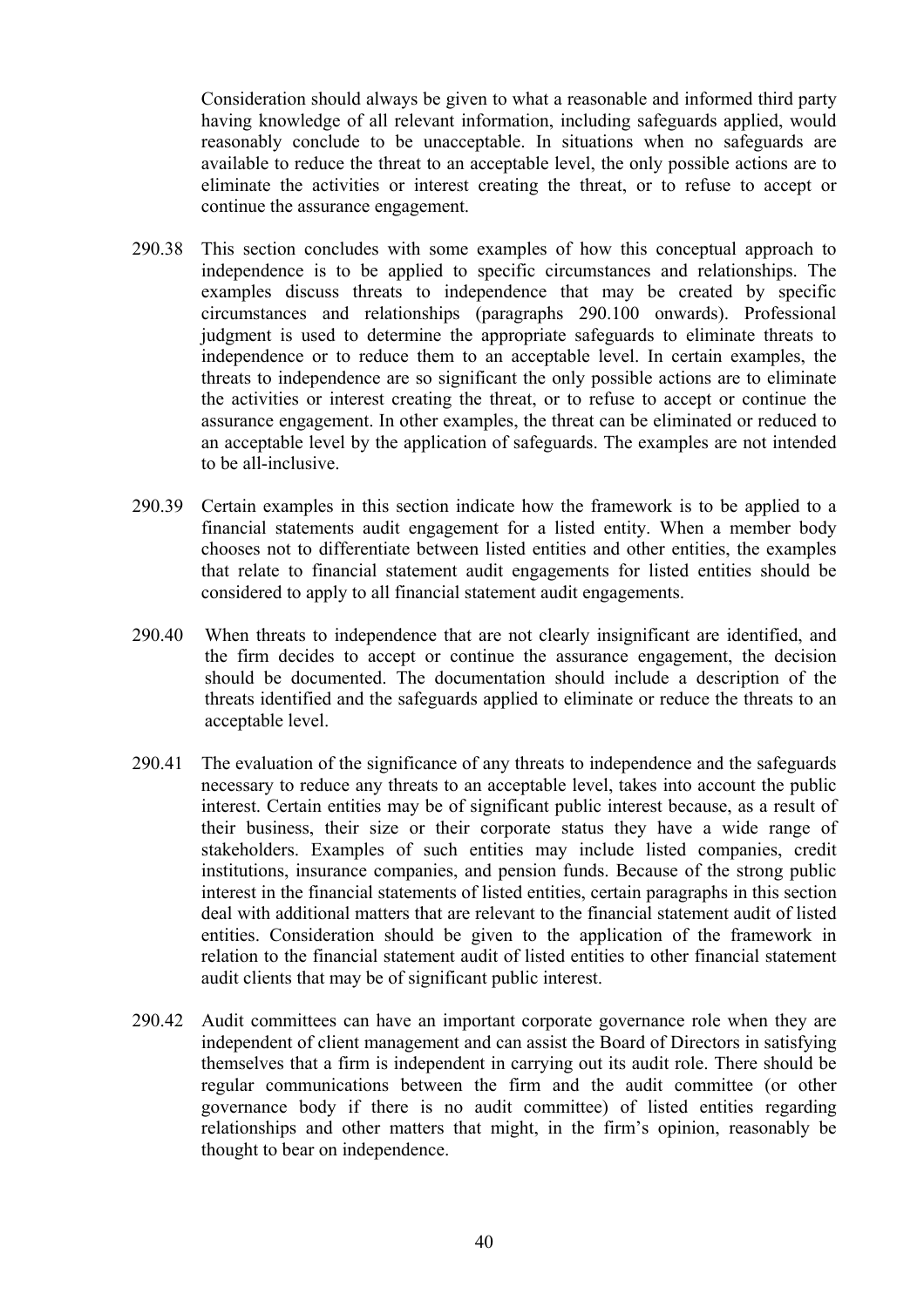Consideration should always be given to what a reasonable and informed third party having knowledge of all relevant information, including safeguards applied, would reasonably conclude to be unacceptable. In situations when no safeguards are available to reduce the threat to an acceptable level, the only possible actions are to eliminate the activities or interest creating the threat, or to refuse to accept or continue the assurance engagement.

290.38 This section concludes with some examples of how this conceptual approach to independence is to be applied to specific circumstances and relationships. The examples discuss threats to independence that may be created by specific circumstances and relationships (paragraphs 290.100 onwards). Professional judgment is used to determine the appropriate safeguards to eliminate threats to independence or to reduce them to an acceptable level. In certain examples, the threats to independence are so significant the only possible actions are to eliminate the activities or interest creating the threat, or to refuse to accept or continue the assurance engagement. In other examples, the threat can be eliminated or reduced to an acceptable level by the application of safeguards. The examples are not intended to be all-inclusive.

290.39 Certain examples in this section indicate how the framework is to be applied to a financial statements audit engagement for a listed entity. When a member body chooses not to differentiate between listed entities and other entities, the examples that relate to financial statement audit engagements for listed entities should be considered to apply to all financial statement audit engagements.

290.40 When threats to independence that are not clearly insignificant are identified, and the firm decides to accept or continue the assurance engagement, the decision should be documented. The documentation should include a description of the threats identified and the safeguards applied to eliminate or reduce the threats to an acceptable level.

290.41 The evaluation of the significance of any threats to independence and the safeguards necessary to reduce any threats to an acceptable level, takes into account the public interest. Certain entities may be of significant public interest because, as a result of their business, their size or their corporate status they have a wide range of stakeholders. Examples of such entities may include listed companies, credit institutions, insurance companies, and pension funds. Because of the strong public interest in the financial statements of listed entities, certain paragraphs in this section deal with additional matters that are relevant to the financial statement audit of listed entities. Consideration should be given to the application of the framework in relation to the financial statement audit of listed entities to other financial statement audit clients that may be of significant public interest.

290.42 Audit committees can have an important corporate governance role when they are independent of client management and can assist the Board of Directors in satisfying themselves that a firm is independent in carrying out its audit role. There should be regular communications between the firm and the audit committee (or other governance body if there is no audit committee) of listed entities regarding relationships and other matters that might, in the firm's opinion, reasonably be thought to bear on independence.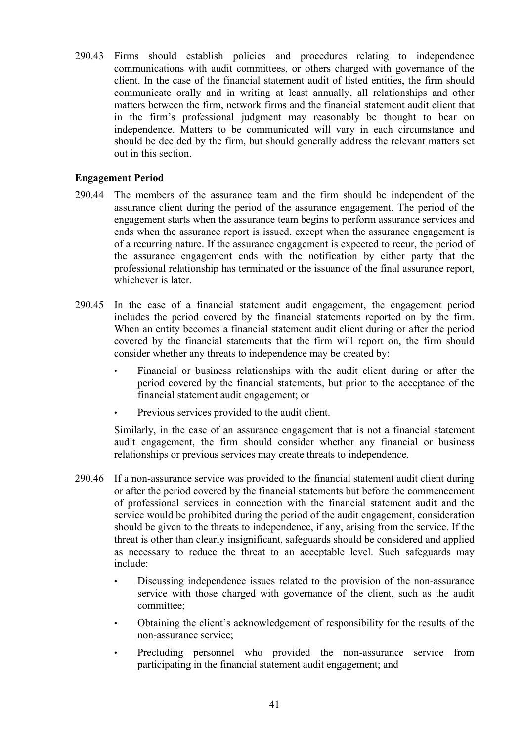290.43 Firms should establish policies and procedures relating to independence communications with audit committees, or others charged with governance of the client. In the case of the financial statement audit of listed entities, the firm should communicate orally and in writing at least annually, all relationships and other matters between the firm, network firms and the financial statement audit client that in the firm's professional judgment may reasonably be thought to bear on independence. Matters to be communicated will vary in each circumstance and should be decided by the firm, but should generally address the relevant matters set out in this section.

**Engagement Period**

290.44 The members of the assurance team and the firm should be independent of the assurance client during the period of the assurance engagement. The period of the engagement starts when the assurance team begins to perform assurance services and ends when the assurance report is issued, except when the assurance engagement is of a recurring nature. If the assurance engagement is expected to recur, the period of the assurance engagement ends with the notification by either party that the professional relationship has terminated or the issuance of the final assurance report, whichever is later.

290.45 In the case of a financial statement audit engagement, the engagement period includes the period covered by the financial statements reported on by the firm. When an entity becomes a financial statement audit client during or after the period covered by the financial statements that the firm will report on, the firm should consider whether any threats to independence may be created by:

- Financial or business relationships with the audit client during or after the period covered by the financial statements, but prior to the acceptance of the financial statement audit engagement; or
- Previous services provided to the audit client.

Similarly, in the case of an assurance engagement that is not a financial statement audit engagement, the firm should consider whether any financial or business relationships or previous services may create threats to independence.

290.46 If a non-assurance service was provided to the financial statement audit client during or after the period covered by the financial statements but before the commencement of professional services in connection with the financial statement audit and the service would be prohibited during the period of the audit engagement, consideration should be given to the threats to independence, if any, arising from the service. If the threat is other than clearly insignificant, safeguards should be considered and applied as necessary to reduce the threat to an acceptable level. Such safeguards may include:

- Discussing independence issues related to the provision of the non-assurance service with those charged with governance of the client, such as the audit committee;
- Obtaining the client's acknowledgement of responsibility for the results of the non-assurance service;
- Precluding personnel who provided the non-assurance service from participating in the financial statement audit engagement; and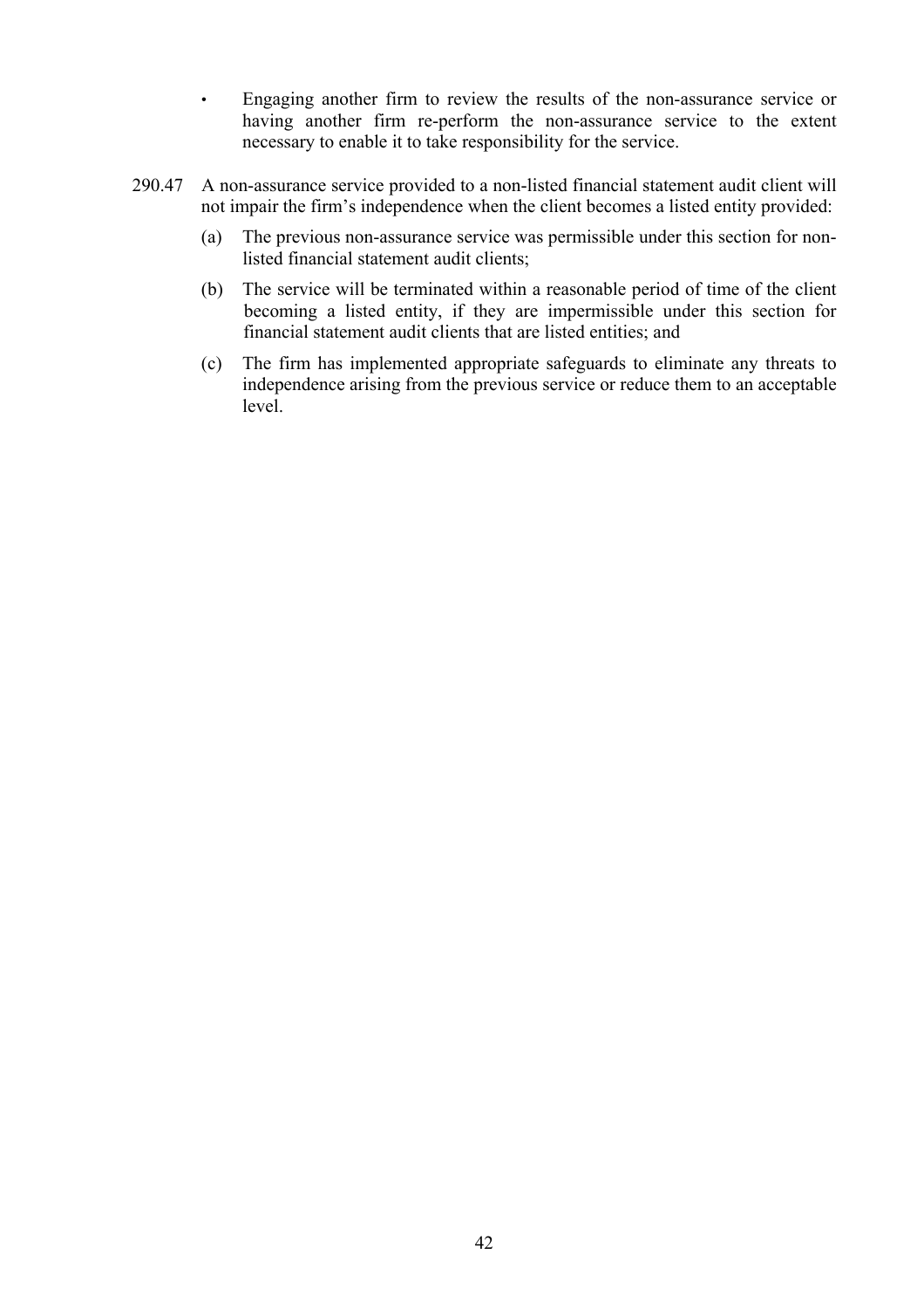- Engaging another firm to review the results of the non-assurance service or having another firm re-perform the non-assurance service to the extent necessary to enable it to take responsibility for the service.

290.47 A non-assurance service provided to a non-listed financial statement audit client will not impair the firm's independence when the client becomes a listed entity provided:

(a) The previous non-assurance service was permissible under this section for non-listed financial statement audit clients;

(b) The service will be terminated within a reasonable period of time of the client becoming a listed entity, if they are impermissible under this section for financial statement audit clients that are listed entities; and

(c) The firm has implemented appropriate safeguards to eliminate any threats to independence arising from the previous service or reduce them to an acceptable level.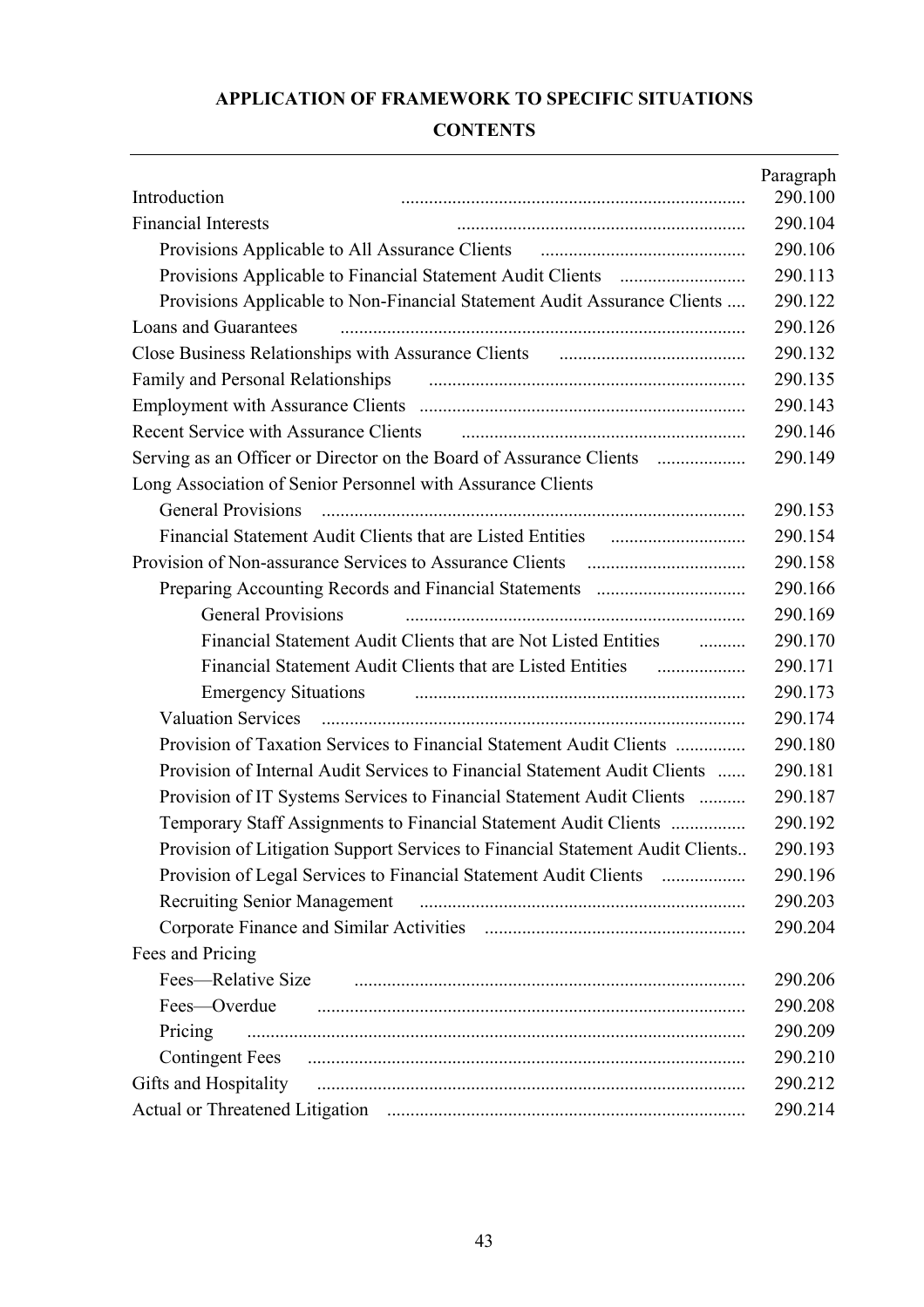## APPLICATION OF FRAMEWORK TO SPECIFIC SITUATIONS

### CONTENTS

| | Paragraph |
|---|---|
| Introduction | 290.100 |
| Financial Interests | 290.104 |
| Provisions Applicable to All Assurance Clients | 290.106 |
| Provisions Applicable to Financial Statement Audit Clients | 290.113 |
| Provisions Applicable to Non-Financial Statement Audit Assurance Clients | 290.122 |
| Loans and Guarantees | 290.126 |
| Close Business Relationships with Assurance Clients | 290.132 |
| Family and Personal Relationships | 290.135 |
| Employment with Assurance Clients | 290.143 |
| Recent Service with Assurance Clients | 290.146 |
| Serving as an Officer or Director on the Board of Assurance Clients | 290.149 |
| Long Association of Senior Personnel with Assurance Clients | |
| General Provisions | 290.153 |
| Financial Statement Audit Clients that are Listed Entities | 290.154 |
| Provision of Non-assurance Services to Assurance Clients | 290.158 |
| Preparing Accounting Records and Financial Statements | 290.166 |
| General Provisions | 290.169 |
| Financial Statement Audit Clients that are Not Listed Entities | 290.170 |
| Financial Statement Audit Clients that are Listed Entities | 290.171 |
| Emergency Situations | 290.173 |
| Valuation Services | 290.174 |
| Provision of Taxation Services to Financial Statement Audit Clients | 290.180 |
| Provision of Internal Audit Services to Financial Statement Audit Clients | 290.181 |
| Provision of IT Systems Services to Financial Statement Audit Clients | 290.187 |
| Temporary Staff Assignments to Financial Statement Audit Clients | 290.192 |
| Provision of Litigation Support Services to Financial Statement Audit Clients | 290.193 |
| Provision of Legal Services to Financial Statement Audit Clients | 290.196 |
| Recruiting Senior Management | 290.203 |
| Corporate Finance and Similar Activities | 290.204 |
| Fees and Pricing | |
| Fees—Relative Size | 290.206 |
| Fees—Overdue | 290.208 |
| Pricing | 290.209 |
| Contingent Fees | 290.210 |
| Gifts and Hospitality | 290.212 |
| Actual or Threatened Litigation | 290.214 |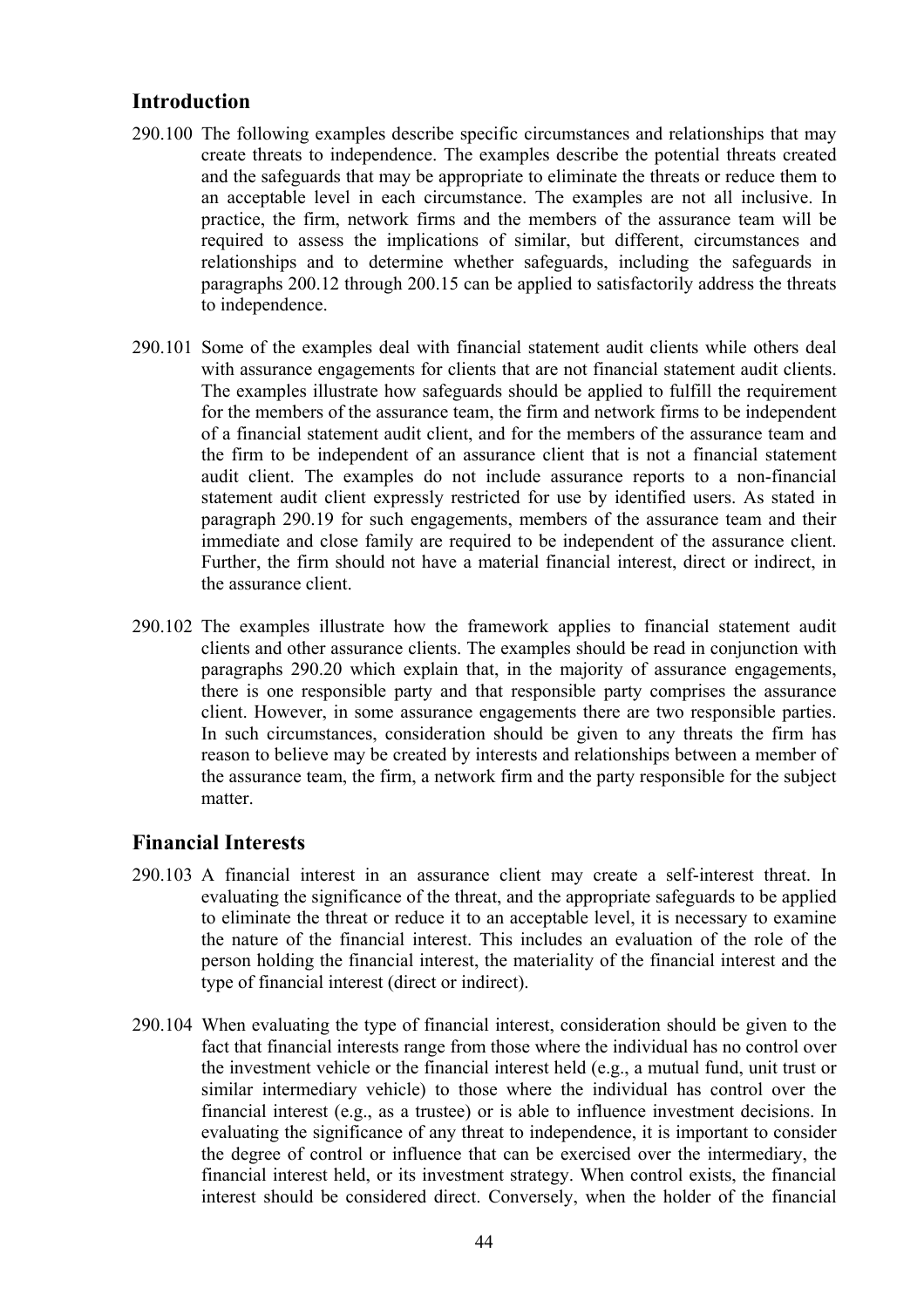## Introduction

290.100 The following examples describe specific circumstances and relationships that may create threats to independence. The examples describe the potential threats created and the safeguards that may be appropriate to eliminate the threats or reduce them to an acceptable level in each circumstance. The examples are not all inclusive. In practice, the firm, network firms and the members of the assurance team will be required to assess the implications of similar, but different, circumstances and relationships and to determine whether safeguards, including the safeguards in paragraphs 200.12 through 200.15 can be applied to satisfactorily address the threats to independence.

290.101 Some of the examples deal with financial statement audit clients while others deal with assurance engagements for clients that are not financial statement audit clients. The examples illustrate how safeguards should be applied to fulfill the requirement for the members of the assurance team, the firm and network firms to be independent of a financial statement audit client, and for the members of the assurance team and the firm to be independent of an assurance client that is not a financial statement audit client. The examples do not include assurance reports to a non-financial statement audit client expressly restricted for use by identified users. As stated in paragraph 290.19 for such engagements, members of the assurance team and their immediate and close family are required to be independent of the assurance client. Further, the firm should not have a material financial interest, direct or indirect, in the assurance client.

290.102 The examples illustrate how the framework applies to financial statement audit clients and other assurance clients. The examples should be read in conjunction with paragraphs 290.20 which explain that, in the majority of assurance engagements, there is one responsible party and that responsible party comprises the assurance client. However, in some assurance engagements there are two responsible parties. In such circumstances, consideration should be given to any threats the firm has reason to believe may be created by interests and relationships between a member of the assurance team, the firm, a network firm and the party responsible for the subject matter.

## Financial Interests

290.103 A financial interest in an assurance client may create a self-interest threat. In evaluating the significance of the threat, and the appropriate safeguards to be applied to eliminate the threat or reduce it to an acceptable level, it is necessary to examine the nature of the financial interest. This includes an evaluation of the role of the person holding the financial interest, the materiality of the financial interest and the type of financial interest (direct or indirect).

290.104 When evaluating the type of financial interest, consideration should be given to the fact that financial interests range from those where the individual has no control over the investment vehicle or the financial interest held (e.g., a mutual fund, unit trust or similar intermediary vehicle) to those where the individual has control over the financial interest (e.g., as a trustee) or is able to influence investment decisions. In evaluating the significance of any threat to independence, it is important to consider the degree of control or influence that can be exercised over the intermediary, the financial interest held, or its investment strategy. When control exists, the financial interest should be considered direct. Conversely, when the holder of the financial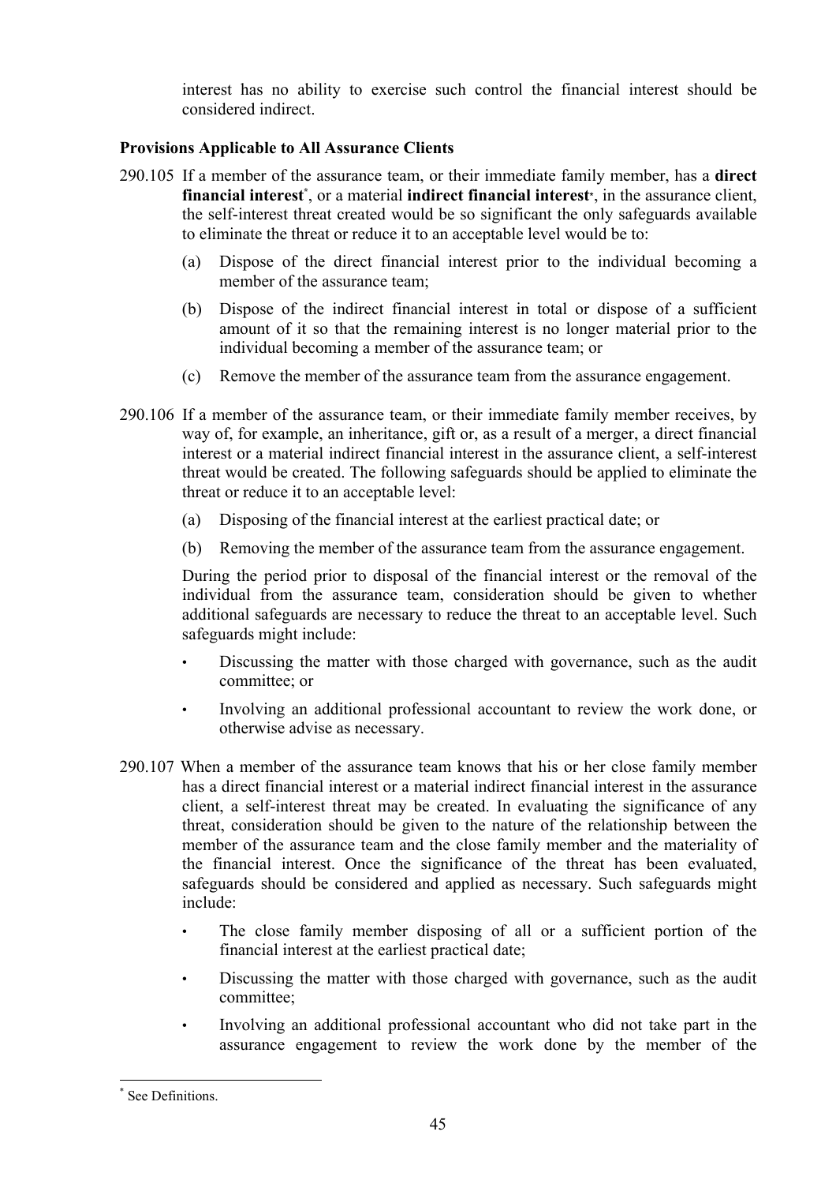interest has no ability to exercise such control the financial interest should be considered indirect.

**Provisions Applicable to All Assurance Clients**

290.105 If a member of the assurance team, or their immediate family member, has a **direct financial interest**\*, or a material **indirect financial interest**\*, in the assurance client, the self-interest threat created would be so significant the only safeguards available to eliminate the threat or reduce it to an acceptable level would be to:

(a) Dispose of the direct financial interest prior to the individual becoming a member of the assurance team;

(b) Dispose of the indirect financial interest in total or dispose of a sufficient amount of it so that the remaining interest is no longer material prior to the individual becoming a member of the assurance team; or

(c) Remove the member of the assurance team from the assurance engagement.

290.106 If a member of the assurance team, or their immediate family member receives, by way of, for example, an inheritance, gift or, as a result of a merger, a direct financial interest or a material indirect financial interest in the assurance client, a self-interest threat would be created. The following safeguards should be applied to eliminate the threat or reduce it to an acceptable level:

(a) Disposing of the financial interest at the earliest practical date; or

(b) Removing the member of the assurance team from the assurance engagement.

During the period prior to disposal of the financial interest or the removal of the individual from the assurance team, consideration should be given to whether additional safeguards are necessary to reduce the threat to an acceptable level. Such safeguards might include:

- Discussing the matter with those charged with governance, such as the audit committee; or
- Involving an additional professional accountant to review the work done, or otherwise advise as necessary.

290.107 When a member of the assurance team knows that his or her close family member has a direct financial interest or a material indirect financial interest in the assurance client, a self-interest threat may be created. In evaluating the significance of any threat, consideration should be given to the nature of the relationship between the member of the assurance team and the close family member and the materiality of the financial interest. Once the significance of the threat has been evaluated, safeguards should be considered and applied as necessary. Such safeguards might include:

- The close family member disposing of all or a sufficient portion of the financial interest at the earliest practical date;
- Discussing the matter with those charged with governance, such as the audit committee;
- Involving an additional professional accountant who did not take part in the assurance engagement to review the work done by the member of the

\* See Definitions.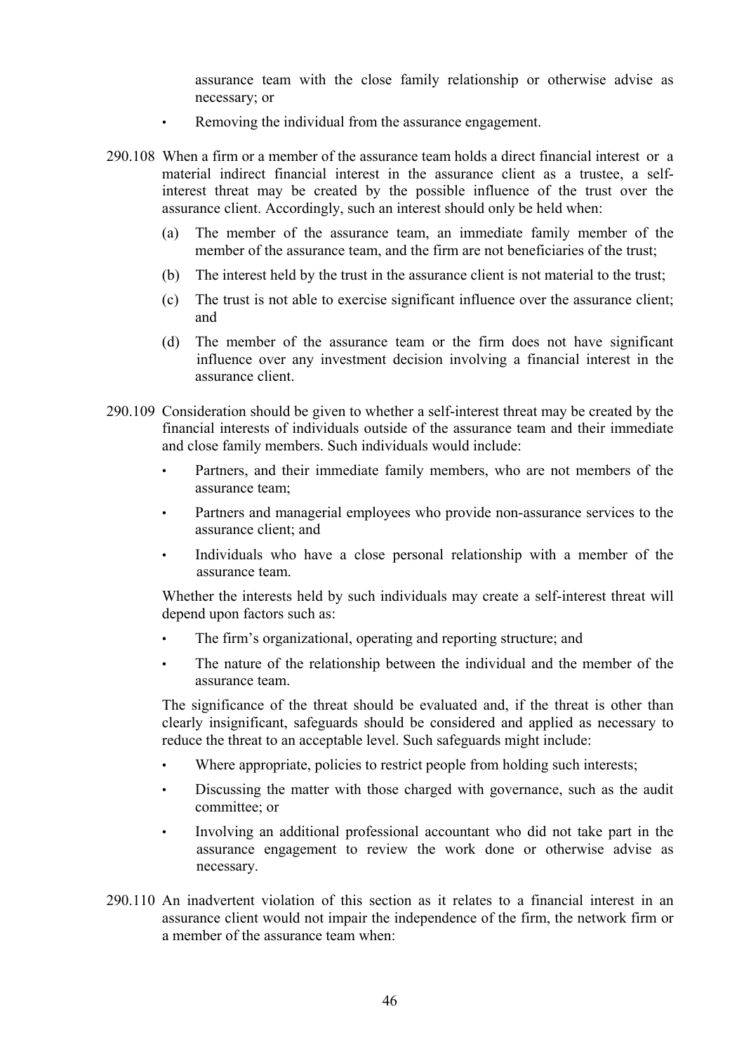assurance team with the close family relationship or otherwise advise as necessary; or

- Removing the individual from the assurance engagement.

290.108 When a firm or a member of the assurance team holds a direct financial interest or a material indirect financial interest in the assurance client as a trustee, a self-interest threat may be created by the possible influence of the trust over the assurance client. Accordingly, such an interest should only be held when:

(a) The member of the assurance team, an immediate family member of the member of the assurance team, and the firm are not beneficiaries of the trust;

(b) The interest held by the trust in the assurance client is not material to the trust;

(c) The trust is not able to exercise significant influence over the assurance client; and

(d) The member of the assurance team or the firm does not have significant influence over any investment decision involving a financial interest in the assurance client.

290.109 Consideration should be given to whether a self-interest threat may be created by the financial interests of individuals outside of the assurance team and their immediate and close family members. Such individuals would include:

- Partners, and their immediate family members, who are not members of the assurance team;
- Partners and managerial employees who provide non-assurance services to the assurance client; and
- Individuals who have a close personal relationship with a member of the assurance team.

Whether the interests held by such individuals may create a self-interest threat will depend upon factors such as:

- The firm's organizational, operating and reporting structure; and
- The nature of the relationship between the individual and the member of the assurance team.

The significance of the threat should be evaluated and, if the threat is other than clearly insignificant, safeguards should be considered and applied as necessary to reduce the threat to an acceptable level. Such safeguards might include:

- Where appropriate, policies to restrict people from holding such interests;
- Discussing the matter with those charged with governance, such as the audit committee; or
- Involving an additional professional accountant who did not take part in the assurance engagement to review the work done or otherwise advise as necessary.

290.110 An inadvertent violation of this section as it relates to a financial interest in an assurance client would not impair the independence of the firm, the network firm or a member of the assurance team when: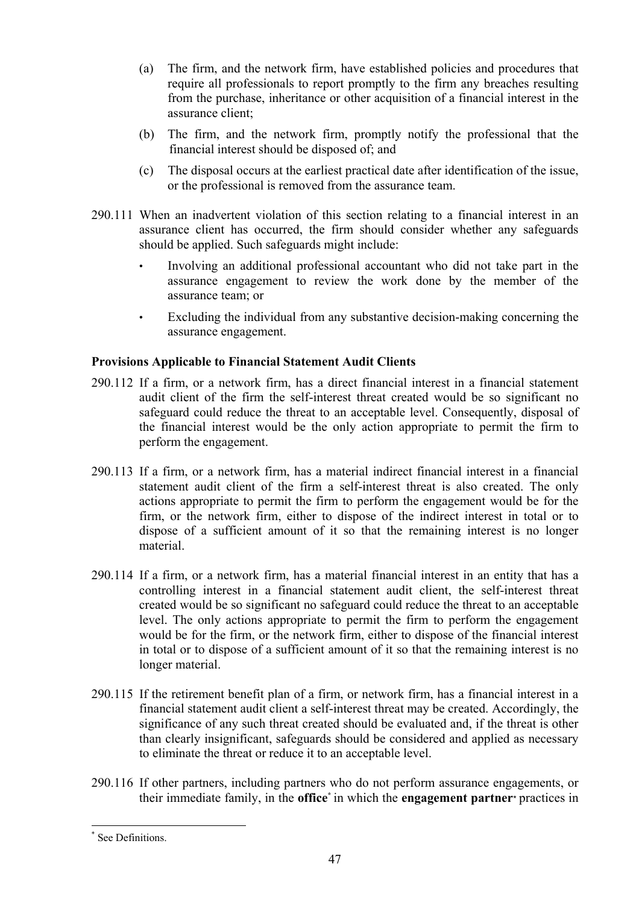(a) The firm, and the network firm, have established policies and procedures that require all professionals to report promptly to the firm any breaches resulting from the purchase, inheritance or other acquisition of a financial interest in the assurance client;

(b) The firm, and the network firm, promptly notify the professional that the financial interest should be disposed of; and

(c) The disposal occurs at the earliest practical date after identification of the issue, or the professional is removed from the assurance team.

290.111 When an inadvertent violation of this section relating to a financial interest in an assurance client has occurred, the firm should consider whether any safeguards should be applied. Such safeguards might include:

- Involving an additional professional accountant who did not take part in the assurance engagement to review the work done by the member of the assurance team; or
- Excluding the individual from any substantive decision-making concerning the assurance engagement.

**Provisions Applicable to Financial Statement Audit Clients**

290.112 If a firm, or a network firm, has a direct financial interest in a financial statement audit client of the firm the self-interest threat created would be so significant no safeguard could reduce the threat to an acceptable level. Consequently, disposal of the financial interest would be the only action appropriate to permit the firm to perform the engagement.

290.113 If a firm, or a network firm, has a material indirect financial interest in a financial statement audit client of the firm a self-interest threat is also created. The only actions appropriate to permit the firm to perform the engagement would be for the firm, or the network firm, either to dispose of the indirect interest in total or to dispose of a sufficient amount of it so that the remaining interest is no longer material.

290.114 If a firm, or a network firm, has a material financial interest in an entity that has a controlling interest in a financial statement audit client, the self-interest threat created would be so significant no safeguard could reduce the threat to an acceptable level. The only actions appropriate to permit the firm to perform the engagement would be for the firm, or the network firm, either to dispose of the financial interest in total or to dispose of a sufficient amount of it so that the remaining interest is no longer material.

290.115 If the retirement benefit plan of a firm, or network firm, has a financial interest in a financial statement audit client a self-interest threat may be created. Accordingly, the significance of any such threat created should be evaluated and, if the threat is other than clearly insignificant, safeguards should be considered and applied as necessary to eliminate the threat or reduce it to an acceptable level.

290.116 If other partners, including partners who do not perform assurance engagements, or their immediate family, in the **office**\* in which the **engagement partner**\* practices in

\* See Definitions.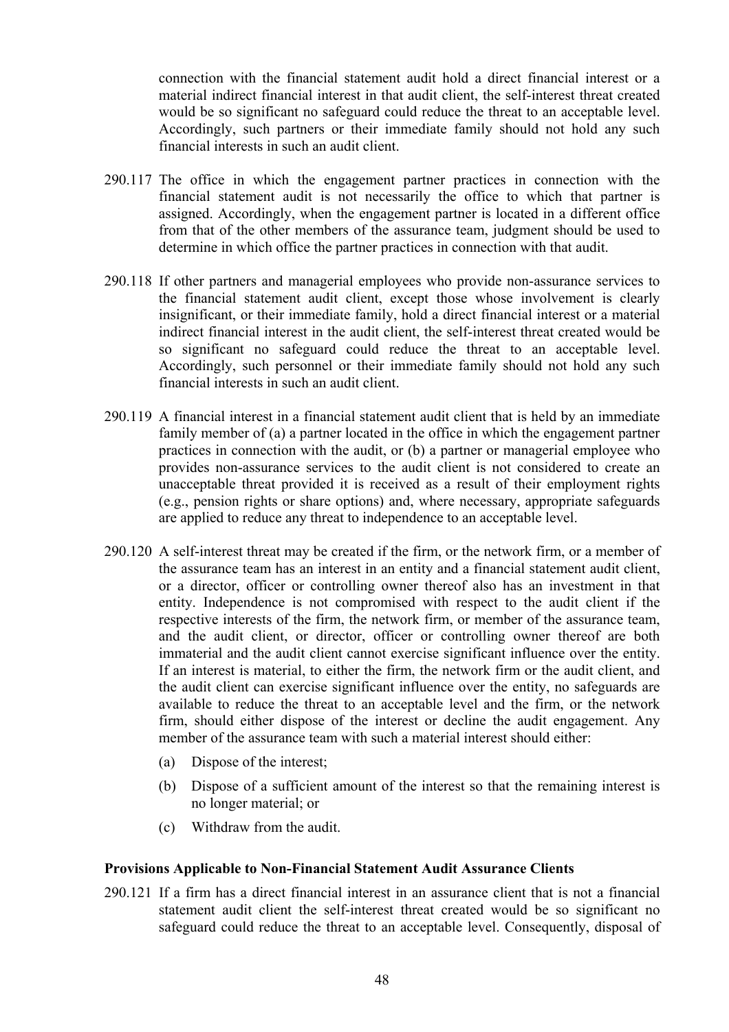connection with the financial statement audit hold a direct financial interest or a material indirect financial interest in that audit client, the self-interest threat created would be so significant no safeguard could reduce the threat to an acceptable level. Accordingly, such partners or their immediate family should not hold any such financial interests in such an audit client.

290.117 The office in which the engagement partner practices in connection with the financial statement audit is not necessarily the office to which that partner is assigned. Accordingly, when the engagement partner is located in a different office from that of the other members of the assurance team, judgment should be used to determine in which office the partner practices in connection with that audit.

290.118 If other partners and managerial employees who provide non-assurance services to the financial statement audit client, except those whose involvement is clearly insignificant, or their immediate family, hold a direct financial interest or a material indirect financial interest in the audit client, the self-interest threat created would be so significant no safeguard could reduce the threat to an acceptable level. Accordingly, such personnel or their immediate family should not hold any such financial interests in such an audit client.

290.119 A financial interest in a financial statement audit client that is held by an immediate family member of (a) a partner located in the office in which the engagement partner practices in connection with the audit, or (b) a partner or managerial employee who provides non-assurance services to the audit client is not considered to create an unacceptable threat provided it is received as a result of their employment rights (e.g., pension rights or share options) and, where necessary, appropriate safeguards are applied to reduce any threat to independence to an acceptable level.

290.120 A self-interest threat may be created if the firm, or the network firm, or a member of the assurance team has an interest in an entity and a financial statement audit client, or a director, officer or controlling owner thereof also has an investment in that entity. Independence is not compromised with respect to the audit client if the respective interests of the firm, the network firm, or member of the assurance team, and the audit client, or director, officer or controlling owner thereof are both immaterial and the audit client cannot exercise significant influence over the entity. If an interest is material, to either the firm, the network firm or the audit client, and the audit client can exercise significant influence over the entity, no safeguards are available to reduce the threat to an acceptable level and the firm, or the network firm, should either dispose of the interest or decline the audit engagement. Any member of the assurance team with such a material interest should either:

(a) Dispose of the interest;

(b) Dispose of a sufficient amount of the interest so that the remaining interest is no longer material; or

(c) Withdraw from the audit.

**Provisions Applicable to Non-Financial Statement Audit Assurance Clients**

290.121 If a firm has a direct financial interest in an assurance client that is not a financial statement audit client the self-interest threat created would be so significant no safeguard could reduce the threat to an acceptable level. Consequently, disposal of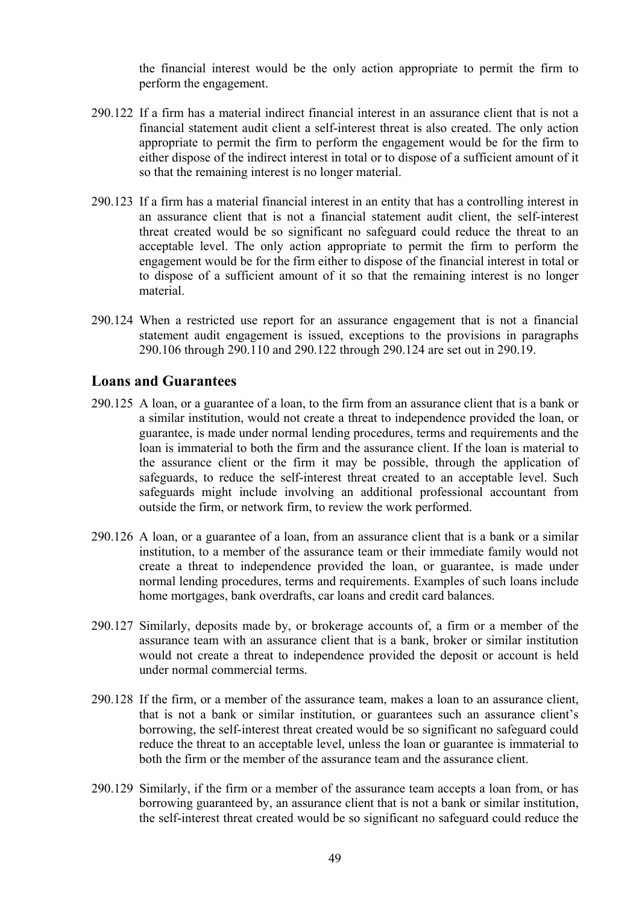the financial interest would be the only action appropriate to permit the firm to perform the engagement.

290.122 If a firm has a material indirect financial interest in an assurance client that is not a financial statement audit client a self-interest threat is also created. The only action appropriate to permit the firm to perform the engagement would be for the firm to either dispose of the indirect interest in total or to dispose of a sufficient amount of it so that the remaining interest is no longer material.

290.123 If a firm has a material financial interest in an entity that has a controlling interest in an assurance client that is not a financial statement audit client, the self-interest threat created would be so significant no safeguard could reduce the threat to an acceptable level. The only action appropriate to permit the firm to perform the engagement would be for the firm either to dispose of the financial interest in total or to dispose of a sufficient amount of it so that the remaining interest is no longer material.

290.124 When a restricted use report for an assurance engagement that is not a financial statement audit engagement is issued, exceptions to the provisions in paragraphs 290.106 through 290.110 and 290.122 through 290.124 are set out in 290.19.

## Loans and Guarantees

290.125 A loan, or a guarantee of a loan, to the firm from an assurance client that is a bank or a similar institution, would not create a threat to independence provided the loan, or guarantee, is made under normal lending procedures, terms and requirements and the loan is immaterial to both the firm and the assurance client. If the loan is material to the assurance client or the firm it may be possible, through the application of safeguards, to reduce the self-interest threat created to an acceptable level. Such safeguards might include involving an additional professional accountant from outside the firm, or network firm, to review the work performed.

290.126 A loan, or a guarantee of a loan, from an assurance client that is a bank or a similar institution, to a member of the assurance team or their immediate family would not create a threat to independence provided the loan, or guarantee, is made under normal lending procedures, terms and requirements. Examples of such loans include home mortgages, bank overdrafts, car loans and credit card balances.

290.127 Similarly, deposits made by, or brokerage accounts of, a firm or a member of the assurance team with an assurance client that is a bank, broker or similar institution would not create a threat to independence provided the deposit or account is held under normal commercial terms.

290.128 If the firm, or a member of the assurance team, makes a loan to an assurance client, that is not a bank or similar institution, or guarantees such an assurance client's borrowing, the self-interest threat created would be so significant no safeguard could reduce the threat to an acceptable level, unless the loan or guarantee is immaterial to both the firm or the member of the assurance team and the assurance client.

290.129 Similarly, if the firm or a member of the assurance team accepts a loan from, or has borrowing guaranteed by, an assurance client that is not a bank or similar institution, the self-interest threat created would be so significant no safeguard could reduce the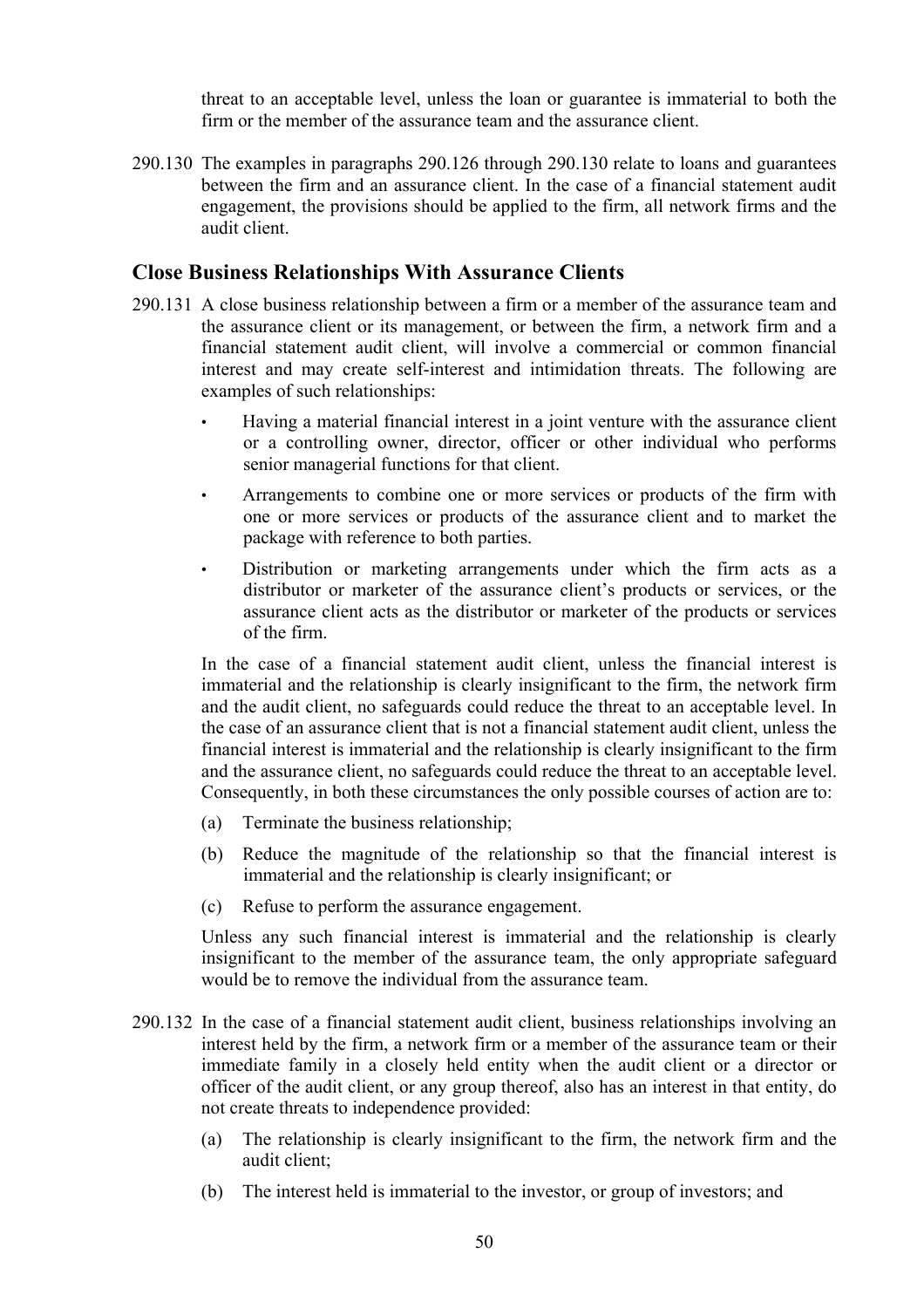threat to an acceptable level, unless the loan or guarantee is immaterial to both the firm or the member of the assurance team and the assurance client.

290.130 The examples in paragraphs 290.126 through 290.130 relate to loans and guarantees between the firm and an assurance client. In the case of a financial statement audit engagement, the provisions should be applied to the firm, all network firms and the audit client.

## Close Business Relationships With Assurance Clients

290.131 A close business relationship between a firm or a member of the assurance team and the assurance client or its management, or between the firm, a network firm and a financial statement audit client, will involve a commercial or common financial interest and may create self-interest and intimidation threats. The following are examples of such relationships:

- Having a material financial interest in a joint venture with the assurance client or a controlling owner, director, officer or other individual who performs senior managerial functions for that client.
- Arrangements to combine one or more services or products of the firm with one or more services or products of the assurance client and to market the package with reference to both parties.
- Distribution or marketing arrangements under which the firm acts as a distributor or marketer of the assurance client's products or services, or the assurance client acts as the distributor or marketer of the products or services of the firm.

In the case of a financial statement audit client, unless the financial interest is immaterial and the relationship is clearly insignificant to the firm, the network firm and the audit client, no safeguards could reduce the threat to an acceptable level. In the case of an assurance client that is not a financial statement audit client, unless the financial interest is immaterial and the relationship is clearly insignificant to the firm and the assurance client, no safeguards could reduce the threat to an acceptable level. Consequently, in both these circumstances the only possible courses of action are to:

(a) Terminate the business relationship;

(b) Reduce the magnitude of the relationship so that the financial interest is immaterial and the relationship is clearly insignificant; or

(c) Refuse to perform the assurance engagement.

Unless any such financial interest is immaterial and the relationship is clearly insignificant to the member of the assurance team, the only appropriate safeguard would be to remove the individual from the assurance team.

290.132 In the case of a financial statement audit client, business relationships involving an interest held by the firm, a network firm or a member of the assurance team or their immediate family in a closely held entity when the audit client or a director or officer of the audit client, or any group thereof, also has an interest in that entity, do not create threats to independence provided:

(a) The relationship is clearly insignificant to the firm, the network firm and the audit client;

(b) The interest held is immaterial to the investor, or group of investors; and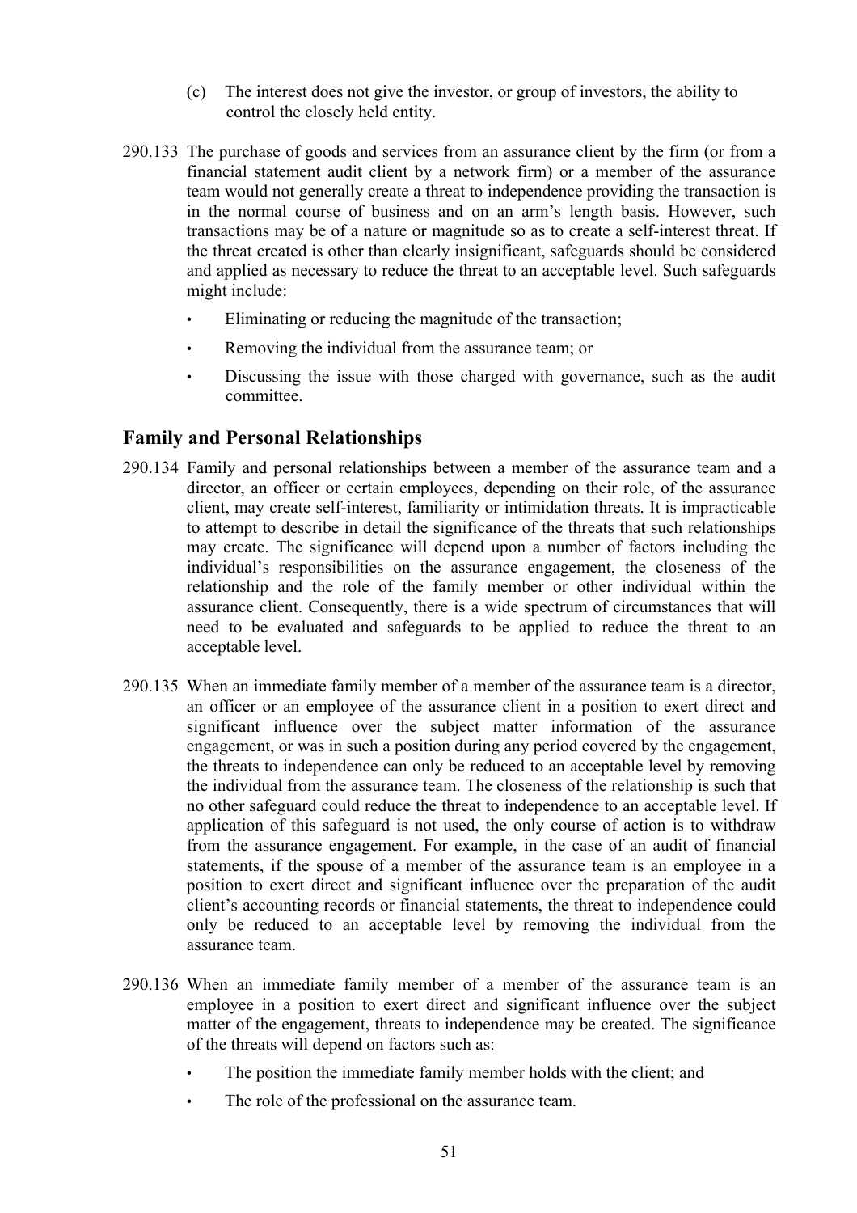(c) The interest does not give the investor, or group of investors, the ability to control the closely held entity.

290.133 The purchase of goods and services from an assurance client by the firm (or from a financial statement audit client by a network firm) or a member of the assurance team would not generally create a threat to independence providing the transaction is in the normal course of business and on an arm's length basis. However, such transactions may be of a nature or magnitude so as to create a self-interest threat. If the threat created is other than clearly insignificant, safeguards should be considered and applied as necessary to reduce the threat to an acceptable level. Such safeguards might include:

- Eliminating or reducing the magnitude of the transaction;
- Removing the individual from the assurance team; or
- Discussing the issue with those charged with governance, such as the audit committee.

## Family and Personal Relationships

290.134 Family and personal relationships between a member of the assurance team and a director, an officer or certain employees, depending on their role, of the assurance client, may create self-interest, familiarity or intimidation threats. It is impracticable to attempt to describe in detail the significance of the threats that such relationships may create. The significance will depend upon a number of factors including the individual's responsibilities on the assurance engagement, the closeness of the relationship and the role of the family member or other individual within the assurance client. Consequently, there is a wide spectrum of circumstances that will need to be evaluated and safeguards to be applied to reduce the threat to an acceptable level.

290.135 When an immediate family member of a member of the assurance team is a director, an officer or an employee of the assurance client in a position to exert direct and significant influence over the subject matter information of the assurance engagement, or was in such a position during any period covered by the engagement, the threats to independence can only be reduced to an acceptable level by removing the individual from the assurance team. The closeness of the relationship is such that no other safeguard could reduce the threat to independence to an acceptable level. If application of this safeguard is not used, the only course of action is to withdraw from the assurance engagement. For example, in the case of an audit of financial statements, if the spouse of a member of the assurance team is an employee in a position to exert direct and significant influence over the preparation of the audit client's accounting records or financial statements, the threat to independence could only be reduced to an acceptable level by removing the individual from the assurance team.

290.136 When an immediate family member of a member of the assurance team is an employee in a position to exert direct and significant influence over the subject matter of the engagement, threats to independence may be created. The significance of the threats will depend on factors such as:

- The position the immediate family member holds with the client; and
- The role of the professional on the assurance team.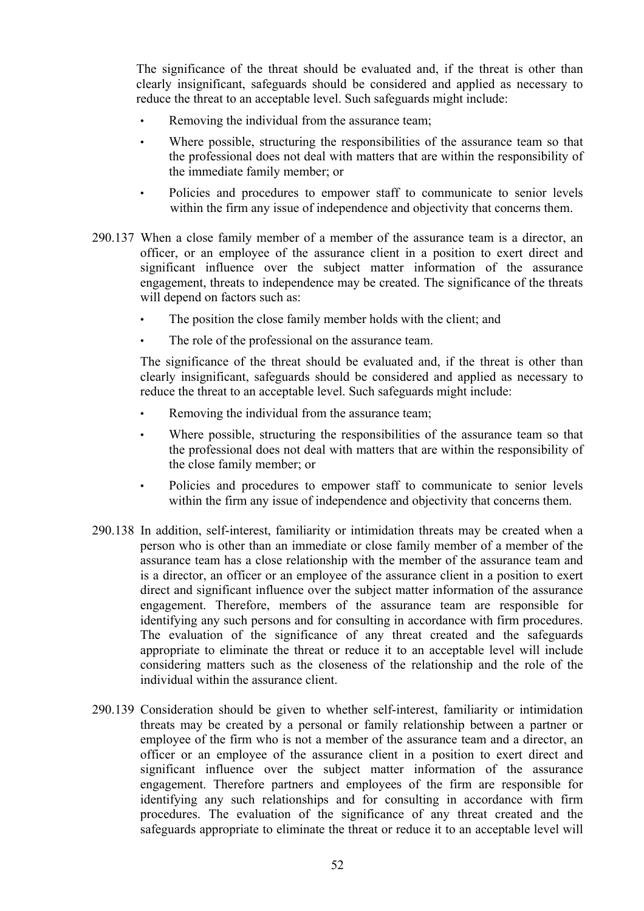The significance of the threat should be evaluated and, if the threat is other than clearly insignificant, safeguards should be considered and applied as necessary to reduce the threat to an acceptable level. Such safeguards might include:

- Removing the individual from the assurance team;
- Where possible, structuring the responsibilities of the assurance team so that the professional does not deal with matters that are within the responsibility of the immediate family member; or
- Policies and procedures to empower staff to communicate to senior levels within the firm any issue of independence and objectivity that concerns them.

290.137 When a close family member of a member of the assurance team is a director, an officer, or an employee of the assurance client in a position to exert direct and significant influence over the subject matter information of the assurance engagement, threats to independence may be created. The significance of the threats will depend on factors such as:

- The position the close family member holds with the client; and
- The role of the professional on the assurance team.

The significance of the threat should be evaluated and, if the threat is other than clearly insignificant, safeguards should be considered and applied as necessary to reduce the threat to an acceptable level. Such safeguards might include:

- Removing the individual from the assurance team;
- Where possible, structuring the responsibilities of the assurance team so that the professional does not deal with matters that are within the responsibility of the close family member; or
- Policies and procedures to empower staff to communicate to senior levels within the firm any issue of independence and objectivity that concerns them.

290.138 In addition, self-interest, familiarity or intimidation threats may be created when a person who is other than an immediate or close family member of a member of the assurance team has a close relationship with the member of the assurance team and is a director, an officer or an employee of the assurance client in a position to exert direct and significant influence over the subject matter information of the assurance engagement. Therefore, members of the assurance team are responsible for identifying any such persons and for consulting in accordance with firm procedures. The evaluation of the significance of any threat created and the safeguards appropriate to eliminate the threat or reduce it to an acceptable level will include considering matters such as the closeness of the relationship and the role of the individual within the assurance client.

290.139 Consideration should be given to whether self-interest, familiarity or intimidation threats may be created by a personal or family relationship between a partner or employee of the firm who is not a member of the assurance team and a director, an officer or an employee of the assurance client in a position to exert direct and significant influence over the subject matter information of the assurance engagement. Therefore partners and employees of the firm are responsible for identifying any such relationships and for consulting in accordance with firm procedures. The evaluation of the significance of any threat created and the safeguards appropriate to eliminate the threat or reduce it to an acceptable level will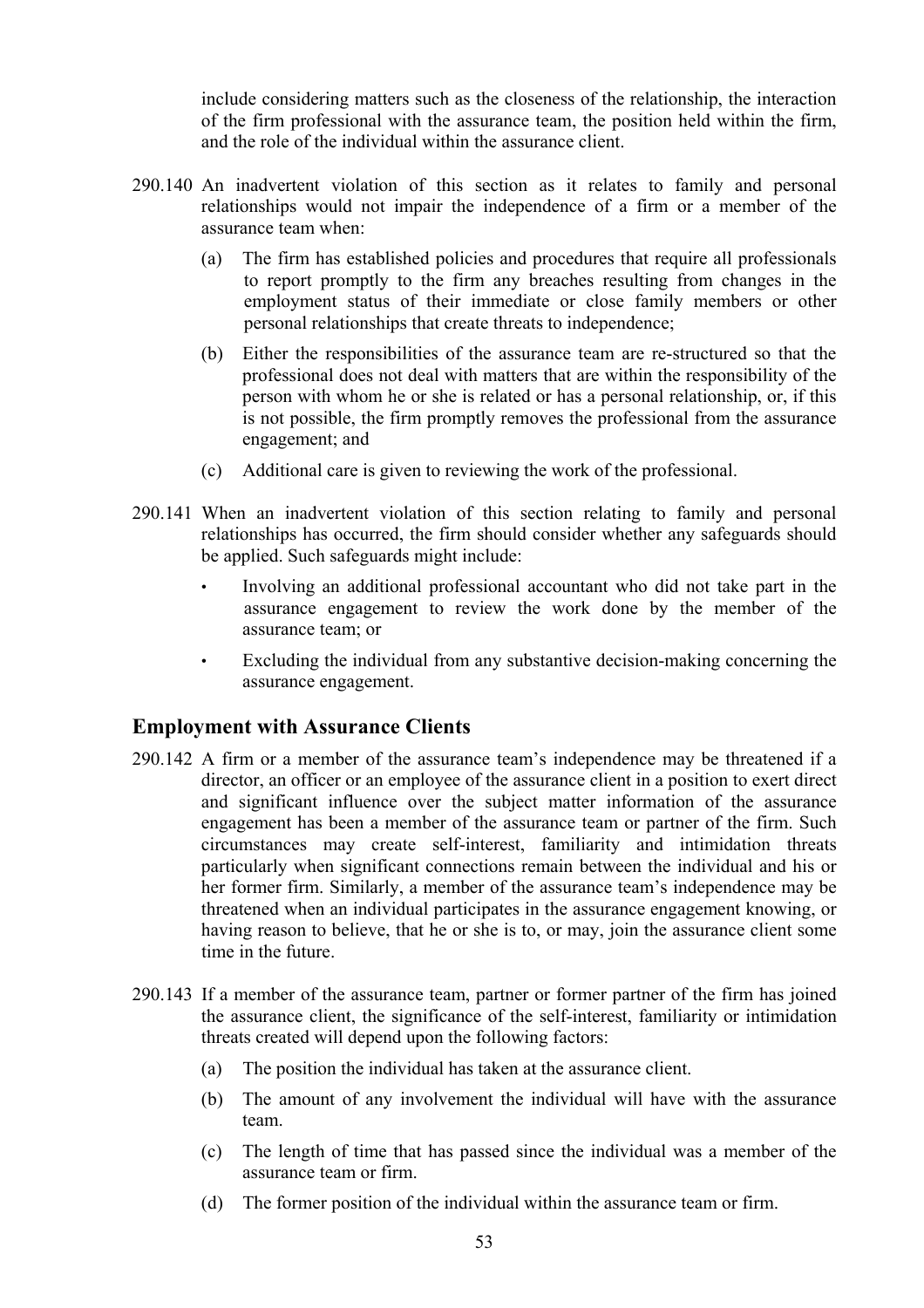include considering matters such as the closeness of the relationship, the interaction of the firm professional with the assurance team, the position held within the firm, and the role of the individual within the assurance client.

290.140 An inadvertent violation of this section as it relates to family and personal relationships would not impair the independence of a firm or a member of the assurance team when:

(a) The firm has established policies and procedures that require all professionals to report promptly to the firm any breaches resulting from changes in the employment status of their immediate or close family members or other personal relationships that create threats to independence;

(b) Either the responsibilities of the assurance team are re-structured so that the professional does not deal with matters that are within the responsibility of the person with whom he or she is related or has a personal relationship, or, if this is not possible, the firm promptly removes the professional from the assurance engagement; and

(c) Additional care is given to reviewing the work of the professional.

290.141 When an inadvertent violation of this section relating to family and personal relationships has occurred, the firm should consider whether any safeguards should be applied. Such safeguards might include:

- Involving an additional professional accountant who did not take part in the assurance engagement to review the work done by the member of the assurance team; or
- Excluding the individual from any substantive decision-making concerning the assurance engagement.

## Employment with Assurance Clients

290.142 A firm or a member of the assurance team's independence may be threatened if a director, an officer or an employee of the assurance client in a position to exert direct and significant influence over the subject matter information of the assurance engagement has been a member of the assurance team or partner of the firm. Such circumstances may create self-interest, familiarity and intimidation threats particularly when significant connections remain between the individual and his or her former firm. Similarly, a member of the assurance team's independence may be threatened when an individual participates in the assurance engagement knowing, or having reason to believe, that he or she is to, or may, join the assurance client some time in the future.

290.143 If a member of the assurance team, partner or former partner of the firm has joined the assurance client, the significance of the self-interest, familiarity or intimidation threats created will depend upon the following factors:

(a) The position the individual has taken at the assurance client.

(b) The amount of any involvement the individual will have with the assurance team.

(c) The length of time that has passed since the individual was a member of the assurance team or firm.

(d) The former position of the individual within the assurance team or firm.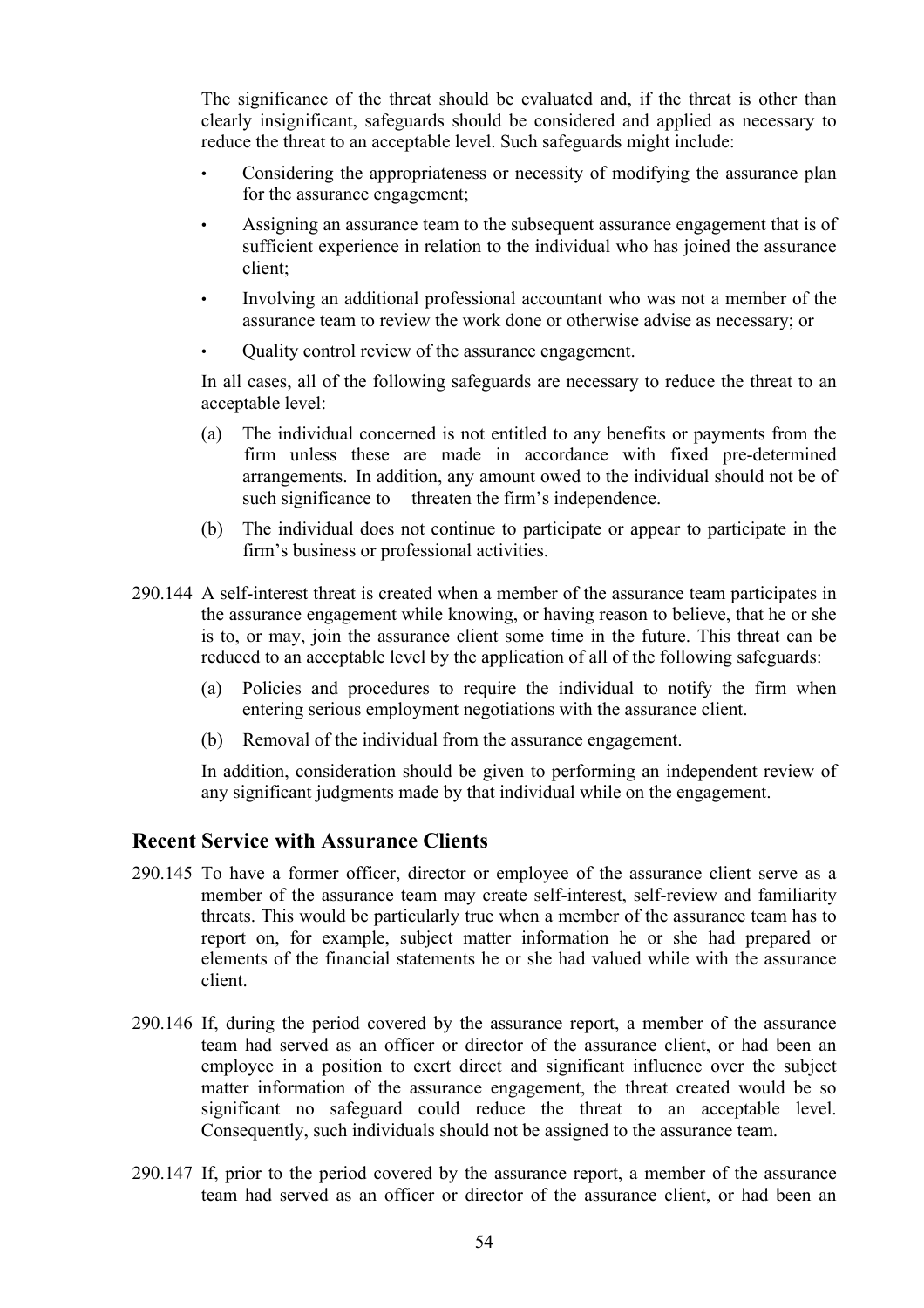The significance of the threat should be evaluated and, if the threat is other than clearly insignificant, safeguards should be considered and applied as necessary to reduce the threat to an acceptable level. Such safeguards might include:

- Considering the appropriateness or necessity of modifying the assurance plan for the assurance engagement;
- Assigning an assurance team to the subsequent assurance engagement that is of sufficient experience in relation to the individual who has joined the assurance client;
- Involving an additional professional accountant who was not a member of the assurance team to review the work done or otherwise advise as necessary; or
- Quality control review of the assurance engagement.

In all cases, all of the following safeguards are necessary to reduce the threat to an acceptable level:

(a) The individual concerned is not entitled to any benefits or payments from the firm unless these are made in accordance with fixed pre-determined arrangements. In addition, any amount owed to the individual should not be of such significance to threaten the firm's independence.

(b) The individual does not continue to participate or appear to participate in the firm's business or professional activities.

290.144 A self-interest threat is created when a member of the assurance team participates in the assurance engagement while knowing, or having reason to believe, that he or she is to, or may, join the assurance client some time in the future. This threat can be reduced to an acceptable level by the application of all of the following safeguards:

(a) Policies and procedures to require the individual to notify the firm when entering serious employment negotiations with the assurance client.

(b) Removal of the individual from the assurance engagement.

In addition, consideration should be given to performing an independent review of any significant judgments made by that individual while on the engagement.

## Recent Service with Assurance Clients

290.145 To have a former officer, director or employee of the assurance client serve as a member of the assurance team may create self-interest, self-review and familiarity threats. This would be particularly true when a member of the assurance team has to report on, for example, subject matter information he or she had prepared or elements of the financial statements he or she had valued while with the assurance client.

290.146 If, during the period covered by the assurance report, a member of the assurance team had served as an officer or director of the assurance client, or had been an employee in a position to exert direct and significant influence over the subject matter information of the assurance engagement, the threat created would be so significant no safeguard could reduce the threat to an acceptable level. Consequently, such individuals should not be assigned to the assurance team.

290.147 If, prior to the period covered by the assurance report, a member of the assurance team had served as an officer or director of the assurance client, or had been an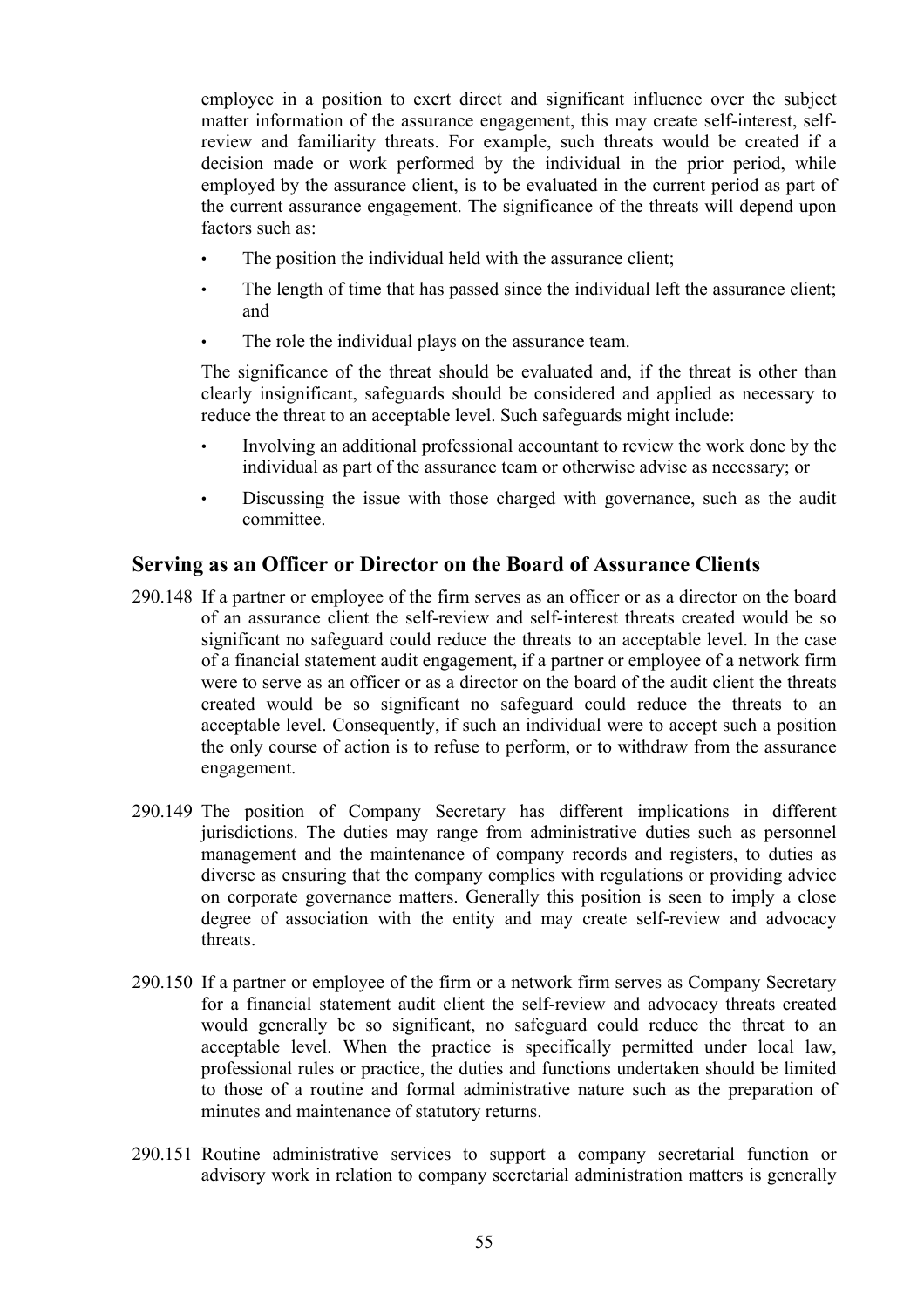employee in a position to exert direct and significant influence over the subject matter information of the assurance engagement, this may create self-interest, self-review and familiarity threats. For example, such threats would be created if a decision made or work performed by the individual in the prior period, while employed by the assurance client, is to be evaluated in the current period as part of the current assurance engagement. The significance of the threats will depend upon factors such as:

- The position the individual held with the assurance client;
- The length of time that has passed since the individual left the assurance client; and
- The role the individual plays on the assurance team.

The significance of the threat should be evaluated and, if the threat is other than clearly insignificant, safeguards should be considered and applied as necessary to reduce the threat to an acceptable level. Such safeguards might include:

- Involving an additional professional accountant to review the work done by the individual as part of the assurance team or otherwise advise as necessary; or
- Discussing the issue with those charged with governance, such as the audit committee.

## Serving as an Officer or Director on the Board of Assurance Clients

290.148 If a partner or employee of the firm serves as an officer or as a director on the board of an assurance client the self-review and self-interest threats created would be so significant no safeguard could reduce the threats to an acceptable level. In the case of a financial statement audit engagement, if a partner or employee of a network firm were to serve as an officer or as a director on the board of the audit client the threats created would be so significant no safeguard could reduce the threats to an acceptable level. Consequently, if such an individual were to accept such a position the only course of action is to refuse to perform, or to withdraw from the assurance engagement.

290.149 The position of Company Secretary has different implications in different jurisdictions. The duties may range from administrative duties such as personnel management and the maintenance of company records and registers, to duties as diverse as ensuring that the company complies with regulations or providing advice on corporate governance matters. Generally this position is seen to imply a close degree of association with the entity and may create self-review and advocacy threats.

290.150 If a partner or employee of the firm or a network firm serves as Company Secretary for a financial statement audit client the self-review and advocacy threats created would generally be so significant, no safeguard could reduce the threat to an acceptable level. When the practice is specifically permitted under local law, professional rules or practice, the duties and functions undertaken should be limited to those of a routine and formal administrative nature such as the preparation of minutes and maintenance of statutory returns.

290.151 Routine administrative services to support a company secretarial function or advisory work in relation to company secretarial administration matters is generally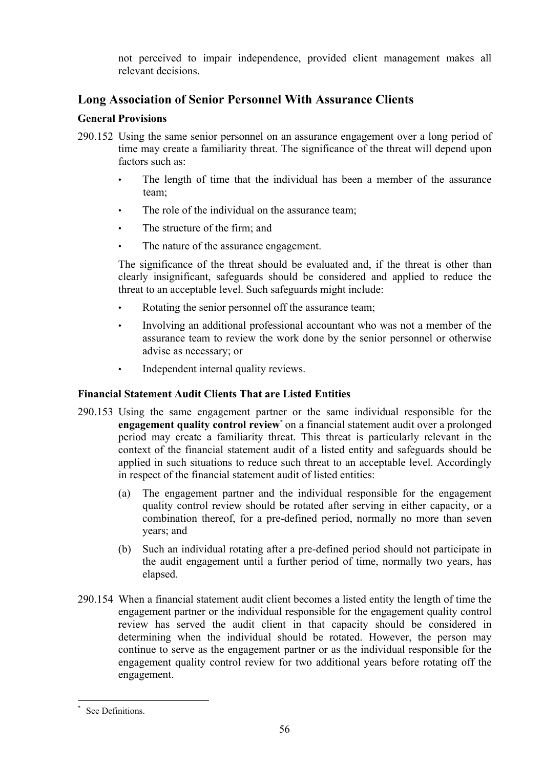not perceived to impair independence, provided client management makes all relevant decisions.

## Long Association of Senior Personnel With Assurance Clients

### General Provisions

290.152 Using the same senior personnel on an assurance engagement over a long period of time may create a familiarity threat. The significance of the threat will depend upon factors such as:

- The length of time that the individual has been a member of the assurance team;
- The role of the individual on the assurance team;
- The structure of the firm; and
- The nature of the assurance engagement.

The significance of the threat should be evaluated and, if the threat is other than clearly insignificant, safeguards should be considered and applied to reduce the threat to an acceptable level. Such safeguards might include:

- Rotating the senior personnel off the assurance team;
- Involving an additional professional accountant who was not a member of the assurance team to review the work done by the senior personnel or otherwise advise as necessary; or
- Independent internal quality reviews.

### Financial Statement Audit Clients That are Listed Entities

290.153 Using the same engagement partner or the same individual responsible for the **engagement quality control review**[*] on a financial statement audit over a prolonged period may create a familiarity threat. This threat is particularly relevant in the context of the financial statement audit of a listed entity and safeguards should be applied in such situations to reduce such threat to an acceptable level. Accordingly in respect of the financial statement audit of listed entities:

(a) The engagement partner and the individual responsible for the engagement quality control review should be rotated after serving in either capacity, or a combination thereof, for a pre-defined period, normally no more than seven years; and

(b) Such an individual rotating after a pre-defined period should not participate in the audit engagement until a further period of time, normally two years, has elapsed.

290.154 When a financial statement audit client becomes a listed entity the length of time the engagement partner or the individual responsible for the engagement quality control review has served the audit client in that capacity should be considered in determining when the individual should be rotated. However, the person may continue to serve as the engagement partner or as the individual responsible for the engagement quality control review for two additional years before rotating off the engagement.

---

[*] See Definitions.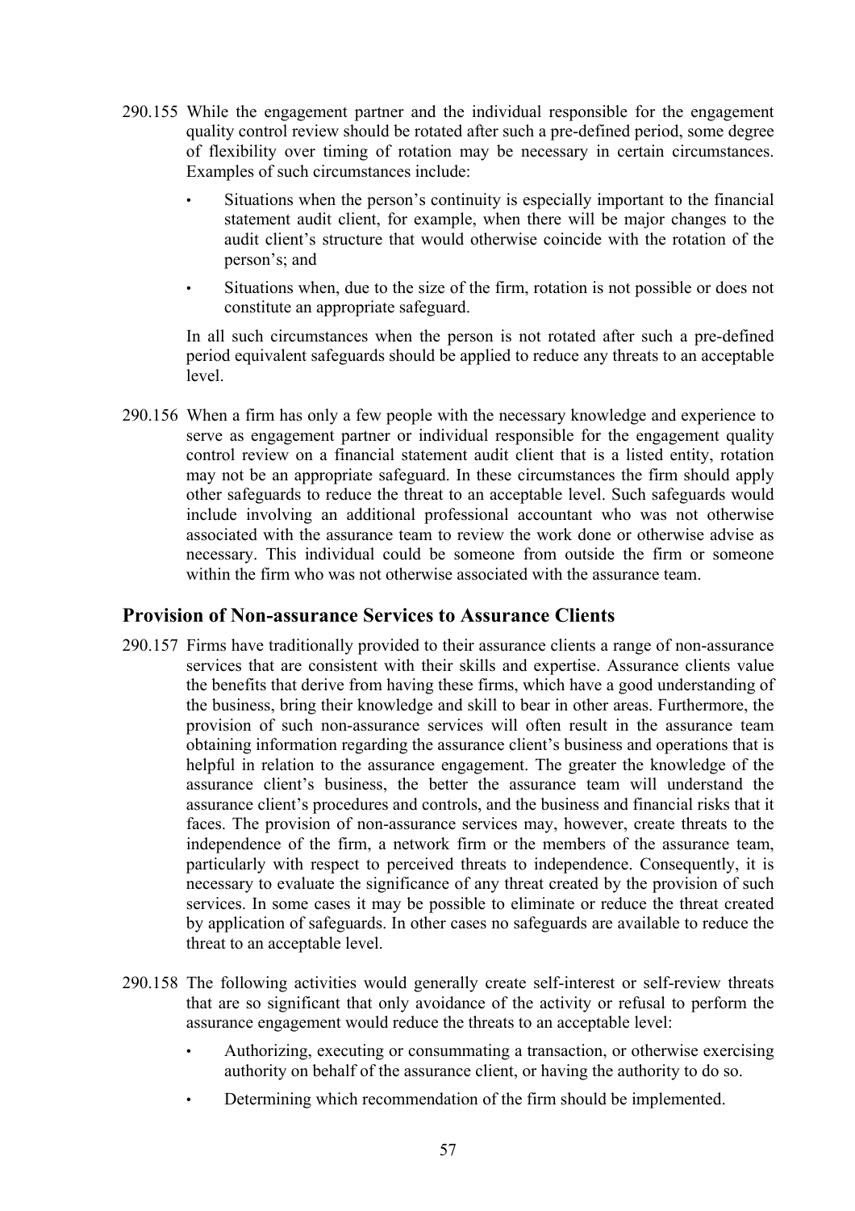290.155 While the engagement partner and the individual responsible for the engagement quality control review should be rotated after such a pre-defined period, some degree of flexibility over timing of rotation may be necessary in certain circumstances. Examples of such circumstances include:

- Situations when the person's continuity is especially important to the financial statement audit client, for example, when there will be major changes to the audit client's structure that would otherwise coincide with the rotation of the person's; and
- Situations when, due to the size of the firm, rotation is not possible or does not constitute an appropriate safeguard.

In all such circumstances when the person is not rotated after such a pre-defined period equivalent safeguards should be applied to reduce any threats to an acceptable level.

290.156 When a firm has only a few people with the necessary knowledge and experience to serve as engagement partner or individual responsible for the engagement quality control review on a financial statement audit client that is a listed entity, rotation may not be an appropriate safeguard. In these circumstances the firm should apply other safeguards to reduce the threat to an acceptable level. Such safeguards would include involving an additional professional accountant who was not otherwise associated with the assurance team to review the work done or otherwise advise as necessary. This individual could be someone from outside the firm or someone within the firm who was not otherwise associated with the assurance team.

## Provision of Non-assurance Services to Assurance Clients

290.157 Firms have traditionally provided to their assurance clients a range of non-assurance services that are consistent with their skills and expertise. Assurance clients value the benefits that derive from having these firms, which have a good understanding of the business, bring their knowledge and skill to bear in other areas. Furthermore, the provision of such non-assurance services will often result in the assurance team obtaining information regarding the assurance client's business and operations that is helpful in relation to the assurance engagement. The greater the knowledge of the assurance client's business, the better the assurance team will understand the assurance client's procedures and controls, and the business and financial risks that it faces. The provision of non-assurance services may, however, create threats to the independence of the firm, a network firm or the members of the assurance team, particularly with respect to perceived threats to independence. Consequently, it is necessary to evaluate the significance of any threat created by the provision of such services. In some cases it may be possible to eliminate or reduce the threat created by application of safeguards. In other cases no safeguards are available to reduce the threat to an acceptable level.

290.158 The following activities would generally create self-interest or self-review threats that are so significant that only avoidance of the activity or refusal to perform the assurance engagement would reduce the threats to an acceptable level:

- Authorizing, executing or consummating a transaction, or otherwise exercising authority on behalf of the assurance client, or having the authority to do so.
- Determining which recommendation of the firm should be implemented.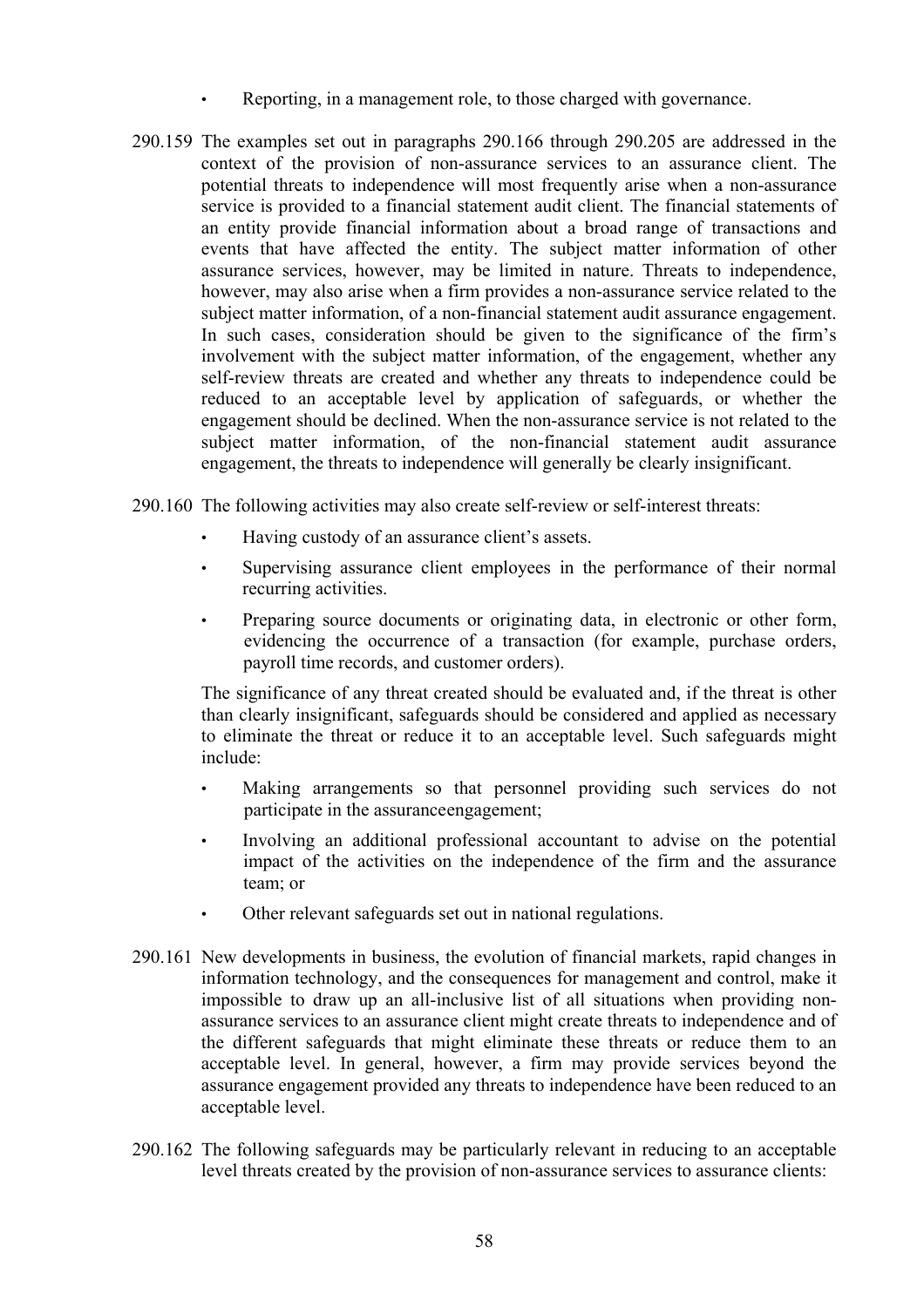- Reporting, in a management role, to those charged with governance.

290.159 The examples set out in paragraphs 290.166 through 290.205 are addressed in the context of the provision of non-assurance services to an assurance client. The potential threats to independence will most frequently arise when a non-assurance service is provided to a financial statement audit client. The financial statements of an entity provide financial information about a broad range of transactions and events that have affected the entity. The subject matter information of other assurance services, however, may be limited in nature. Threats to independence, however, may also arise when a firm provides a non-assurance service related to the subject matter information, of a non-financial statement audit assurance engagement. In such cases, consideration should be given to the significance of the firm's involvement with the subject matter information, of the engagement, whether any self-review threats are created and whether any threats to independence could be reduced to an acceptable level by application of safeguards, or whether the engagement should be declined. When the non-assurance service is not related to the subject matter information, of the non-financial statement audit assurance engagement, the threats to independence will generally be clearly insignificant.

290.160 The following activities may also create self-review or self-interest threats:

- Having custody of an assurance client's assets.
- Supervising assurance client employees in the performance of their normal recurring activities.
- Preparing source documents or originating data, in electronic or other form, evidencing the occurrence of a transaction (for example, purchase orders, payroll time records, and customer orders).

The significance of any threat created should be evaluated and, if the threat is other than clearly insignificant, safeguards should be considered and applied as necessary to eliminate the threat or reduce it to an acceptable level. Such safeguards might include:

- Making arrangements so that personnel providing such services do not participate in the assuranceengagement;
- Involving an additional professional accountant to advise on the potential impact of the activities on the independence of the firm and the assurance team; or
- Other relevant safeguards set out in national regulations.

290.161 New developments in business, the evolution of financial markets, rapid changes in information technology, and the consequences for management and control, make it impossible to draw up an all-inclusive list of all situations when providing non-assurance services to an assurance client might create threats to independence and of the different safeguards that might eliminate these threats or reduce them to an acceptable level. In general, however, a firm may provide services beyond the assurance engagement provided any threats to independence have been reduced to an acceptable level.

290.162 The following safeguards may be particularly relevant in reducing to an acceptable level threats created by the provision of non-assurance services to assurance clients: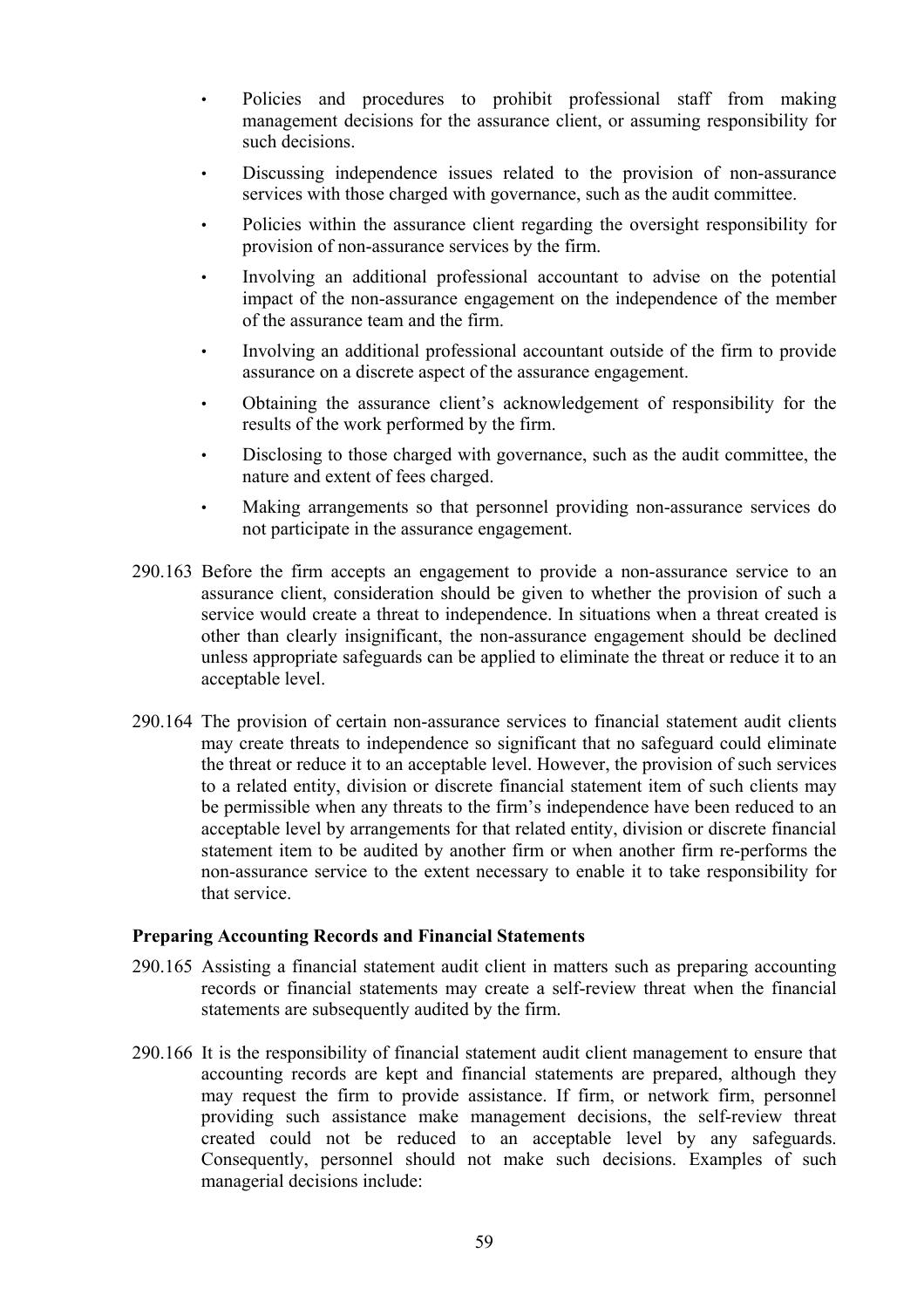- Policies and procedures to prohibit professional staff from making management decisions for the assurance client, or assuming responsibility for such decisions.
- Discussing independence issues related to the provision of non-assurance services with those charged with governance, such as the audit committee.
- Policies within the assurance client regarding the oversight responsibility for provision of non-assurance services by the firm.
- Involving an additional professional accountant to advise on the potential impact of the non-assurance engagement on the independence of the member of the assurance team and the firm.
- Involving an additional professional accountant outside of the firm to provide assurance on a discrete aspect of the assurance engagement.
- Obtaining the assurance client's acknowledgement of responsibility for the results of the work performed by the firm.
- Disclosing to those charged with governance, such as the audit committee, the nature and extent of fees charged.
- Making arrangements so that personnel providing non-assurance services do not participate in the assurance engagement.

290.163 Before the firm accepts an engagement to provide a non-assurance service to an assurance client, consideration should be given to whether the provision of such a service would create a threat to independence. In situations when a threat created is other than clearly insignificant, the non-assurance engagement should be declined unless appropriate safeguards can be applied to eliminate the threat or reduce it to an acceptable level.

290.164 The provision of certain non-assurance services to financial statement audit clients may create threats to independence so significant that no safeguard could eliminate the threat or reduce it to an acceptable level. However, the provision of such services to a related entity, division or discrete financial statement item of such clients may be permissible when any threats to the firm's independence have been reduced to an acceptable level by arrangements for that related entity, division or discrete financial statement item to be audited by another firm or when another firm re-performs the non-assurance service to the extent necessary to enable it to take responsibility for that service.

**Preparing Accounting Records and Financial Statements**

290.165 Assisting a financial statement audit client in matters such as preparing accounting records or financial statements may create a self-review threat when the financial statements are subsequently audited by the firm.

290.166 It is the responsibility of financial statement audit client management to ensure that accounting records are kept and financial statements are prepared, although they may request the firm to provide assistance. If firm, or network firm, personnel providing such assistance make management decisions, the self-review threat created could not be reduced to an acceptable level by any safeguards. Consequently, personnel should not make such decisions. Examples of such managerial decisions include: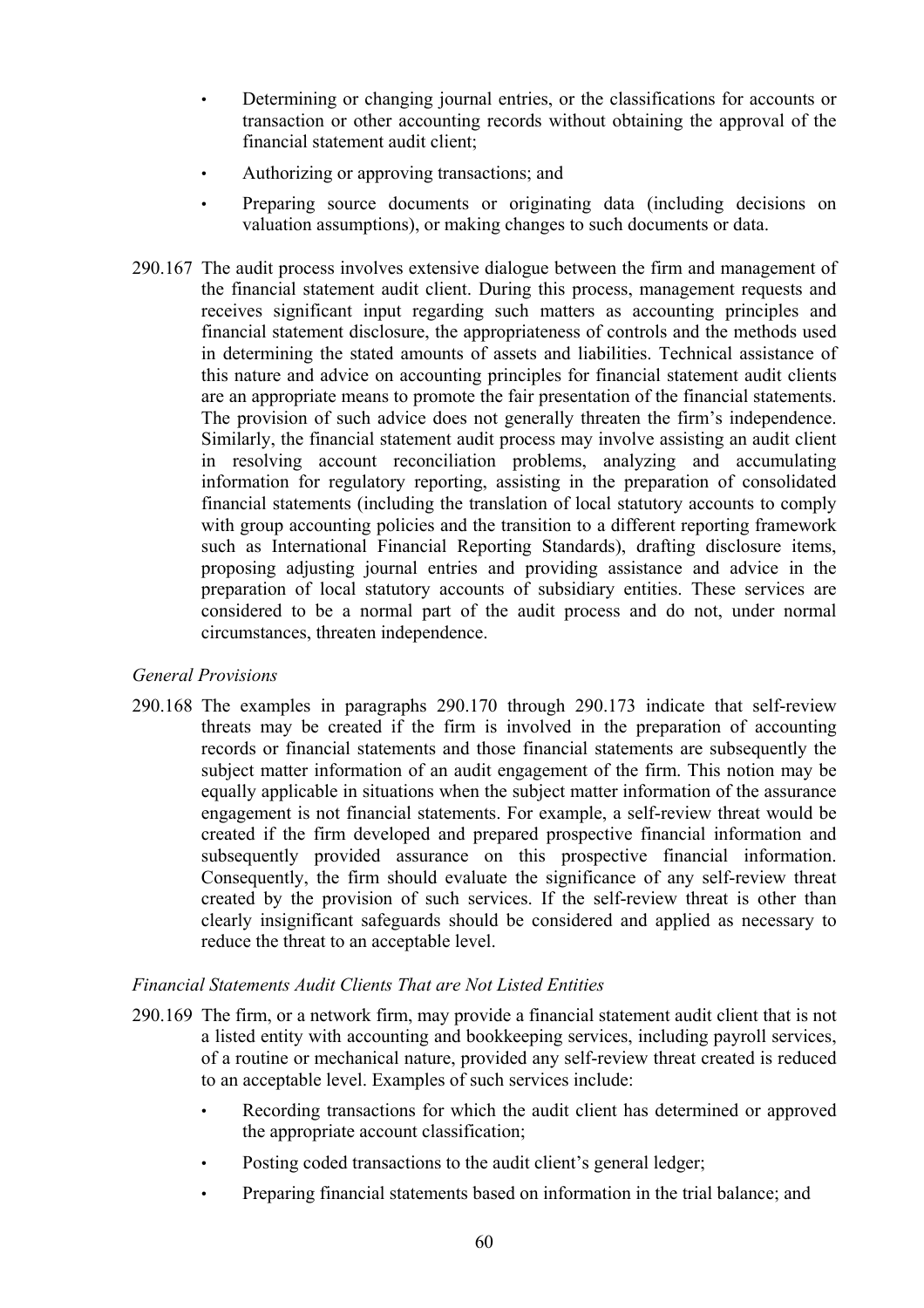- Determining or changing journal entries, or the classifications for accounts or transaction or other accounting records without obtaining the approval of the financial statement audit client;
- Authorizing or approving transactions; and
- Preparing source documents or originating data (including decisions on valuation assumptions), or making changes to such documents or data.

290.167 The audit process involves extensive dialogue between the firm and management of the financial statement audit client. During this process, management requests and receives significant input regarding such matters as accounting principles and financial statement disclosure, the appropriateness of controls and the methods used in determining the stated amounts of assets and liabilities. Technical assistance of this nature and advice on accounting principles for financial statement audit clients are an appropriate means to promote the fair presentation of the financial statements. The provision of such advice does not generally threaten the firm's independence. Similarly, the financial statement audit process may involve assisting an audit client in resolving account reconciliation problems, analyzing and accumulating information for regulatory reporting, assisting in the preparation of consolidated financial statements (including the translation of local statutory accounts to comply with group accounting policies and the transition to a different reporting framework such as International Financial Reporting Standards), drafting disclosure items, proposing adjusting journal entries and providing assistance and advice in the preparation of local statutory accounts of subsidiary entities. These services are considered to be a normal part of the audit process and do not, under normal circumstances, threaten independence.

*General Provisions*

290.168 The examples in paragraphs 290.170 through 290.173 indicate that self-review threats may be created if the firm is involved in the preparation of accounting records or financial statements and those financial statements are subsequently the subject matter information of an audit engagement of the firm. This notion may be equally applicable in situations when the subject matter information of the assurance engagement is not financial statements. For example, a self-review threat would be created if the firm developed and prepared prospective financial information and subsequently provided assurance on this prospective financial information. Consequently, the firm should evaluate the significance of any self-review threat created by the provision of such services. If the self-review threat is other than clearly insignificant safeguards should be considered and applied as necessary to reduce the threat to an acceptable level.

*Financial Statements Audit Clients That are Not Listed Entities*

290.169 The firm, or a network firm, may provide a financial statement audit client that is not a listed entity with accounting and bookkeeping services, including payroll services, of a routine or mechanical nature, provided any self-review threat created is reduced to an acceptable level. Examples of such services include:

- Recording transactions for which the audit client has determined or approved the appropriate account classification;
- Posting coded transactions to the audit client's general ledger;
- Preparing financial statements based on information in the trial balance; and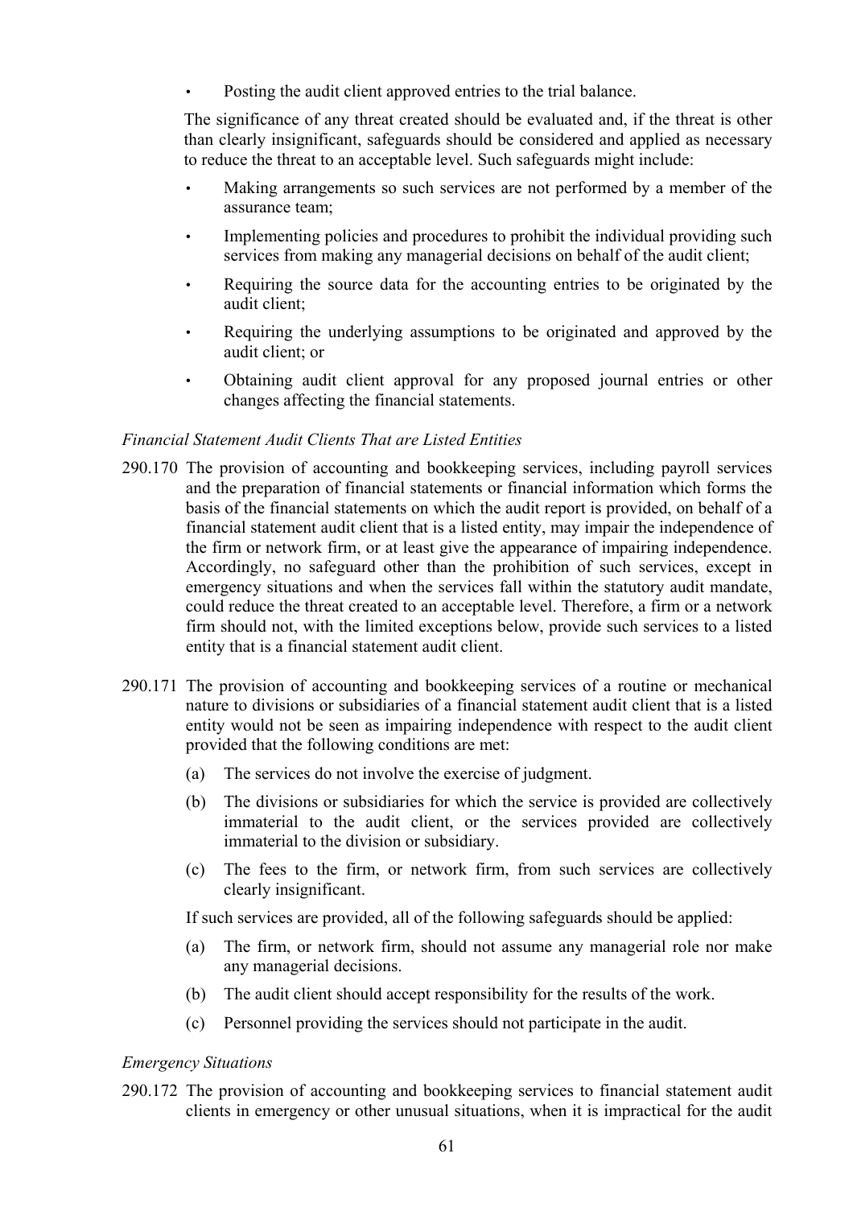- Posting the audit client approved entries to the trial balance.

The significance of any threat created should be evaluated and, if the threat is other than clearly insignificant, safeguards should be considered and applied as necessary to reduce the threat to an acceptable level. Such safeguards might include:

- Making arrangements so such services are not performed by a member of the assurance team;
- Implementing policies and procedures to prohibit the individual providing such services from making any managerial decisions on behalf of the audit client;
- Requiring the source data for the accounting entries to be originated by the audit client;
- Requiring the underlying assumptions to be originated and approved by the audit client; or
- Obtaining audit client approval for any proposed journal entries or other changes affecting the financial statements.

*Financial Statement Audit Clients That are Listed Entities*

290.170 The provision of accounting and bookkeeping services, including payroll services and the preparation of financial statements or financial information which forms the basis of the financial statements on which the audit report is provided, on behalf of a financial statement audit client that is a listed entity, may impair the independence of the firm or network firm, or at least give the appearance of impairing independence. Accordingly, no safeguard other than the prohibition of such services, except in emergency situations and when the services fall within the statutory audit mandate, could reduce the threat created to an acceptable level. Therefore, a firm or a network firm should not, with the limited exceptions below, provide such services to a listed entity that is a financial statement audit client.

290.171 The provision of accounting and bookkeeping services of a routine or mechanical nature to divisions or subsidiaries of a financial statement audit client that is a listed entity would not be seen as impairing independence with respect to the audit client provided that the following conditions are met:

(a) The services do not involve the exercise of judgment.

(b) The divisions or subsidiaries for which the service is provided are collectively immaterial to the audit client, or the services provided are collectively immaterial to the division or subsidiary.

(c) The fees to the firm, or network firm, from such services are collectively clearly insignificant.

If such services are provided, all of the following safeguards should be applied:

(a) The firm, or network firm, should not assume any managerial role nor make any managerial decisions.

(b) The audit client should accept responsibility for the results of the work.

(c) Personnel providing the services should not participate in the audit.

*Emergency Situations*

290.172 The provision of accounting and bookkeeping services to financial statement audit clients in emergency or other unusual situations, when it is impractical for the audit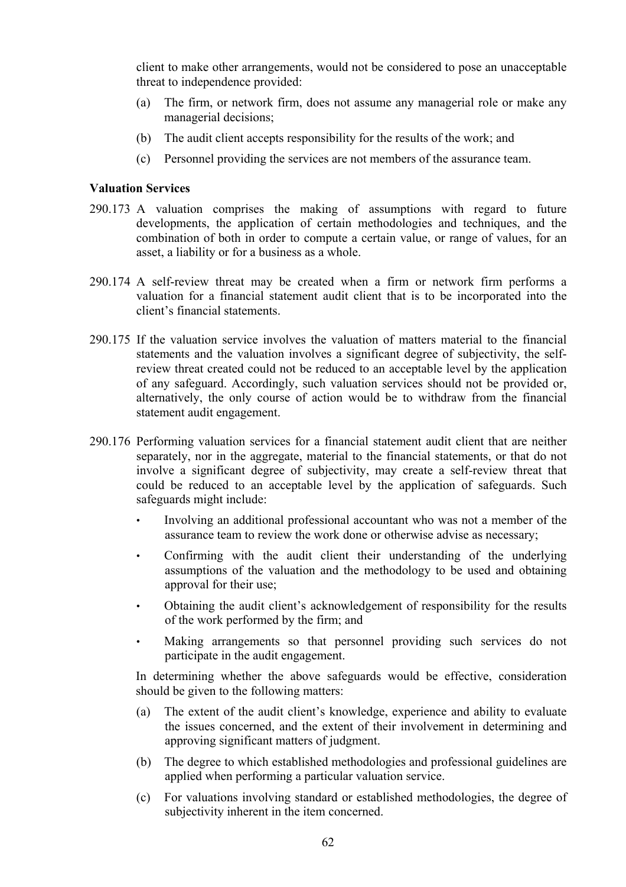client to make other arrangements, would not be considered to pose an unacceptable threat to independence provided:

(a) The firm, or network firm, does not assume any managerial role or make any managerial decisions;

(b) The audit client accepts responsibility for the results of the work; and

(c) Personnel providing the services are not members of the assurance team.

**Valuation Services**

290.173 A valuation comprises the making of assumptions with regard to future developments, the application of certain methodologies and techniques, and the combination of both in order to compute a certain value, or range of values, for an asset, a liability or for a business as a whole.

290.174 A self-review threat may be created when a firm or network firm performs a valuation for a financial statement audit client that is to be incorporated into the client's financial statements.

290.175 If the valuation service involves the valuation of matters material to the financial statements and the valuation involves a significant degree of subjectivity, the self-review threat created could not be reduced to an acceptable level by the application of any safeguard. Accordingly, such valuation services should not be provided or, alternatively, the only course of action would be to withdraw from the financial statement audit engagement.

290.176 Performing valuation services for a financial statement audit client that are neither separately, nor in the aggregate, material to the financial statements, or that do not involve a significant degree of subjectivity, may create a self-review threat that could be reduced to an acceptable level by the application of safeguards. Such safeguards might include:

- Involving an additional professional accountant who was not a member of the assurance team to review the work done or otherwise advise as necessary;
- Confirming with the audit client their understanding of the underlying assumptions of the valuation and the methodology to be used and obtaining approval for their use;
- Obtaining the audit client's acknowledgement of responsibility for the results of the work performed by the firm; and
- Making arrangements so that personnel providing such services do not participate in the audit engagement.

In determining whether the above safeguards would be effective, consideration should be given to the following matters:

(a) The extent of the audit client's knowledge, experience and ability to evaluate the issues concerned, and the extent of their involvement in determining and approving significant matters of judgment.

(b) The degree to which established methodologies and professional guidelines are applied when performing a particular valuation service.

(c) For valuations involving standard or established methodologies, the degree of subjectivity inherent in the item concerned.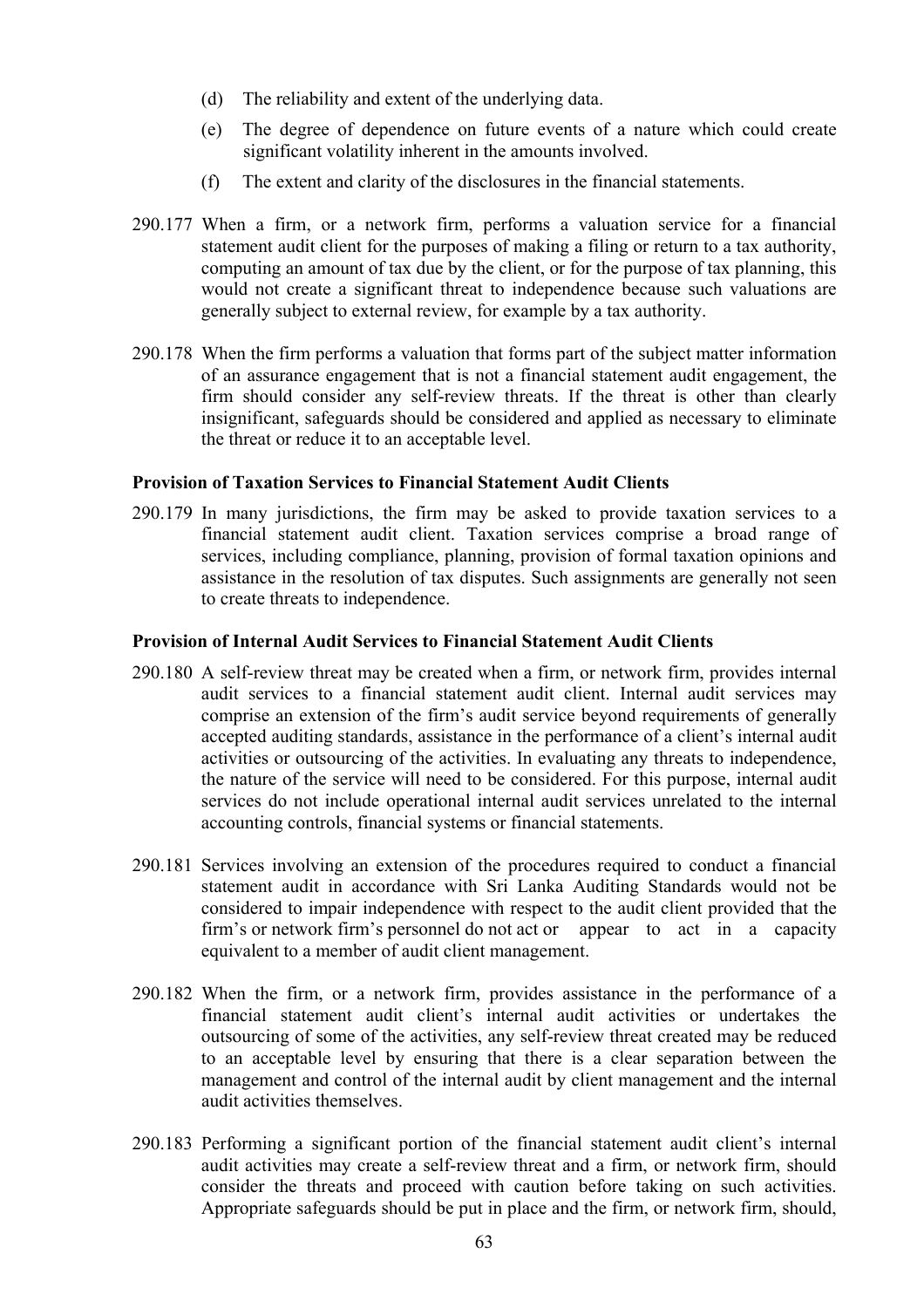(d) The reliability and extent of the underlying data.

(e) The degree of dependence on future events of a nature which could create significant volatility inherent in the amounts involved.

(f) The extent and clarity of the disclosures in the financial statements.

290.177 When a firm, or a network firm, performs a valuation service for a financial statement audit client for the purposes of making a filing or return to a tax authority, computing an amount of tax due by the client, or for the purpose of tax planning, this would not create a significant threat to independence because such valuations are generally subject to external review, for example by a tax authority.

290.178 When the firm performs a valuation that forms part of the subject matter information of an assurance engagement that is not a financial statement audit engagement, the firm should consider any self-review threats. If the threat is other than clearly insignificant, safeguards should be considered and applied as necessary to eliminate the threat or reduce it to an acceptable level.

**Provision of Taxation Services to Financial Statement Audit Clients**

290.179 In many jurisdictions, the firm may be asked to provide taxation services to a financial statement audit client. Taxation services comprise a broad range of services, including compliance, planning, provision of formal taxation opinions and assistance in the resolution of tax disputes. Such assignments are generally not seen to create threats to independence.

**Provision of Internal Audit Services to Financial Statement Audit Clients**

290.180 A self-review threat may be created when a firm, or network firm, provides internal audit services to a financial statement audit client. Internal audit services may comprise an extension of the firm's audit service beyond requirements of generally accepted auditing standards, assistance in the performance of a client's internal audit activities or outsourcing of the activities. In evaluating any threats to independence, the nature of the service will need to be considered. For this purpose, internal audit services do not include operational internal audit services unrelated to the internal accounting controls, financial systems or financial statements.

290.181 Services involving an extension of the procedures required to conduct a financial statement audit in accordance with Sri Lanka Auditing Standards would not be considered to impair independence with respect to the audit client provided that the firm's or network firm's personnel do not act or appear to act in a capacity equivalent to a member of audit client management.

290.182 When the firm, or a network firm, provides assistance in the performance of a financial statement audit client's internal audit activities or undertakes the outsourcing of some of the activities, any self-review threat created may be reduced to an acceptable level by ensuring that there is a clear separation between the management and control of the internal audit by client management and the internal audit activities themselves.

290.183 Performing a significant portion of the financial statement audit client's internal audit activities may create a self-review threat and a firm, or network firm, should consider the threats and proceed with caution before taking on such activities. Appropriate safeguards should be put in place and the firm, or network firm, should,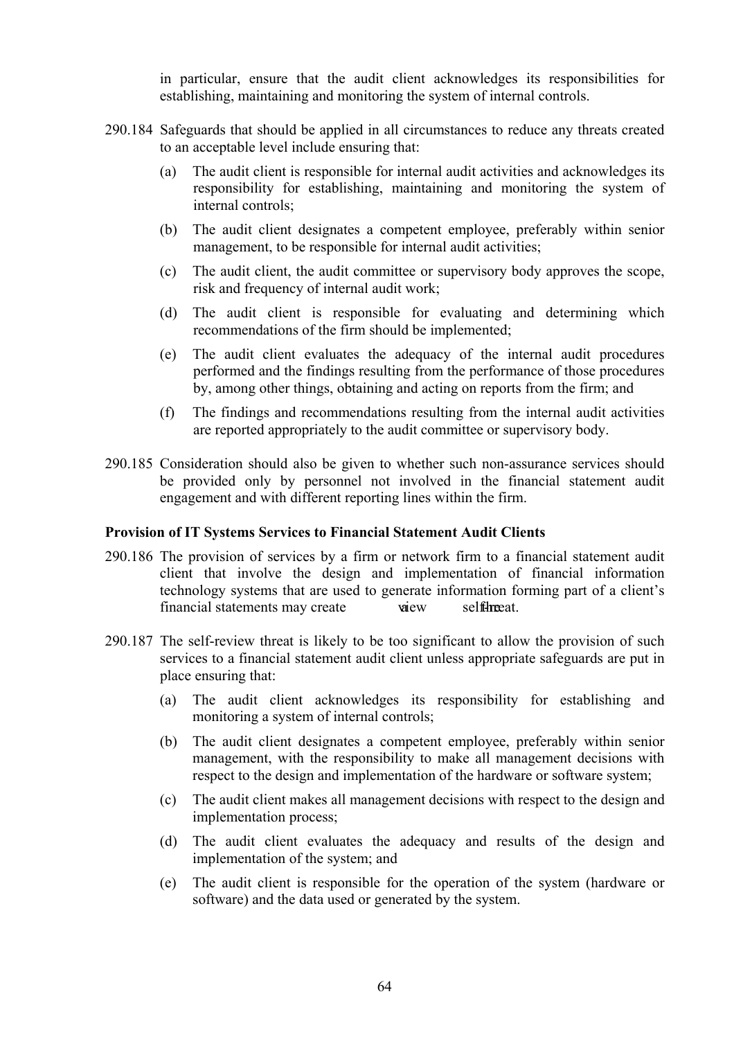in particular, ensure that the audit client acknowledges its responsibilities for establishing, maintaining and monitoring the system of internal controls.

290.184 Safeguards that should be applied in all circumstances to reduce any threats created to an acceptable level include ensuring that:

(a) The audit client is responsible for internal audit activities and acknowledges its responsibility for establishing, maintaining and monitoring the system of internal controls;

(b) The audit client designates a competent employee, preferably within senior management, to be responsible for internal audit activities;

(c) The audit client, the audit committee or supervisory body approves the scope, risk and frequency of internal audit work;

(d) The audit client is responsible for evaluating and determining which recommendations of the firm should be implemented;

(e) The audit client evaluates the adequacy of the internal audit procedures performed and the findings resulting from the performance of those procedures by, among other things, obtaining and acting on reports from the firm; and

(f) The findings and recommendations resulting from the internal audit activities are reported appropriately to the audit committee or supervisory body.

290.185 Consideration should also be given to whether such non-assurance services should be provided only by personnel not involved in the financial statement audit engagement and with different reporting lines within the firm.

**Provision of IT Systems Services to Financial Statement Audit Clients**

290.186 The provision of services by a firm or network firm to a financial statement audit client that involve the design and implementation of financial information technology systems that are used to generate information forming part of a client's financial statements may create a self-review threat.

290.187 The self-review threat is likely to be too significant to allow the provision of such services to a financial statement audit client unless appropriate safeguards are put in place ensuring that:

(a) The audit client acknowledges its responsibility for establishing and monitoring a system of internal controls;

(b) The audit client designates a competent employee, preferably within senior management, with the responsibility to make all management decisions with respect to the design and implementation of the hardware or software system;

(c) The audit client makes all management decisions with respect to the design and implementation process;

(d) The audit client evaluates the adequacy and results of the design and implementation of the system; and

(e) The audit client is responsible for the operation of the system (hardware or software) and the data used or generated by the system.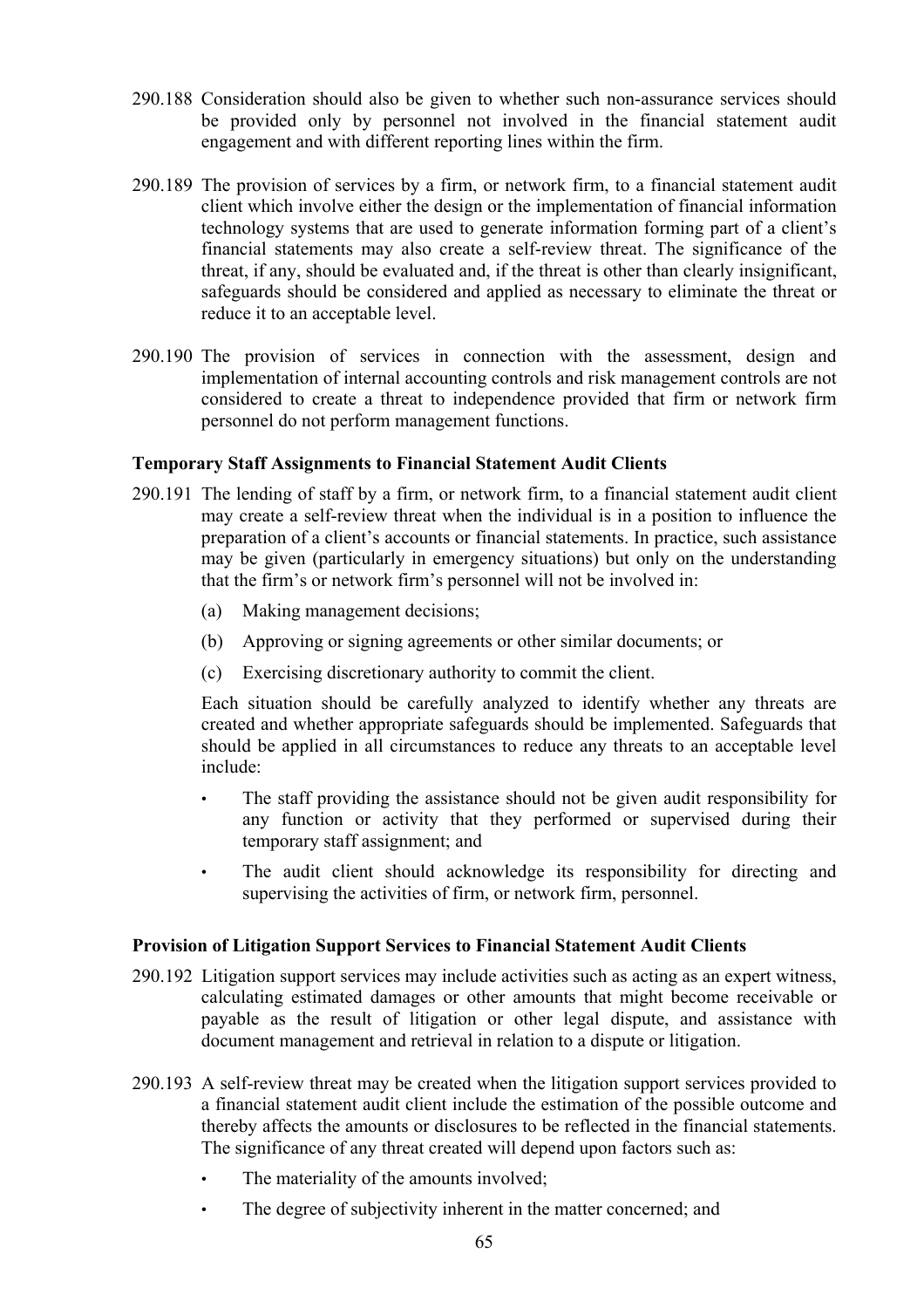290.188 Consideration should also be given to whether such non-assurance services should be provided only by personnel not involved in the financial statement audit engagement and with different reporting lines within the firm.

290.189 The provision of services by a firm, or network firm, to a financial statement audit client which involve either the design or the implementation of financial information technology systems that are used to generate information forming part of a client's financial statements may also create a self-review threat. The significance of the threat, if any, should be evaluated and, if the threat is other than clearly insignificant, safeguards should be considered and applied as necessary to eliminate the threat or reduce it to an acceptable level.

290.190 The provision of services in connection with the assessment, design and implementation of internal accounting controls and risk management controls are not considered to create a threat to independence provided that firm or network firm personnel do not perform management functions.

**Temporary Staff Assignments to Financial Statement Audit Clients**

290.191 The lending of staff by a firm, or network firm, to a financial statement audit client may create a self-review threat when the individual is in a position to influence the preparation of a client's accounts or financial statements. In practice, such assistance may be given (particularly in emergency situations) but only on the understanding that the firm's or network firm's personnel will not be involved in:

(a) Making management decisions;

(b) Approving or signing agreements or other similar documents; or

(c) Exercising discretionary authority to commit the client.

Each situation should be carefully analyzed to identify whether any threats are created and whether appropriate safeguards should be implemented. Safeguards that should be applied in all circumstances to reduce any threats to an acceptable level include:

- The staff providing the assistance should not be given audit responsibility for any function or activity that they performed or supervised during their temporary staff assignment; and
- The audit client should acknowledge its responsibility for directing and supervising the activities of firm, or network firm, personnel.

**Provision of Litigation Support Services to Financial Statement Audit Clients**

290.192 Litigation support services may include activities such as acting as an expert witness, calculating estimated damages or other amounts that might become receivable or payable as the result of litigation or other legal dispute, and assistance with document management and retrieval in relation to a dispute or litigation.

290.193 A self-review threat may be created when the litigation support services provided to a financial statement audit client include the estimation of the possible outcome and thereby affects the amounts or disclosures to be reflected in the financial statements. The significance of any threat created will depend upon factors such as:

- The materiality of the amounts involved;
- The degree of subjectivity inherent in the matter concerned; and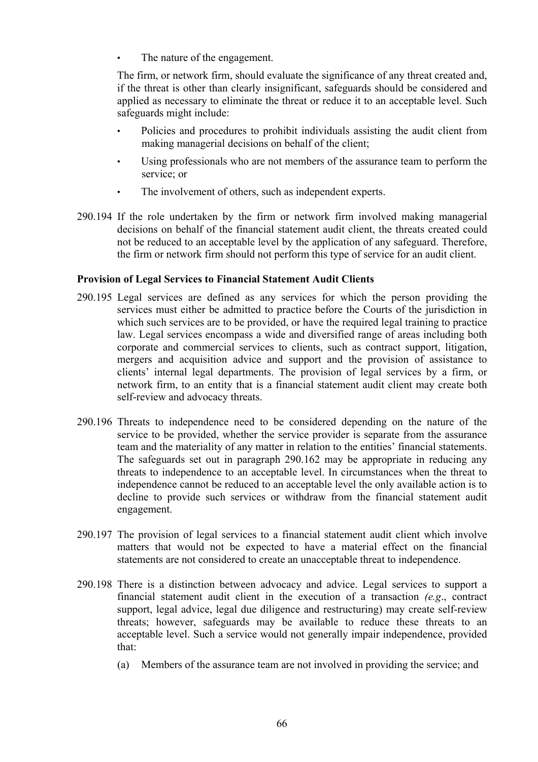- The nature of the engagement.

The firm, or network firm, should evaluate the significance of any threat created and, if the threat is other than clearly insignificant, safeguards should be considered and applied as necessary to eliminate the threat or reduce it to an acceptable level. Such safeguards might include:

- Policies and procedures to prohibit individuals assisting the audit client from making managerial decisions on behalf of the client;
- Using professionals who are not members of the assurance team to perform the service; or
- The involvement of others, such as independent experts.

290.194 If the role undertaken by the firm or network firm involved making managerial decisions on behalf of the financial statement audit client, the threats created could not be reduced to an acceptable level by the application of any safeguard. Therefore, the firm or network firm should not perform this type of service for an audit client.

**Provision of Legal Services to Financial Statement Audit Clients**

290.195 Legal services are defined as any services for which the person providing the services must either be admitted to practice before the Courts of the jurisdiction in which such services are to be provided, or have the required legal training to practice law. Legal services encompass a wide and diversified range of areas including both corporate and commercial services to clients, such as contract support, litigation, mergers and acquisition advice and support and the provision of assistance to clients' internal legal departments. The provision of legal services by a firm, or network firm, to an entity that is a financial statement audit client may create both self-review and advocacy threats.

290.196 Threats to independence need to be considered depending on the nature of the service to be provided, whether the service provider is separate from the assurance team and the materiality of any matter in relation to the entities' financial statements. The safeguards set out in paragraph 290.162 may be appropriate in reducing any threats to independence to an acceptable level. In circumstances when the threat to independence cannot be reduced to an acceptable level the only available action is to decline to provide such services or withdraw from the financial statement audit engagement.

290.197 The provision of legal services to a financial statement audit client which involve matters that would not be expected to have a material effect on the financial statements are not considered to create an unacceptable threat to independence.

290.198 There is a distinction between advocacy and advice. Legal services to support a financial statement audit client in the execution of a transaction *(e.g*., contract support, legal advice, legal due diligence and restructuring) may create self-review threats; however, safeguards may be available to reduce these threats to an acceptable level. Such a service would not generally impair independence, provided that:

(a) Members of the assurance team are not involved in providing the service; and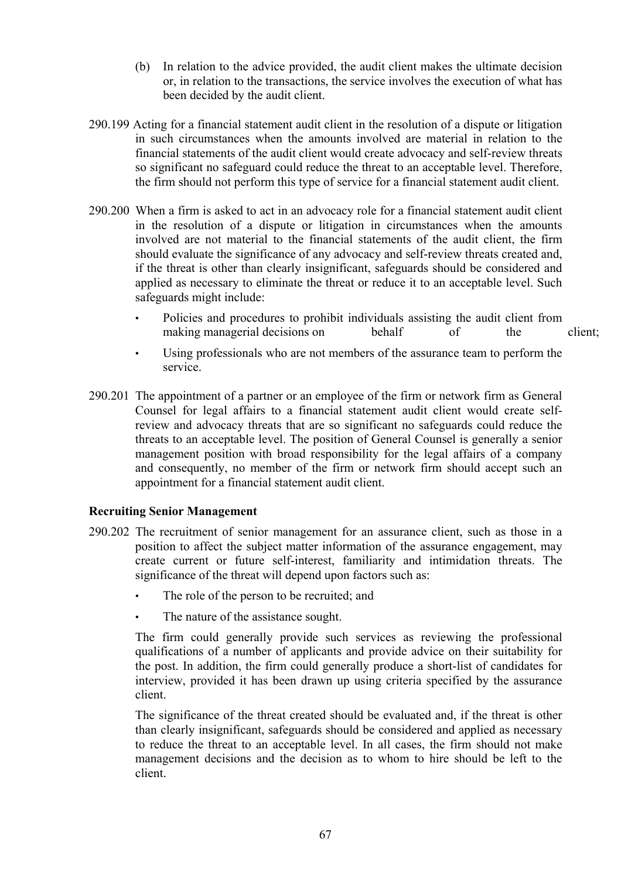(b) In relation to the advice provided, the audit client makes the ultimate decision or, in relation to the transactions, the service involves the execution of what has been decided by the audit client.

290.199 Acting for a financial statement audit client in the resolution of a dispute or litigation in such circumstances when the amounts involved are material in relation to the financial statements of the audit client would create advocacy and self-review threats so significant no safeguard could reduce the threat to an acceptable level. Therefore, the firm should not perform this type of service for a financial statement audit client.

290.200 When a firm is asked to act in an advocacy role for a financial statement audit client in the resolution of a dispute or litigation in circumstances when the amounts involved are not material to the financial statements of the audit client, the firm should evaluate the significance of any advocacy and self-review threats created and, if the threat is other than clearly insignificant, safeguards should be considered and applied as necessary to eliminate the threat or reduce it to an acceptable level. Such safeguards might include:

- Policies and procedures to prohibit individuals assisting the audit client from making managerial decisions on behalf of the client;
- Using professionals who are not members of the assurance team to perform the service.

290.201 The appointment of a partner or an employee of the firm or network firm as General Counsel for legal affairs to a financial statement audit client would create self-review and advocacy threats that are so significant no safeguards could reduce the threats to an acceptable level. The position of General Counsel is generally a senior management position with broad responsibility for the legal affairs of a company and consequently, no member of the firm or network firm should accept such an appointment for a financial statement audit client.

**Recruiting Senior Management**

290.202 The recruitment of senior management for an assurance client, such as those in a position to affect the subject matter information of the assurance engagement, may create current or future self-interest, familiarity and intimidation threats. The significance of the threat will depend upon factors such as:

- The role of the person to be recruited; and
- The nature of the assistance sought.

The firm could generally provide such services as reviewing the professional qualifications of a number of applicants and provide advice on their suitability for the post. In addition, the firm could generally produce a short-list of candidates for interview, provided it has been drawn up using criteria specified by the assurance client.

The significance of the threat created should be evaluated and, if the threat is other than clearly insignificant, safeguards should be considered and applied as necessary to reduce the threat to an acceptable level. In all cases, the firm should not make management decisions and the decision as to whom to hire should be left to the client.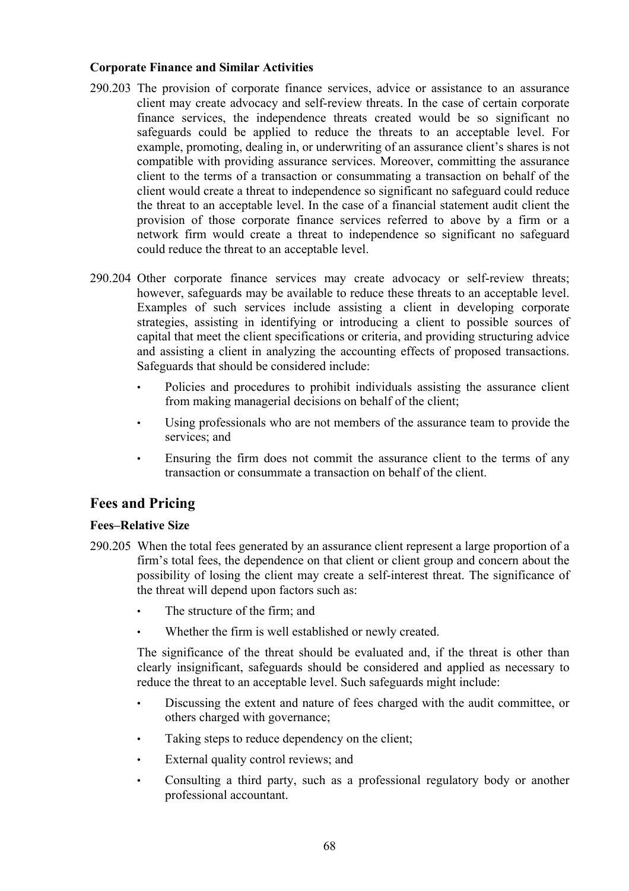#### Corporate Finance and Similar Activities

290.203 The provision of corporate finance services, advice or assistance to an assurance client may create advocacy and self-review threats. In the case of certain corporate finance services, the independence threats created would be so significant no safeguards could be applied to reduce the threats to an acceptable level. For example, promoting, dealing in, or underwriting of an assurance client's shares is not compatible with providing assurance services. Moreover, committing the assurance client to the terms of a transaction or consummating a transaction on behalf of the client would create a threat to independence so significant no safeguard could reduce the threat to an acceptable level. In the case of a financial statement audit client the provision of those corporate finance services referred to above by a firm or a network firm would create a threat to independence so significant no safeguard could reduce the threat to an acceptable level.

290.204 Other corporate finance services may create advocacy or self-review threats; however, safeguards may be available to reduce these threats to an acceptable level. Examples of such services include assisting a client in developing corporate strategies, assisting in identifying or introducing a client to possible sources of capital that meet the client specifications or criteria, and providing structuring advice and assisting a client in analyzing the accounting effects of proposed transactions. Safeguards that should be considered include:

- Policies and procedures to prohibit individuals assisting the assurance client from making managerial decisions on behalf of the client;
- Using professionals who are not members of the assurance team to provide the services; and
- Ensuring the firm does not commit the assurance client to the terms of any transaction or consummate a transaction on behalf of the client.

## Fees and Pricing

#### Fees–Relative Size

290.205 When the total fees generated by an assurance client represent a large proportion of a firm's total fees, the dependence on that client or client group and concern about the possibility of losing the client may create a self-interest threat. The significance of the threat will depend upon factors such as:

- The structure of the firm; and
- Whether the firm is well established or newly created.

The significance of the threat should be evaluated and, if the threat is other than clearly insignificant, safeguards should be considered and applied as necessary to reduce the threat to an acceptable level. Such safeguards might include:

- Discussing the extent and nature of fees charged with the audit committee, or others charged with governance;
- Taking steps to reduce dependency on the client;
- External quality control reviews; and
- Consulting a third party, such as a professional regulatory body or another professional accountant.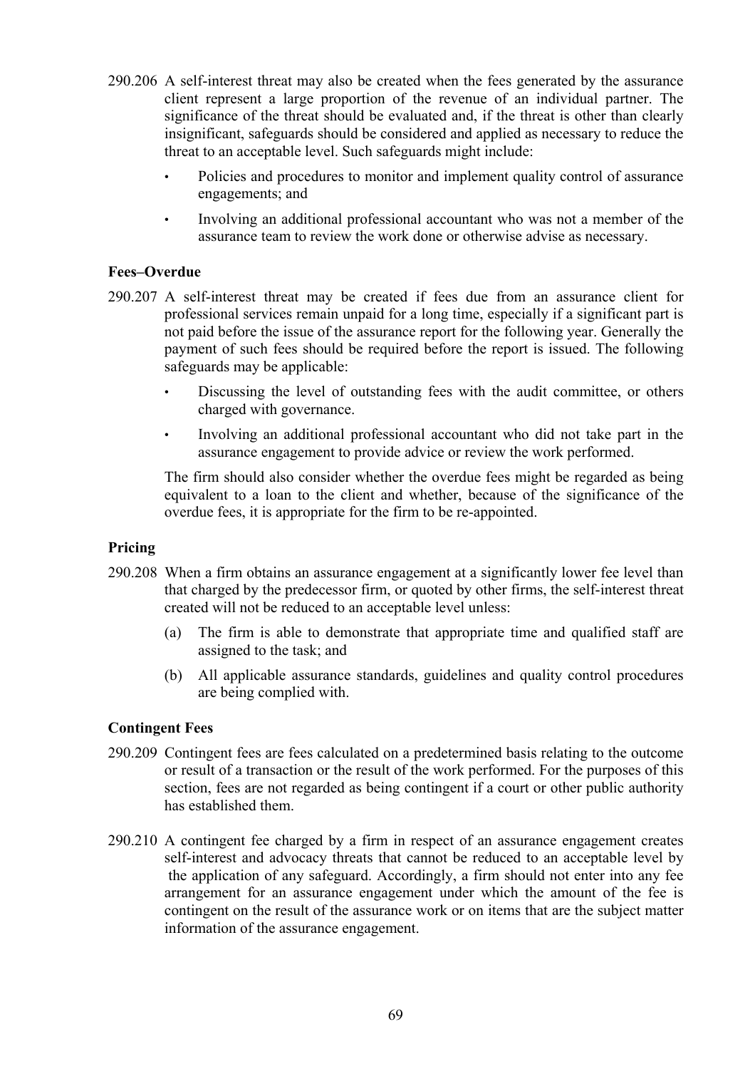290.206 A self-interest threat may also be created when the fees generated by the assurance client represent a large proportion of the revenue of an individual partner. The significance of the threat should be evaluated and, if the threat is other than clearly insignificant, safeguards should be considered and applied as necessary to reduce the threat to an acceptable level. Such safeguards might include:

- Policies and procedures to monitor and implement quality control of assurance engagements; and
- Involving an additional professional accountant who was not a member of the assurance team to review the work done or otherwise advise as necessary.

**Fees–Overdue**

290.207 A self-interest threat may be created if fees due from an assurance client for professional services remain unpaid for a long time, especially if a significant part is not paid before the issue of the assurance report for the following year. Generally the payment of such fees should be required before the report is issued. The following safeguards may be applicable:

- Discussing the level of outstanding fees with the audit committee, or others charged with governance.
- Involving an additional professional accountant who did not take part in the assurance engagement to provide advice or review the work performed.

The firm should also consider whether the overdue fees might be regarded as being equivalent to a loan to the client and whether, because of the significance of the overdue fees, it is appropriate for the firm to be re-appointed.

**Pricing**

290.208 When a firm obtains an assurance engagement at a significantly lower fee level than that charged by the predecessor firm, or quoted by other firms, the self-interest threat created will not be reduced to an acceptable level unless:

(a) The firm is able to demonstrate that appropriate time and qualified staff are assigned to the task; and

(b) All applicable assurance standards, guidelines and quality control procedures are being complied with.

**Contingent Fees**

290.209 Contingent fees are fees calculated on a predetermined basis relating to the outcome or result of a transaction or the result of the work performed. For the purposes of this section, fees are not regarded as being contingent if a court or other public authority has established them.

290.210 A contingent fee charged by a firm in respect of an assurance engagement creates self-interest and advocacy threats that cannot be reduced to an acceptable level by the application of any safeguard. Accordingly, a firm should not enter into any fee arrangement for an assurance engagement under which the amount of the fee is contingent on the result of the assurance work or on items that are the subject matter information of the assurance engagement.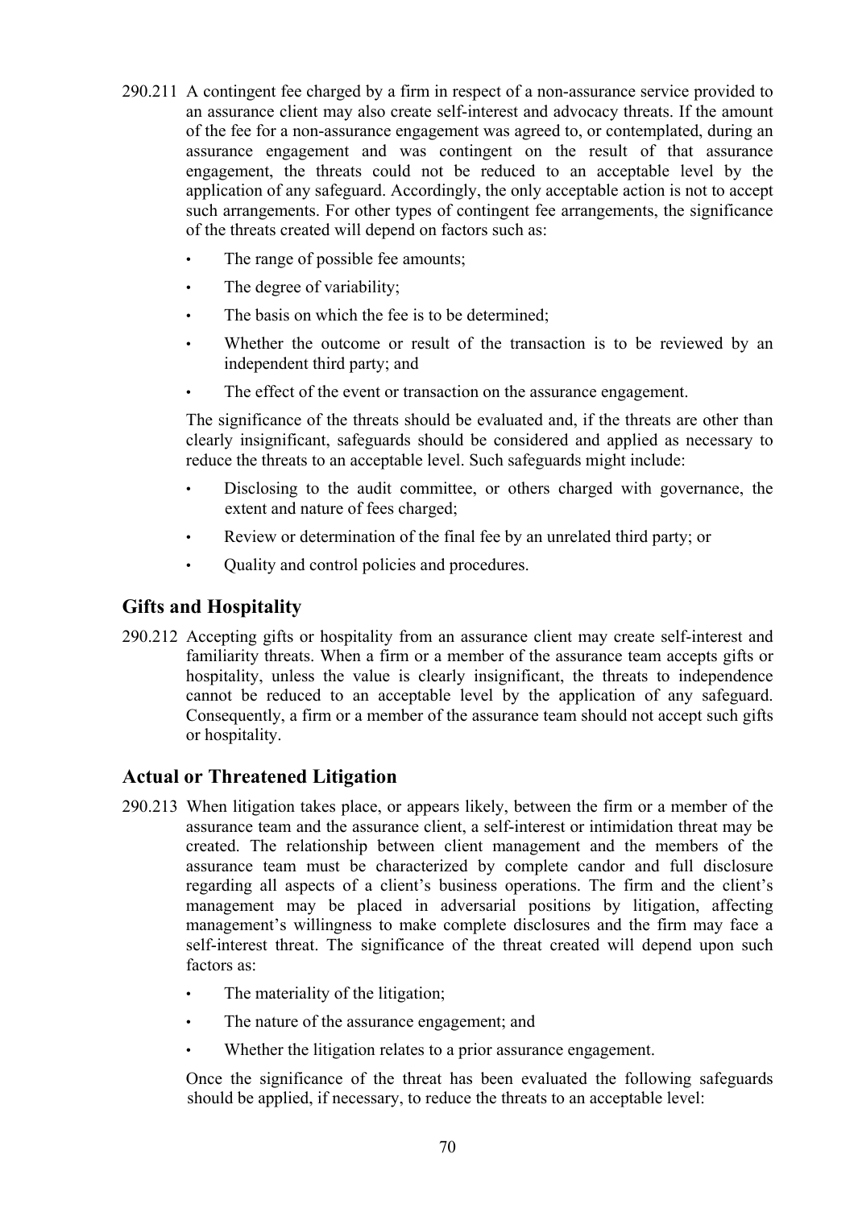290.211 A contingent fee charged by a firm in respect of a non-assurance service provided to an assurance client may also create self-interest and advocacy threats. If the amount of the fee for a non-assurance engagement was agreed to, or contemplated, during an assurance engagement and was contingent on the result of that assurance engagement, the threats could not be reduced to an acceptable level by the application of any safeguard. Accordingly, the only acceptable action is not to accept such arrangements. For other types of contingent fee arrangements, the significance of the threats created will depend on factors such as:

- The range of possible fee amounts;
- The degree of variability;
- The basis on which the fee is to be determined;
- Whether the outcome or result of the transaction is to be reviewed by an independent third party; and
- The effect of the event or transaction on the assurance engagement.

The significance of the threats should be evaluated and, if the threats are other than clearly insignificant, safeguards should be considered and applied as necessary to reduce the threats to an acceptable level. Such safeguards might include:

- Disclosing to the audit committee, or others charged with governance, the extent and nature of fees charged;
- Review or determination of the final fee by an unrelated third party; or
- Quality and control policies and procedures.

## Gifts and Hospitality

290.212 Accepting gifts or hospitality from an assurance client may create self-interest and familiarity threats. When a firm or a member of the assurance team accepts gifts or hospitality, unless the value is clearly insignificant, the threats to independence cannot be reduced to an acceptable level by the application of any safeguard. Consequently, a firm or a member of the assurance team should not accept such gifts or hospitality.

## Actual or Threatened Litigation

290.213 When litigation takes place, or appears likely, between the firm or a member of the assurance team and the assurance client, a self-interest or intimidation threat may be created. The relationship between client management and the members of the assurance team must be characterized by complete candor and full disclosure regarding all aspects of a client's business operations. The firm and the client's management may be placed in adversarial positions by litigation, affecting management's willingness to make complete disclosures and the firm may face a self-interest threat. The significance of the threat created will depend upon such factors as:

- The materiality of the litigation;
- The nature of the assurance engagement; and
- Whether the litigation relates to a prior assurance engagement.

Once the significance of the threat has been evaluated the following safeguards should be applied, if necessary, to reduce the threats to an acceptable level: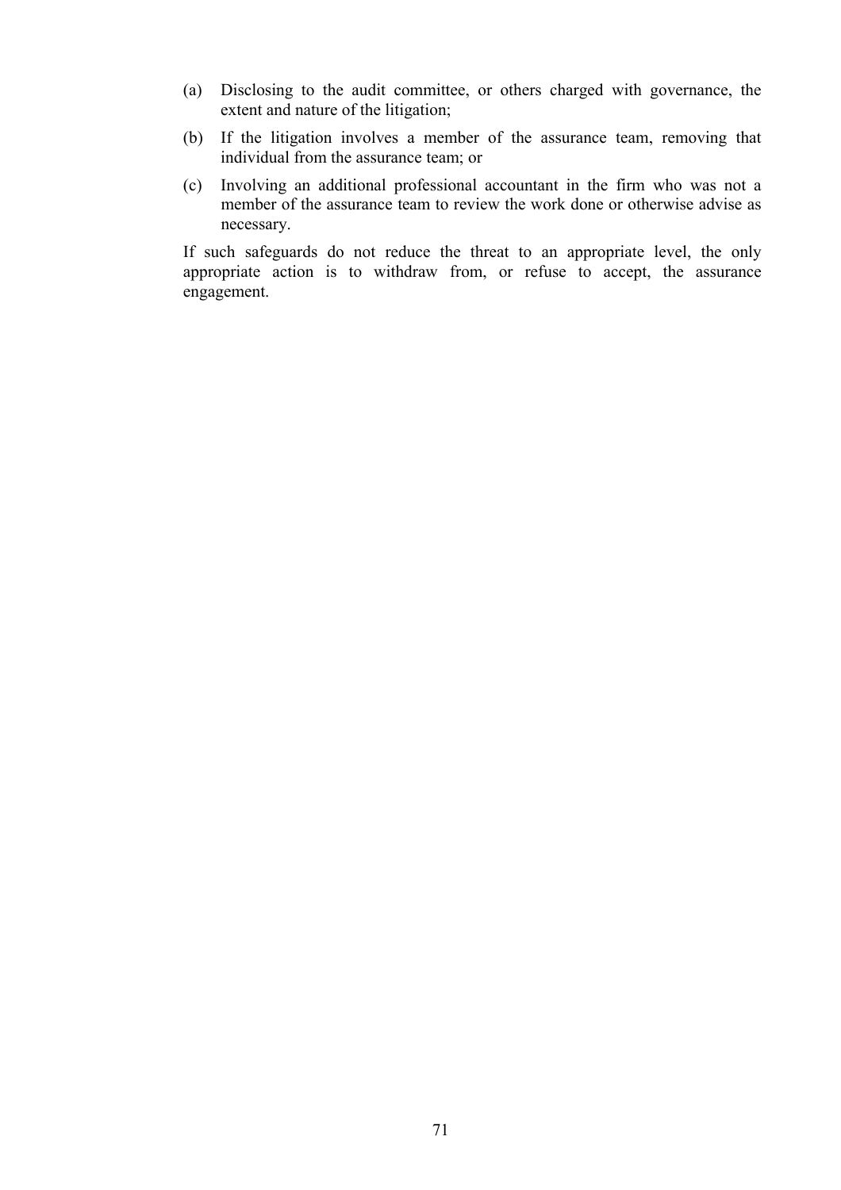(a) Disclosing to the audit committee, or others charged with governance, the extent and nature of the litigation;

(b) If the litigation involves a member of the assurance team, removing that individual from the assurance team; or

(c) Involving an additional professional accountant in the firm who was not a member of the assurance team to review the work done or otherwise advise as necessary.

If such safeguards do not reduce the threat to an appropriate level, the only appropriate action is to withdraw from, or refuse to accept, the assurance engagement.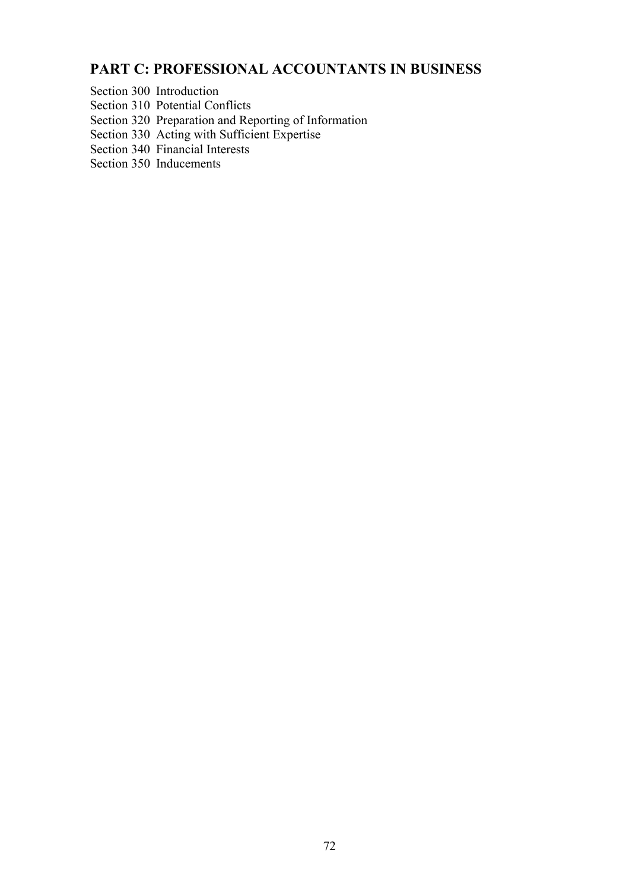## PART C: PROFESSIONAL ACCOUNTANTS IN BUSINESS

Section 300 Introduction
Section 310 Potential Conflicts
Section 320 Preparation and Reporting of Information
Section 330 Acting with Sufficient Expertise
Section 340 Financial Interests
Section 350 Inducements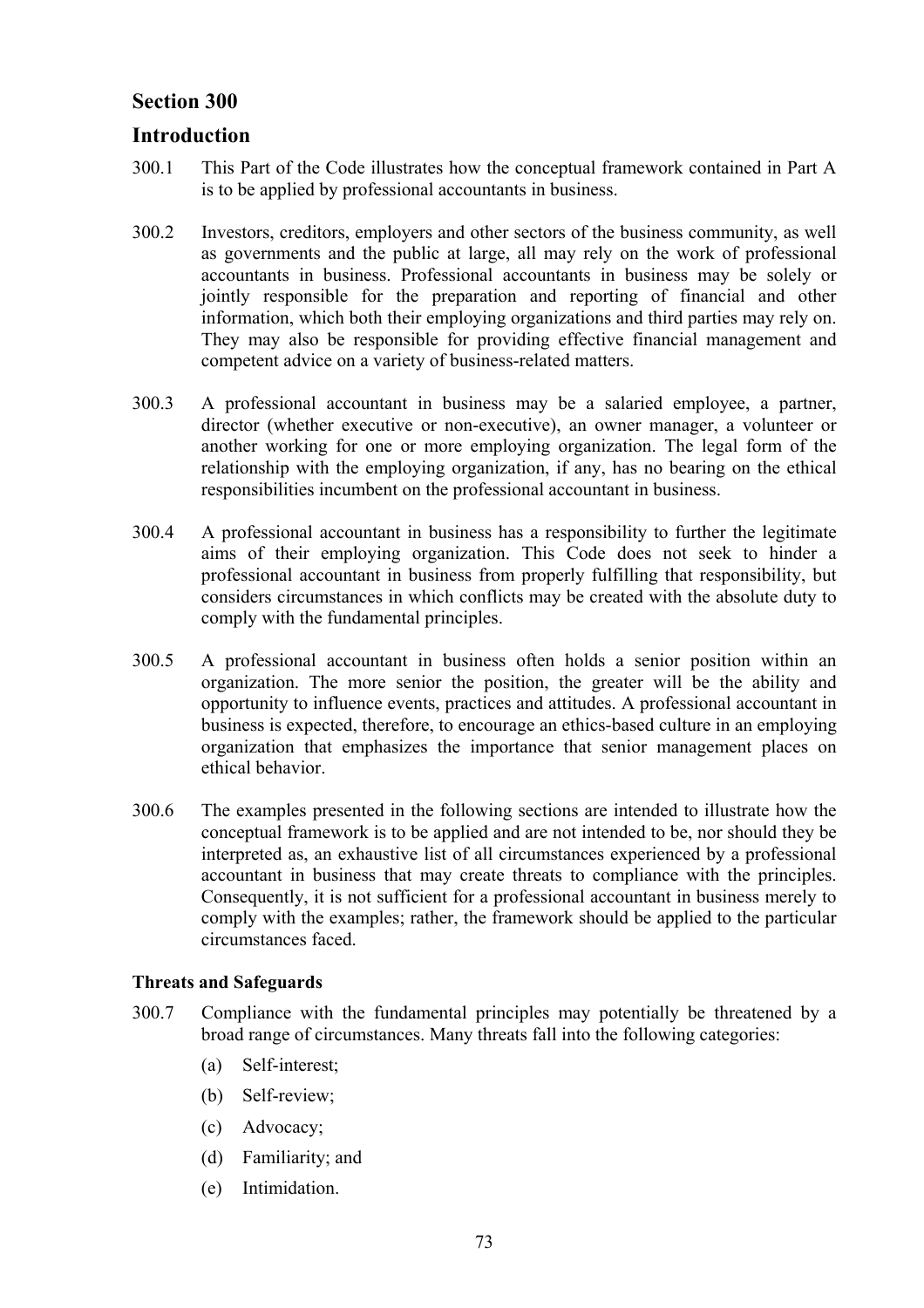## Section 300

## Introduction

300.1 This Part of the Code illustrates how the conceptual framework contained in Part A is to be applied by professional accountants in business.

300.2 Investors, creditors, employers and other sectors of the business community, as well as governments and the public at large, all may rely on the work of professional accountants in business. Professional accountants in business may be solely or jointly responsible for the preparation and reporting of financial and other information, which both their employing organizations and third parties may rely on. They may also be responsible for providing effective financial management and competent advice on a variety of business-related matters.

300.3 A professional accountant in business may be a salaried employee, a partner, director (whether executive or non-executive), an owner manager, a volunteer or another working for one or more employing organization. The legal form of the relationship with the employing organization, if any, has no bearing on the ethical responsibilities incumbent on the professional accountant in business.

300.4 A professional accountant in business has a responsibility to further the legitimate aims of their employing organization. This Code does not seek to hinder a professional accountant in business from properly fulfilling that responsibility, but considers circumstances in which conflicts may be created with the absolute duty to comply with the fundamental principles.

300.5 A professional accountant in business often holds a senior position within an organization. The more senior the position, the greater will be the ability and opportunity to influence events, practices and attitudes. A professional accountant in business is expected, therefore, to encourage an ethics-based culture in an employing organization that emphasizes the importance that senior management places on ethical behavior.

300.6 The examples presented in the following sections are intended to illustrate how the conceptual framework is to be applied and are not intended to be, nor should they be interpreted as, an exhaustive list of all circumstances experienced by a professional accountant in business that may create threats to compliance with the principles. Consequently, it is not sufficient for a professional accountant in business merely to comply with the examples; rather, the framework should be applied to the particular circumstances faced.

**Threats and Safeguards**

300.7 Compliance with the fundamental principles may potentially be threatened by a broad range of circumstances. Many threats fall into the following categories:

(a) Self-interest;

(b) Self-review;

(c) Advocacy;

(d) Familiarity; and

(e) Intimidation.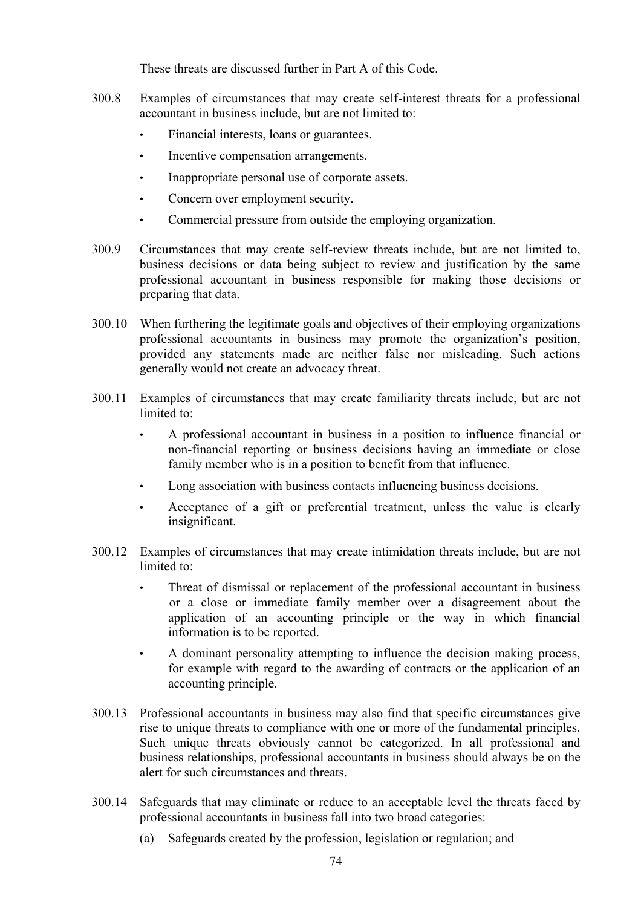These threats are discussed further in Part A of this Code.

300.8 Examples of circumstances that may create self-interest threats for a professional accountant in business include, but are not limited to:

- Financial interests, loans or guarantees.
- Incentive compensation arrangements.
- Inappropriate personal use of corporate assets.
- Concern over employment security.
- Commercial pressure from outside the employing organization.

300.9 Circumstances that may create self-review threats include, but are not limited to, business decisions or data being subject to review and justification by the same professional accountant in business responsible for making those decisions or preparing that data.

300.10 When furthering the legitimate goals and objectives of their employing organizations professional accountants in business may promote the organization's position, provided any statements made are neither false nor misleading. Such actions generally would not create an advocacy threat.

300.11 Examples of circumstances that may create familiarity threats include, but are not limited to:

- A professional accountant in business in a position to influence financial or non-financial reporting or business decisions having an immediate or close family member who is in a position to benefit from that influence.
- Long association with business contacts influencing business decisions.
- Acceptance of a gift or preferential treatment, unless the value is clearly insignificant.

300.12 Examples of circumstances that may create intimidation threats include, but are not limited to:

- Threat of dismissal or replacement of the professional accountant in business or a close or immediate family member over a disagreement about the application of an accounting principle or the way in which financial information is to be reported.
- A dominant personality attempting to influence the decision making process, for example with regard to the awarding of contracts or the application of an accounting principle.

300.13 Professional accountants in business may also find that specific circumstances give rise to unique threats to compliance with one or more of the fundamental principles. Such unique threats obviously cannot be categorized. In all professional and business relationships, professional accountants in business should always be on the alert for such circumstances and threats.

300.14 Safeguards that may eliminate or reduce to an acceptable level the threats faced by professional accountants in business fall into two broad categories:

(a) Safeguards created by the profession, legislation or regulation; and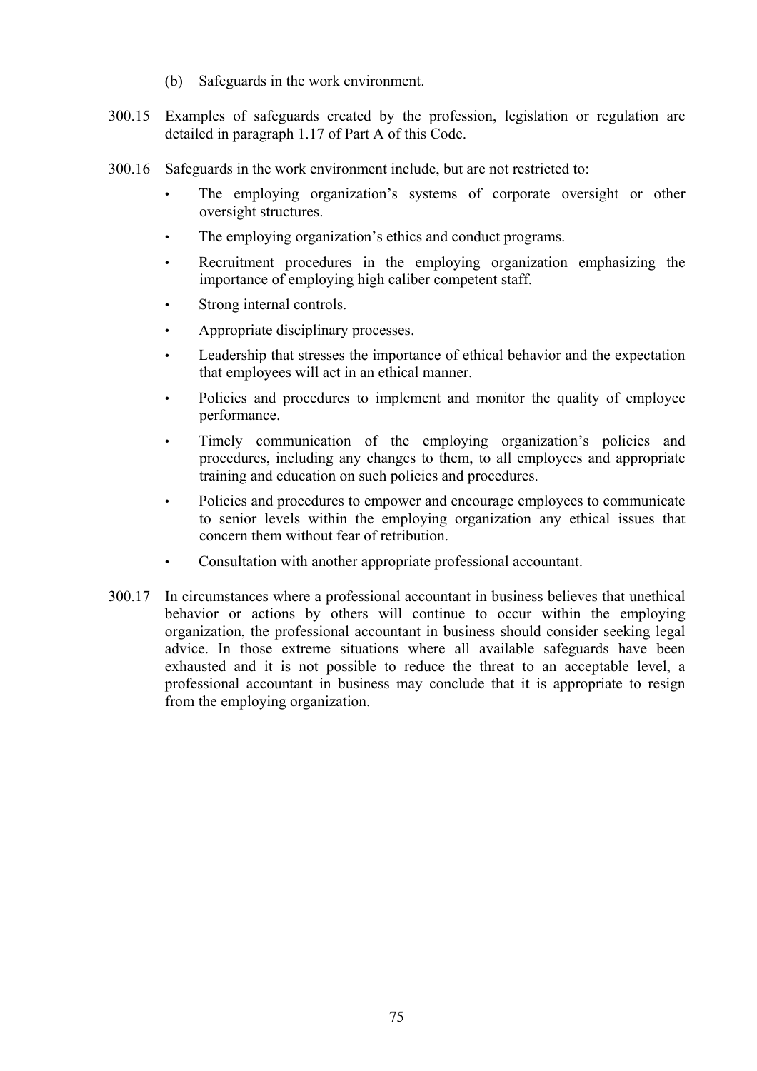(b) Safeguards in the work environment.

300.15 Examples of safeguards created by the profession, legislation or regulation are detailed in paragraph 1.17 of Part A of this Code.

300.16 Safeguards in the work environment include, but are not restricted to:

- The employing organization's systems of corporate oversight or other oversight structures.
- The employing organization's ethics and conduct programs.
- Recruitment procedures in the employing organization emphasizing the importance of employing high caliber competent staff.
- Strong internal controls.
- Appropriate disciplinary processes.
- Leadership that stresses the importance of ethical behavior and the expectation that employees will act in an ethical manner.
- Policies and procedures to implement and monitor the quality of employee performance.
- Timely communication of the employing organization's policies and procedures, including any changes to them, to all employees and appropriate training and education on such policies and procedures.
- Policies and procedures to empower and encourage employees to communicate to senior levels within the employing organization any ethical issues that concern them without fear of retribution.
- Consultation with another appropriate professional accountant.

300.17 In circumstances where a professional accountant in business believes that unethical behavior or actions by others will continue to occur within the employing organization, the professional accountant in business should consider seeking legal advice. In those extreme situations where all available safeguards have been exhausted and it is not possible to reduce the threat to an acceptable level, a professional accountant in business may conclude that it is appropriate to resign from the employing organization.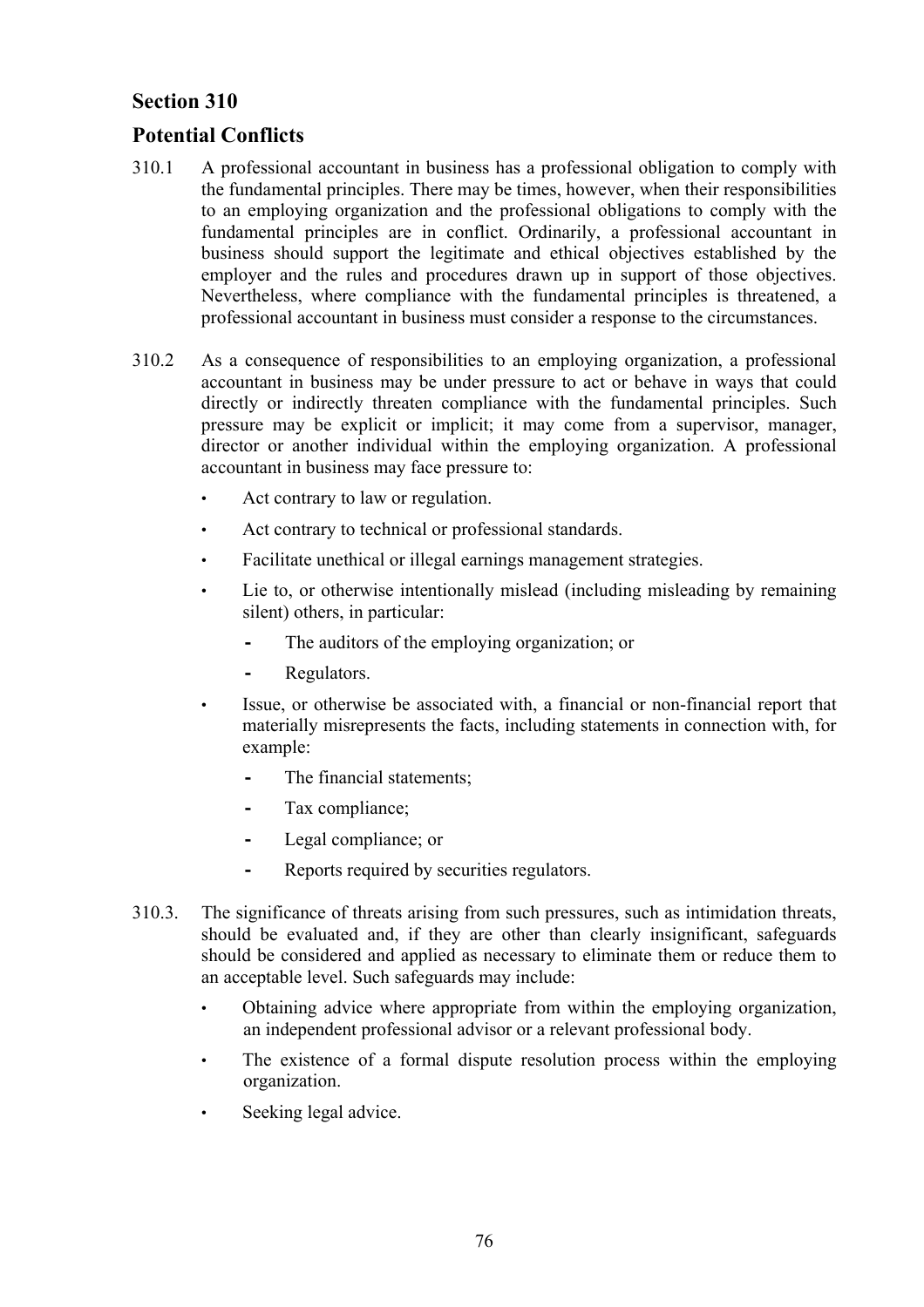## Section 310

## Potential Conflicts

310.1 A professional accountant in business has a professional obligation to comply with the fundamental principles. There may be times, however, when their responsibilities to an employing organization and the professional obligations to comply with the fundamental principles are in conflict. Ordinarily, a professional accountant in business should support the legitimate and ethical objectives established by the employer and the rules and procedures drawn up in support of those objectives. Nevertheless, where compliance with the fundamental principles is threatened, a professional accountant in business must consider a response to the circumstances.

310.2 As a consequence of responsibilities to an employing organization, a professional accountant in business may be under pressure to act or behave in ways that could directly or indirectly threaten compliance with the fundamental principles. Such pressure may be explicit or implicit; it may come from a supervisor, manager, director or another individual within the employing organization. A professional accountant in business may face pressure to:

- Act contrary to law or regulation.
- Act contrary to technical or professional standards.
- Facilitate unethical or illegal earnings management strategies.
- Lie to, or otherwise intentionally mislead (including misleading by remaining silent) others, in particular:
  - The auditors of the employing organization; or
  - Regulators.
- Issue, or otherwise be associated with, a financial or non-financial report that materially misrepresents the facts, including statements in connection with, for example:
  - The financial statements;
  - Tax compliance;
  - Legal compliance; or
  - Reports required by securities regulators.

310.3. The significance of threats arising from such pressures, such as intimidation threats, should be evaluated and, if they are other than clearly insignificant, safeguards should be considered and applied as necessary to eliminate them or reduce them to an acceptable level. Such safeguards may include:

- Obtaining advice where appropriate from within the employing organization, an independent professional advisor or a relevant professional body.
- The existence of a formal dispute resolution process within the employing organization.
- Seeking legal advice.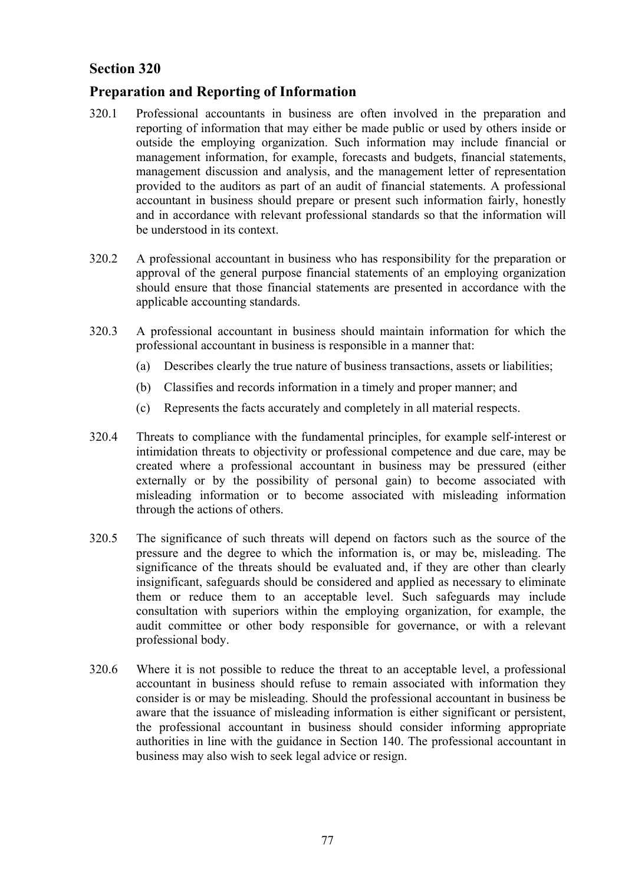## Section 320

## Preparation and Reporting of Information

320.1 Professional accountants in business are often involved in the preparation and reporting of information that may either be made public or used by others inside or outside the employing organization. Such information may include financial or management information, for example, forecasts and budgets, financial statements, management discussion and analysis, and the management letter of representation provided to the auditors as part of an audit of financial statements. A professional accountant in business should prepare or present such information fairly, honestly and in accordance with relevant professional standards so that the information will be understood in its context.

320.2 A professional accountant in business who has responsibility for the preparation or approval of the general purpose financial statements of an employing organization should ensure that those financial statements are presented in accordance with the applicable accounting standards.

320.3 A professional accountant in business should maintain information for which the professional accountant in business is responsible in a manner that:

(a) Describes clearly the true nature of business transactions, assets or liabilities;

(b) Classifies and records information in a timely and proper manner; and

(c) Represents the facts accurately and completely in all material respects.

320.4 Threats to compliance with the fundamental principles, for example self-interest or intimidation threats to objectivity or professional competence and due care, may be created where a professional accountant in business may be pressured (either externally or by the possibility of personal gain) to become associated with misleading information or to become associated with misleading information through the actions of others.

320.5 The significance of such threats will depend on factors such as the source of the pressure and the degree to which the information is, or may be, misleading. The significance of the threats should be evaluated and, if they are other than clearly insignificant, safeguards should be considered and applied as necessary to eliminate them or reduce them to an acceptable level. Such safeguards may include consultation with superiors within the employing organization, for example, the audit committee or other body responsible for governance, or with a relevant professional body.

320.6 Where it is not possible to reduce the threat to an acceptable level, a professional accountant in business should refuse to remain associated with information they consider is or may be misleading. Should the professional accountant in business be aware that the issuance of misleading information is either significant or persistent, the professional accountant in business should consider informing appropriate authorities in line with the guidance in Section 140. The professional accountant in business may also wish to seek legal advice or resign.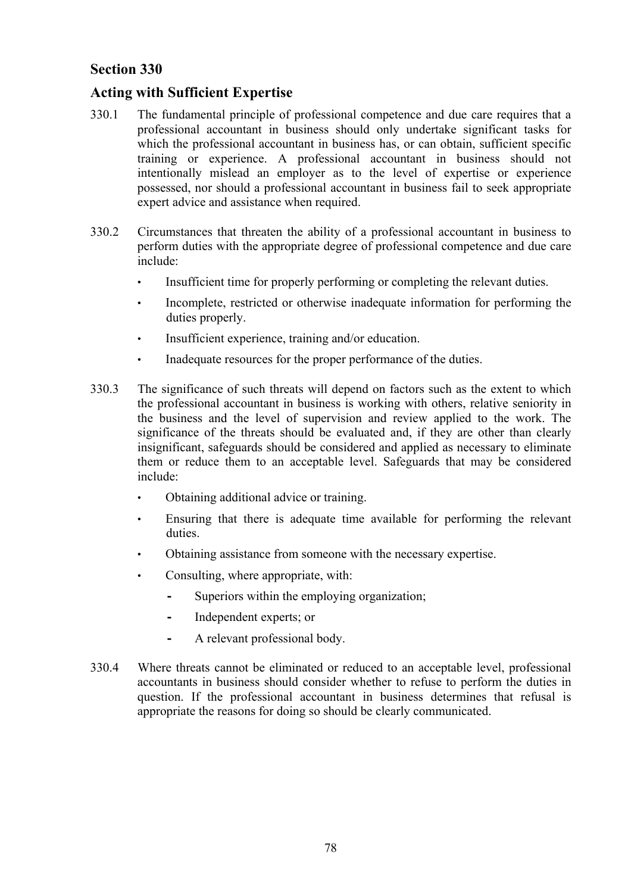## Section 330

## Acting with Sufficient Expertise

330.1 The fundamental principle of professional competence and due care requires that a professional accountant in business should only undertake significant tasks for which the professional accountant in business has, or can obtain, sufficient specific training or experience. A professional accountant in business should not intentionally mislead an employer as to the level of expertise or experience possessed, nor should a professional accountant in business fail to seek appropriate expert advice and assistance when required.

330.2 Circumstances that threaten the ability of a professional accountant in business to perform duties with the appropriate degree of professional competence and due care include:

- Insufficient time for properly performing or completing the relevant duties.
- Incomplete, restricted or otherwise inadequate information for performing the duties properly.
- Insufficient experience, training and/or education.
- Inadequate resources for the proper performance of the duties.

330.3 The significance of such threats will depend on factors such as the extent to which the professional accountant in business is working with others, relative seniority in the business and the level of supervision and review applied to the work. The significance of the threats should be evaluated and, if they are other than clearly insignificant, safeguards should be considered and applied as necessary to eliminate them or reduce them to an acceptable level. Safeguards that may be considered include:

- Obtaining additional advice or training.
- Ensuring that there is adequate time available for performing the relevant duties.
- Obtaining assistance from someone with the necessary expertise.
- Consulting, where appropriate, with:
  - Superiors within the employing organization;
  - Independent experts; or
  - A relevant professional body.

330.4 Where threats cannot be eliminated or reduced to an acceptable level, professional accountants in business should consider whether to refuse to perform the duties in question. If the professional accountant in business determines that refusal is appropriate the reasons for doing so should be clearly communicated.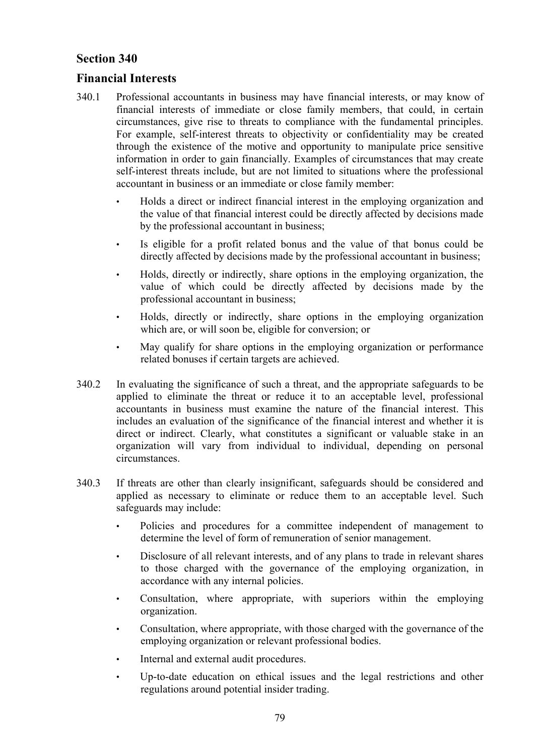## Section 340

## Financial Interests

340.1 Professional accountants in business may have financial interests, or may know of financial interests of immediate or close family members, that could, in certain circumstances, give rise to threats to compliance with the fundamental principles. For example, self-interest threats to objectivity or confidentiality may be created through the existence of the motive and opportunity to manipulate price sensitive information in order to gain financially. Examples of circumstances that may create self-interest threats include, but are not limited to situations where the professional accountant in business or an immediate or close family member:

- Holds a direct or indirect financial interest in the employing organization and the value of that financial interest could be directly affected by decisions made by the professional accountant in business;
- Is eligible for a profit related bonus and the value of that bonus could be directly affected by decisions made by the professional accountant in business;
- Holds, directly or indirectly, share options in the employing organization, the value of which could be directly affected by decisions made by the professional accountant in business;
- Holds, directly or indirectly, share options in the employing organization which are, or will soon be, eligible for conversion; or
- May qualify for share options in the employing organization or performance related bonuses if certain targets are achieved.

340.2 In evaluating the significance of such a threat, and the appropriate safeguards to be applied to eliminate the threat or reduce it to an acceptable level, professional accountants in business must examine the nature of the financial interest. This includes an evaluation of the significance of the financial interest and whether it is direct or indirect. Clearly, what constitutes a significant or valuable stake in an organization will vary from individual to individual, depending on personal circumstances.

340.3 If threats are other than clearly insignificant, safeguards should be considered and applied as necessary to eliminate or reduce them to an acceptable level. Such safeguards may include:

- Policies and procedures for a committee independent of management to determine the level of form of remuneration of senior management.
- Disclosure of all relevant interests, and of any plans to trade in relevant shares to those charged with the governance of the employing organization, in accordance with any internal policies.
- Consultation, where appropriate, with superiors within the employing organization.
- Consultation, where appropriate, with those charged with the governance of the employing organization or relevant professional bodies.
- Internal and external audit procedures.
- Up-to-date education on ethical issues and the legal restrictions and other regulations around potential insider trading.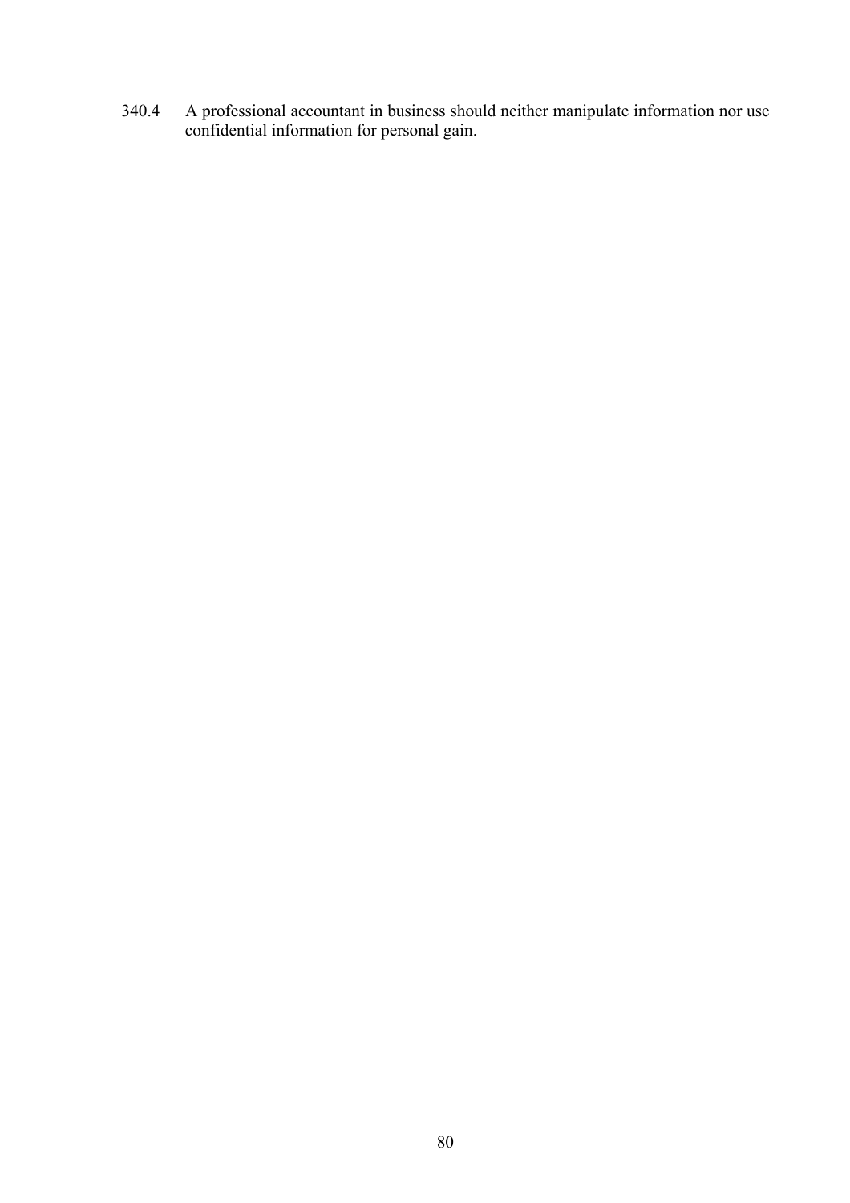340.4 A professional accountant in business should neither manipulate information nor use confidential information for personal gain.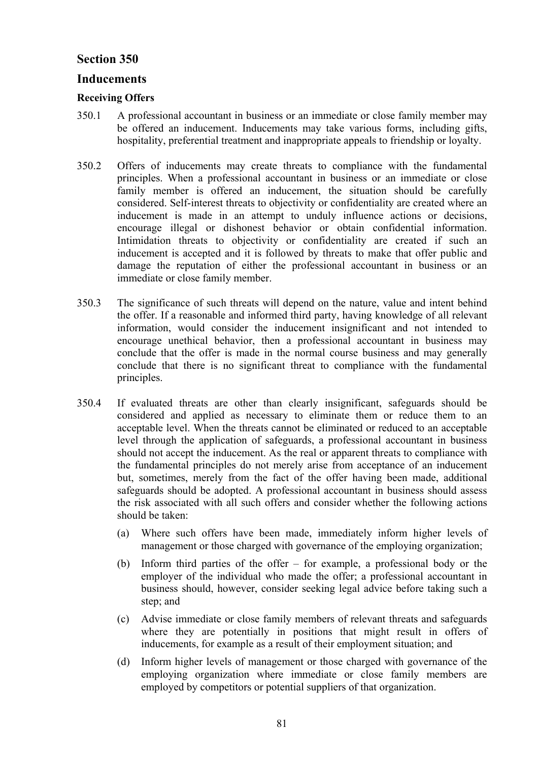## Section 350

## Inducements

### Receiving Offers

350.1 A professional accountant in business or an immediate or close family member may be offered an inducement. Inducements may take various forms, including gifts, hospitality, preferential treatment and inappropriate appeals to friendship or loyalty.

350.2 Offers of inducements may create threats to compliance with the fundamental principles. When a professional accountant in business or an immediate or close family member is offered an inducement, the situation should be carefully considered. Self-interest threats to objectivity or confidentiality are created where an inducement is made in an attempt to unduly influence actions or decisions, encourage illegal or dishonest behavior or obtain confidential information. Intimidation threats to objectivity or confidentiality are created if such an inducement is accepted and it is followed by threats to make that offer public and damage the reputation of either the professional accountant in business or an immediate or close family member.

350.3 The significance of such threats will depend on the nature, value and intent behind the offer. If a reasonable and informed third party, having knowledge of all relevant information, would consider the inducement insignificant and not intended to encourage unethical behavior, then a professional accountant in business may conclude that the offer is made in the normal course business and may generally conclude that there is no significant threat to compliance with the fundamental principles.

350.4 If evaluated threats are other than clearly insignificant, safeguards should be considered and applied as necessary to eliminate them or reduce them to an acceptable level. When the threats cannot be eliminated or reduced to an acceptable level through the application of safeguards, a professional accountant in business should not accept the inducement. As the real or apparent threats to compliance with the fundamental principles do not merely arise from acceptance of an inducement but, sometimes, merely from the fact of the offer having been made, additional safeguards should be adopted. A professional accountant in business should assess the risk associated with all such offers and consider whether the following actions should be taken:

(a) Where such offers have been made, immediately inform higher levels of management or those charged with governance of the employing organization;

(b) Inform third parties of the offer – for example, a professional body or the employer of the individual who made the offer; a professional accountant in business should, however, consider seeking legal advice before taking such a step; and

(c) Advise immediate or close family members of relevant threats and safeguards where they are potentially in positions that might result in offers of inducements, for example as a result of their employment situation; and

(d) Inform higher levels of management or those charged with governance of the employing organization where immediate or close family members are employed by competitors or potential suppliers of that organization.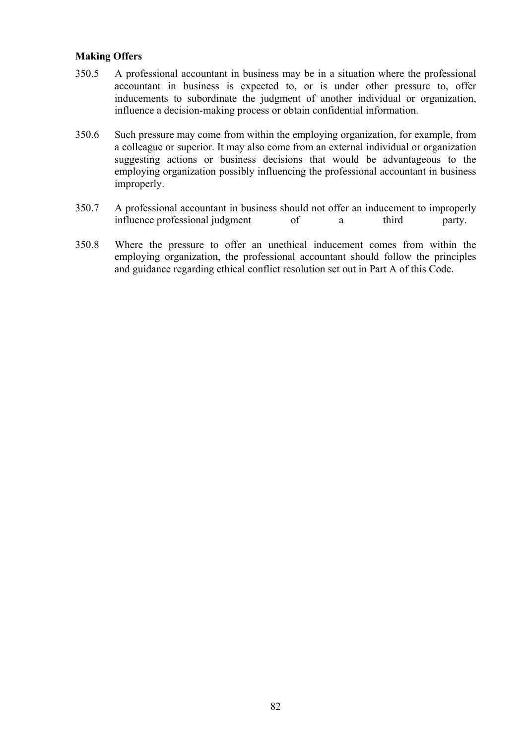**Making Offers**

350.5 A professional accountant in business may be in a situation where the professional accountant in business is expected to, or is under other pressure to, offer inducements to subordinate the judgment of another individual or organization, influence a decision-making process or obtain confidential information.

350.6 Such pressure may come from within the employing organization, for example, from a colleague or superior. It may also come from an external individual or organization suggesting actions or business decisions that would be advantageous to the employing organization possibly influencing the professional accountant in business improperly.

350.7 A professional accountant in business should not offer an inducement to improperly influence professional judgment of a third party.

350.8 Where the pressure to offer an unethical inducement comes from within the employing organization, the professional accountant should follow the principles and guidance regarding ethical conflict resolution set out in Part A of this Code.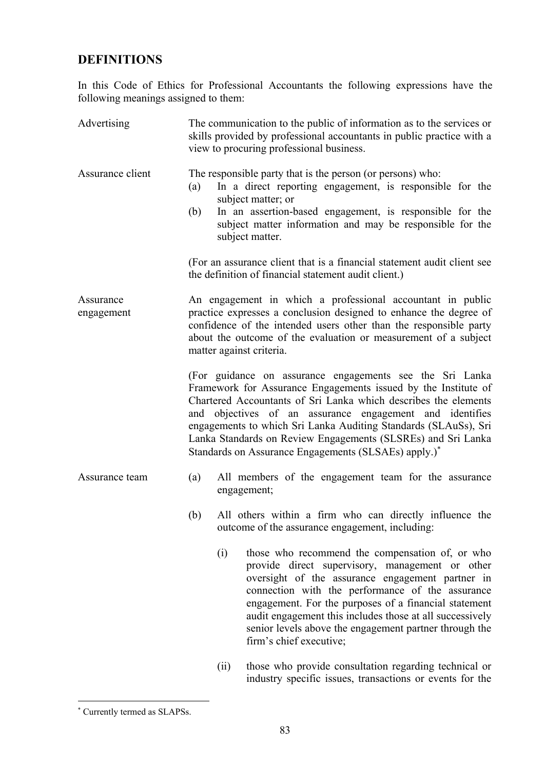## DEFINITIONS

In this Code of Ethics for Professional Accountants the following expressions have the following meanings assigned to them:

**Advertising**

The communication to the public of information as to the services or skills provided by professional accountants in public practice with a view to procuring professional business.

**Assurance client**

The responsible party that is the person (or persons) who:

(a) In a direct reporting engagement, is responsible for the subject matter; or

(b) In an assertion-based engagement, is responsible for the subject matter information and may be responsible for the subject matter.

(For an assurance client that is a financial statement audit client see the definition of financial statement audit client.)

**Assurance engagement**

An engagement in which a professional accountant in public practice expresses a conclusion designed to enhance the degree of confidence of the intended users other than the responsible party about the outcome of the evaluation or measurement of a subject matter against criteria.

(For guidance on assurance engagements see the Sri Lanka Framework for Assurance Engagements issued by the Institute of Chartered Accountants of Sri Lanka which describes the elements and objectives of an assurance engagement and identifies engagements to which Sri Lanka Auditing Standards (SLAuSs), Sri Lanka Standards on Review Engagements (SLSREs) and Sri Lanka Standards on Assurance Engagements (SLSAEs) apply.)*

**Assurance team**

(a) All members of the engagement team for the assurance engagement;

(b) All others within a firm who can directly influence the outcome of the assurance engagement, including:

(i) those who recommend the compensation of, or who provide direct supervisory, management or other oversight of the assurance engagement partner in connection with the performance of the assurance engagement. For the purposes of a financial statement audit engagement this includes those at all successively senior levels above the engagement partner through the firm's chief executive;

(ii) those who provide consultation regarding technical or industry specific issues, transactions or events for the

---

* Currently termed as SLAPSs.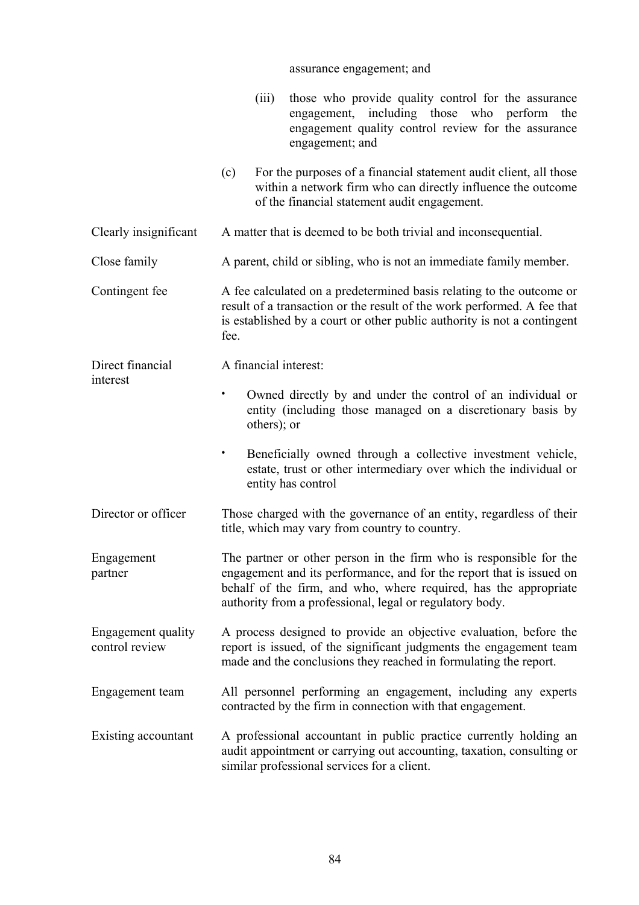assurance engagement; and

(iii) those who provide quality control for the assurance engagement, including those who perform the engagement quality control review for the assurance engagement; and

(c) For the purposes of a financial statement audit client, all those within a network firm who can directly influence the outcome of the financial statement audit engagement.

**Clearly insignificant** — A matter that is deemed to be both trivial and inconsequential.

**Close family** — A parent, child or sibling, who is not an immediate family member.

**Contingent fee** — A fee calculated on a predetermined basis relating to the outcome or result of a transaction or the result of the work performed. A fee that is established by a court or other public authority is not a contingent fee.

**Direct financial interest** — A financial interest:

- Owned directly by and under the control of an individual or entity (including those managed on a discretionary basis by others); or
- Beneficially owned through a collective investment vehicle, estate, trust or other intermediary over which the individual or entity has control

**Director or officer** — Those charged with the governance of an entity, regardless of their title, which may vary from country to country.

**Engagement partner** — The partner or other person in the firm who is responsible for the engagement and its performance, and for the report that is issued on behalf of the firm, and who, where required, has the appropriate authority from a professional, legal or regulatory body.

**Engagement quality control review** — A process designed to provide an objective evaluation, before the report is issued, of the significant judgments the engagement team made and the conclusions they reached in formulating the report.

**Engagement team** — All personnel performing an engagement, including any experts contracted by the firm in connection with that engagement.

**Existing accountant** — A professional accountant in public practice currently holding an audit appointment or carrying out accounting, taxation, consulting or similar professional services for a client.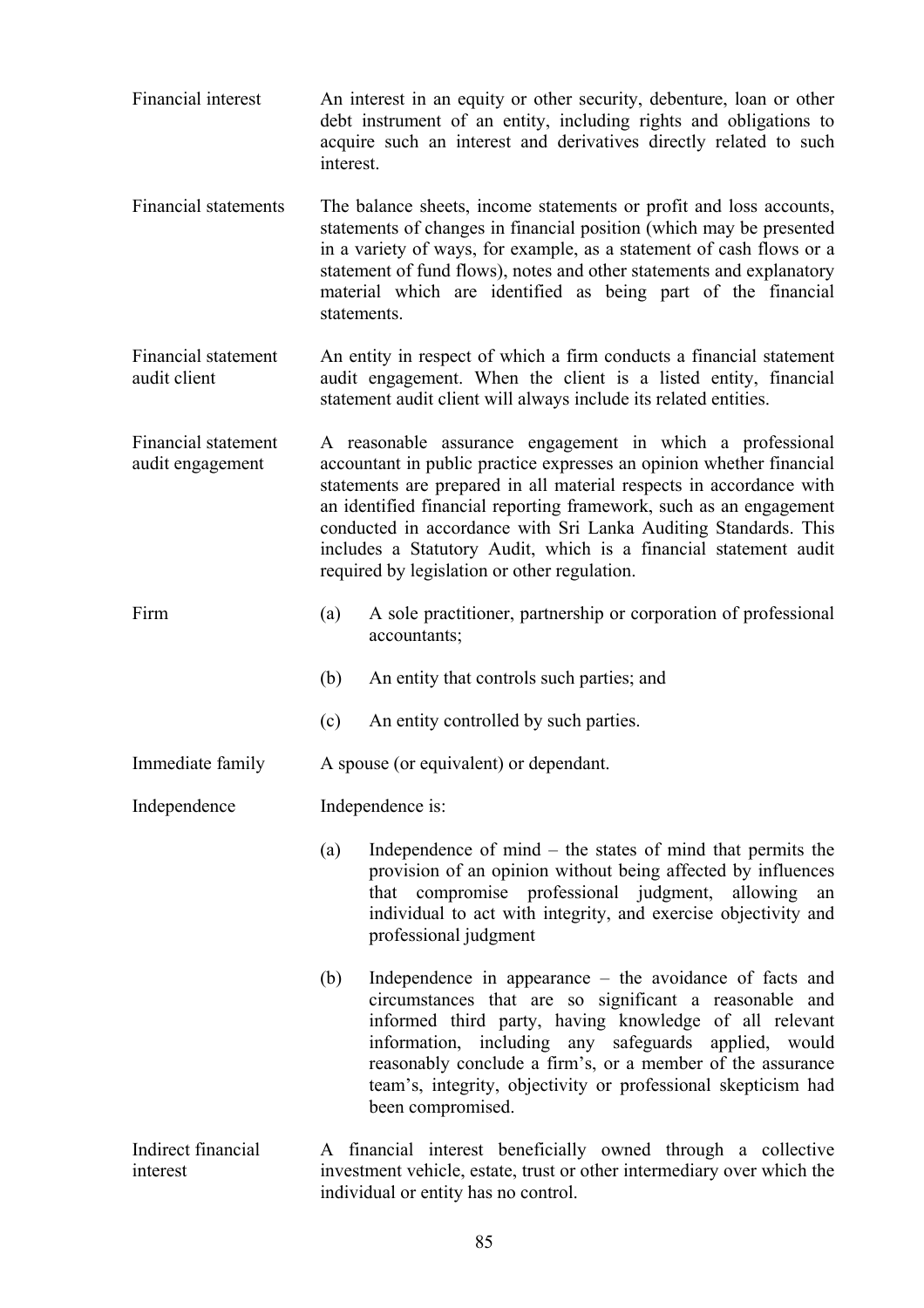| | |
|---|---|
| Financial interest | An interest in an equity or other security, debenture, loan or other debt instrument of an entity, including rights and obligations to acquire such an interest and derivatives directly related to such interest. |
| Financial statements | The balance sheets, income statements or profit and loss accounts, statements of changes in financial position (which may be presented in a variety of ways, for example, as a statement of cash flows or a statement of fund flows), notes and other statements and explanatory material which are identified as being part of the financial statements. |
| Financial statement audit client | An entity in respect of which a firm conducts a financial statement audit engagement. When the client is a listed entity, financial statement audit client will always include its related entities. |
| Financial statement audit engagement | A reasonable assurance engagement in which a professional accountant in public practice expresses an opinion whether financial statements are prepared in all material respects in accordance with an identified financial reporting framework, such as an engagement conducted in accordance with Sri Lanka Auditing Standards. This includes a Statutory Audit, which is a financial statement audit required by legislation or other regulation. |
| Firm | (a) A sole practitioner, partnership or corporation of professional accountants;<br>(b) An entity that controls such parties; and<br>(c) An entity controlled by such parties. |
| Immediate family | A spouse (or equivalent) or dependant. |
| Independence | Independence is:<br>(a) Independence of mind – the states of mind that permits the provision of an opinion without being affected by influences that compromise professional judgment, allowing an individual to act with integrity, and exercise objectivity and professional judgment<br>(b) Independence in appearance – the avoidance of facts and circumstances that are so significant a reasonable and informed third party, having knowledge of all relevant information, including any safeguards applied, would reasonably conclude a firm's, or a member of the assurance team's, integrity, objectivity or professional skepticism had been compromised. |
| Indirect financial interest | A financial interest beneficially owned through a collective investment vehicle, estate, trust or other intermediary over which the individual or entity has no control. |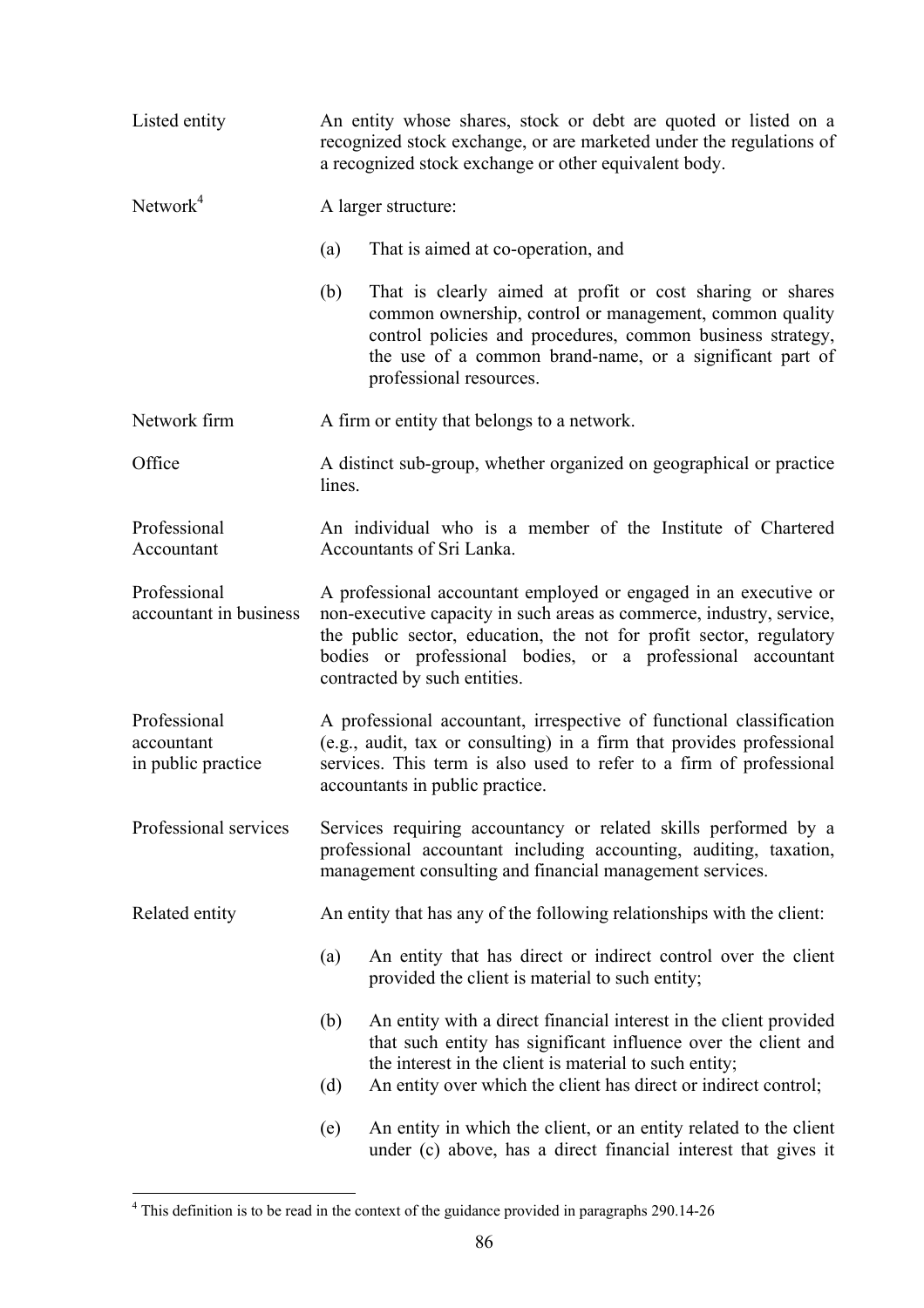| | |
|---|---|
| Listed entity | An entity whose shares, stock or debt are quoted or listed on a recognized stock exchange, or are marketed under the regulations of a recognized stock exchange or other equivalent body. |
| Network[4] | A larger structure:<br><br>(a) That is aimed at co-operation, and<br><br>(b) That is clearly aimed at profit or cost sharing or shares common ownership, control or management, common quality control policies and procedures, common business strategy, the use of a common brand-name, or a significant part of professional resources. |
| Network firm | A firm or entity that belongs to a network. |
| Office | A distinct sub-group, whether organized on geographical or practice lines. |
| Professional Accountant | An individual who is a member of the Institute of Chartered Accountants of Sri Lanka. |
| Professional accountant in business | A professional accountant employed or engaged in an executive or non-executive capacity in such areas as commerce, industry, service, the public sector, education, the not for profit sector, regulatory bodies or professional bodies, or a professional accountant contracted by such entities. |
| Professional accountant in public practice | A professional accountant, irrespective of functional classification (e.g., audit, tax or consulting) in a firm that provides professional services. This term is also used to refer to a firm of professional accountants in public practice. |
| Professional services | Services requiring accountancy or related skills performed by a professional accountant including accounting, auditing, taxation, management consulting and financial management services. |
| Related entity | An entity that has any of the following relationships with the client:<br><br>(a) An entity that has direct or indirect control over the client provided the client is material to such entity;<br><br>(b) An entity with a direct financial interest in the client provided that such entity has significant influence over the client and the interest in the client is material to such entity;<br>(d) An entity over which the client has direct or indirect control;<br><br>(e) An entity in which the client, or an entity related to the client under (c) above, has a direct financial interest that gives it |

[4] This definition is to be read in the context of the guidance provided in paragraphs 290.14-26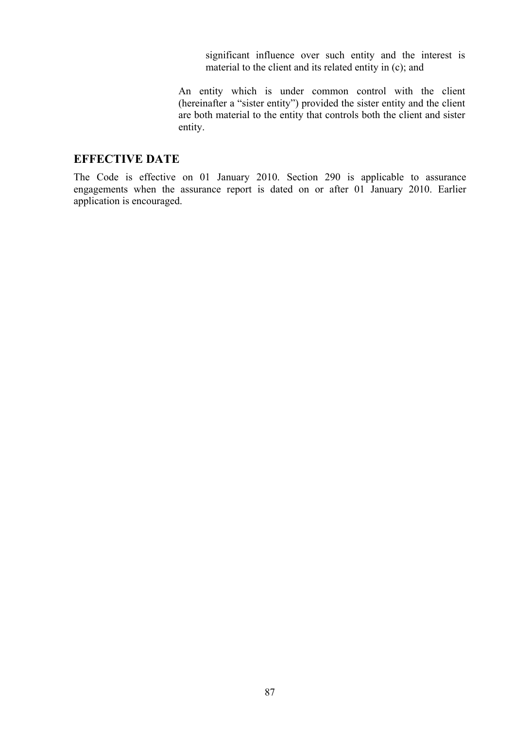significant influence over such entity and the interest is material to the client and its related entity in (c); and

An entity which is under common control with the client (hereinafter a “sister entity”) provided the sister entity and the client are both material to the entity that controls both the client and sister entity.

## EFFECTIVE DATE

The Code is effective on 01 January 2010. Section 290 is applicable to assurance engagements when the assurance report is dated on or after 01 January 2010. Earlier application is encouraged.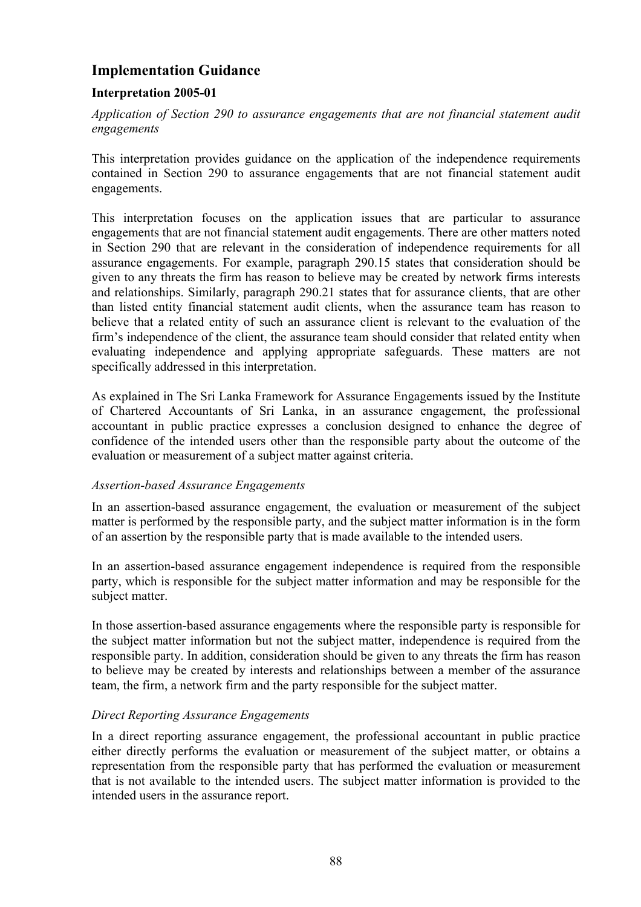## Implementation Guidance

### Interpretation 2005-01

*Application of Section 290 to assurance engagements that are not financial statement audit engagements*

This interpretation provides guidance on the application of the independence requirements contained in Section 290 to assurance engagements that are not financial statement audit engagements.

This interpretation focuses on the application issues that are particular to assurance engagements that are not financial statement audit engagements. There are other matters noted in Section 290 that are relevant in the consideration of independence requirements for all assurance engagements. For example, paragraph 290.15 states that consideration should be given to any threats the firm has reason to believe may be created by network firms interests and relationships. Similarly, paragraph 290.21 states that for assurance clients, that are other than listed entity financial statement audit clients, when the assurance team has reason to believe that a related entity of such an assurance client is relevant to the evaluation of the firm's independence of the client, the assurance team should consider that related entity when evaluating independence and applying appropriate safeguards. These matters are not specifically addressed in this interpretation.

As explained in The Sri Lanka Framework for Assurance Engagements issued by the Institute of Chartered Accountants of Sri Lanka, in an assurance engagement, the professional accountant in public practice expresses a conclusion designed to enhance the degree of confidence of the intended users other than the responsible party about the outcome of the evaluation or measurement of a subject matter against criteria.

*Assertion-based Assurance Engagements*

In an assertion-based assurance engagement, the evaluation or measurement of the subject matter is performed by the responsible party, and the subject matter information is in the form of an assertion by the responsible party that is made available to the intended users.

In an assertion-based assurance engagement independence is required from the responsible party, which is responsible for the subject matter information and may be responsible for the subject matter.

In those assertion-based assurance engagements where the responsible party is responsible for the subject matter information but not the subject matter, independence is required from the responsible party. In addition, consideration should be given to any threats the firm has reason to believe may be created by interests and relationships between a member of the assurance team, the firm, a network firm and the party responsible for the subject matter.

*Direct Reporting Assurance Engagements*

In a direct reporting assurance engagement, the professional accountant in public practice either directly performs the evaluation or measurement of the subject matter, or obtains a representation from the responsible party that has performed the evaluation or measurement that is not available to the intended users. The subject matter information is provided to the intended users in the assurance report.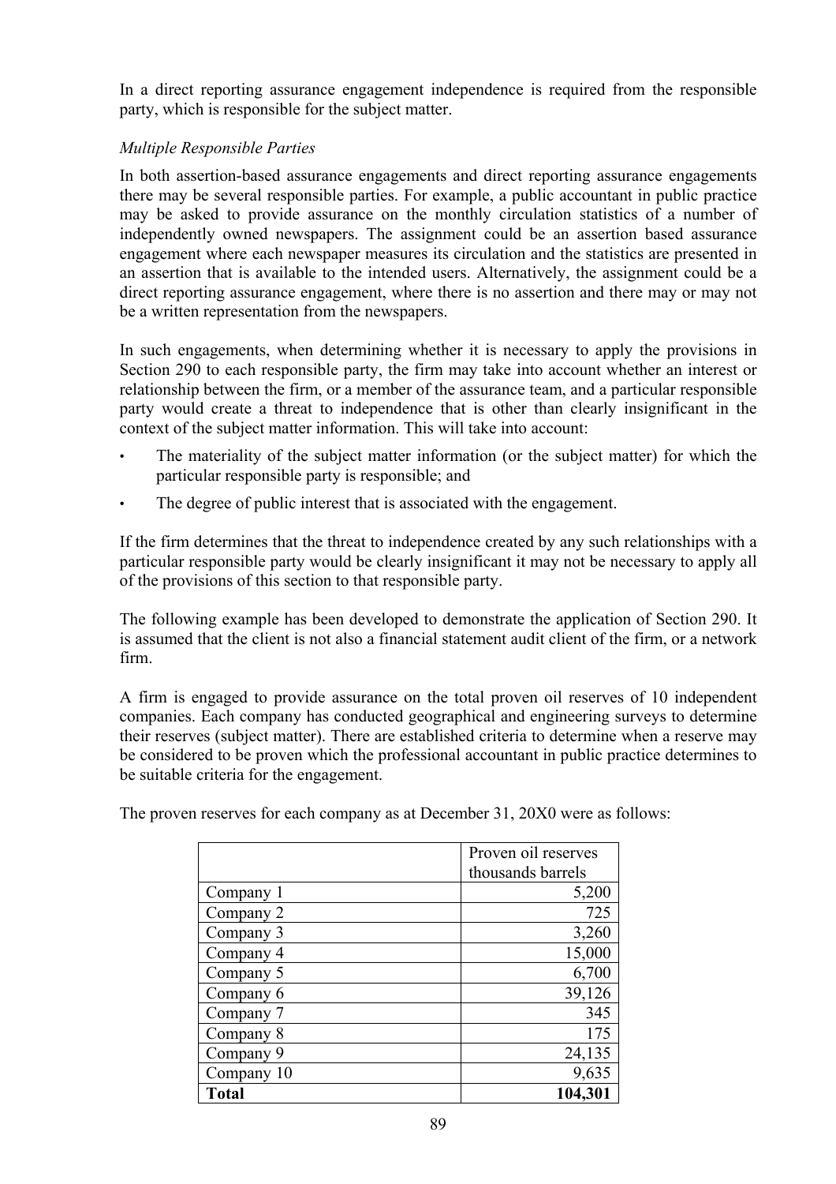In a direct reporting assurance engagement independence is required from the responsible party, which is responsible for the subject matter.

*Multiple Responsible Parties*

In both assertion-based assurance engagements and direct reporting assurance engagements there may be several responsible parties. For example, a public accountant in public practice may be asked to provide assurance on the monthly circulation statistics of a number of independently owned newspapers. The assignment could be an assertion based assurance engagement where each newspaper measures its circulation and the statistics are presented in an assertion that is available to the intended users. Alternatively, the assignment could be a direct reporting assurance engagement, where there is no assertion and there may or may not be a written representation from the newspapers.

In such engagements, when determining whether it is necessary to apply the provisions in Section 290 to each responsible party, the firm may take into account whether an interest or relationship between the firm, or a member of the assurance team, and a particular responsible party would create a threat to independence that is other than clearly insignificant in the context of the subject matter information. This will take into account:

- The materiality of the subject matter information (or the subject matter) for which the particular responsible party is responsible; and
- The degree of public interest that is associated with the engagement.

If the firm determines that the threat to independence created by any such relationships with a particular responsible party would be clearly insignificant it may not be necessary to apply all of the provisions of this section to that responsible party.

The following example has been developed to demonstrate the application of Section 290. It is assumed that the client is not also a financial statement audit client of the firm, or a network firm.

A firm is engaged to provide assurance on the total proven oil reserves of 10 independent companies. Each company has conducted geographical and engineering surveys to determine their reserves (subject matter). There are established criteria to determine when a reserve may be considered to be proven which the professional accountant in public practice determines to be suitable criteria for the engagement.

The proven reserves for each company as at December 31, 20X0 were as follows:

| | Proven oil reserves thousands barrels |
|---|---:|
| Company 1 | 5,200 |
| Company 2 | 725 |
| Company 3 | 3,260 |
| Company 4 | 15,000 |
| Company 5 | 6,700 |
| Company 6 | 39,126 |
| Company 7 | 345 |
| Company 8 | 175 |
| Company 9 | 24,135 |
| Company 10 | 9,635 |
| **Total** | **104,301** |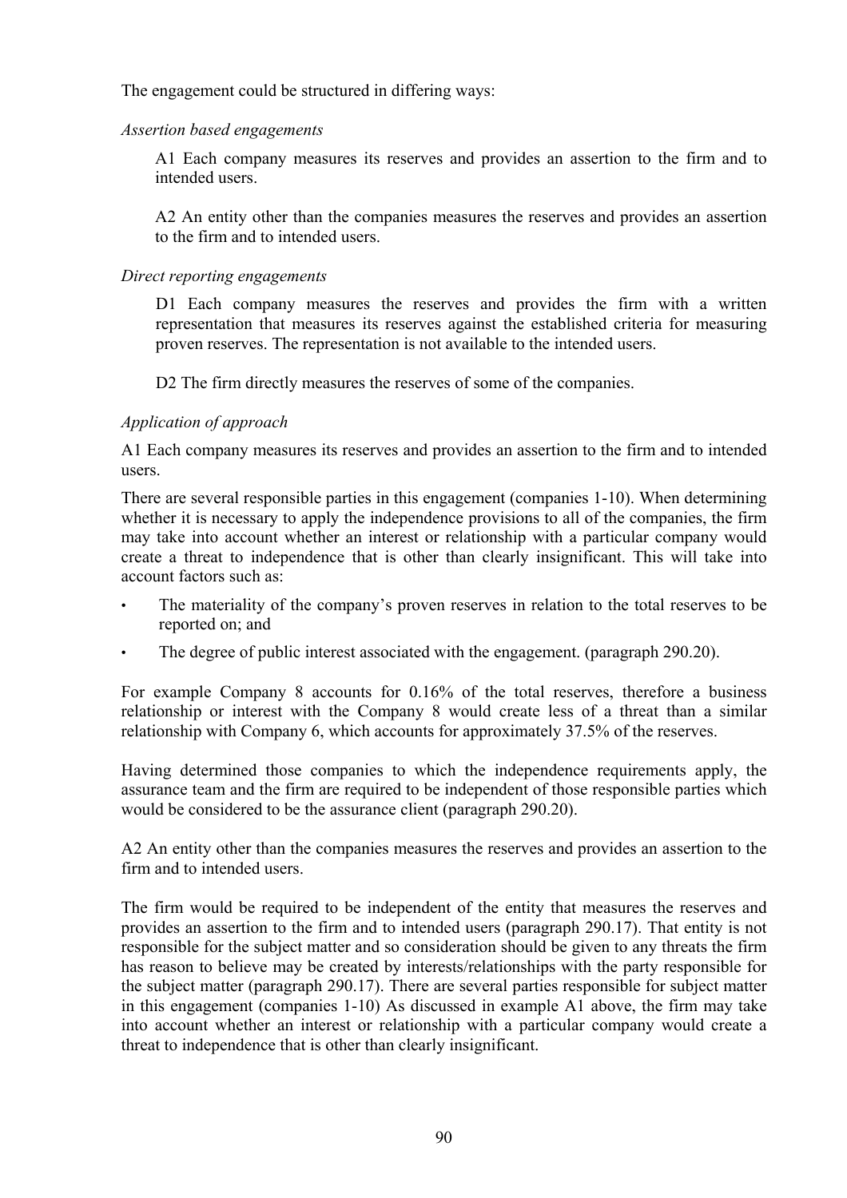The engagement could be structured in differing ways:

*Assertion based engagements*

A1 Each company measures its reserves and provides an assertion to the firm and to intended users.

A2 An entity other than the companies measures the reserves and provides an assertion to the firm and to intended users.

*Direct reporting engagements*

D1 Each company measures the reserves and provides the firm with a written representation that measures its reserves against the established criteria for measuring proven reserves. The representation is not available to the intended users.

D2 The firm directly measures the reserves of some of the companies.

*Application of approach*

A1 Each company measures its reserves and provides an assertion to the firm and to intended users.

There are several responsible parties in this engagement (companies 1-10). When determining whether it is necessary to apply the independence provisions to all of the companies, the firm may take into account whether an interest or relationship with a particular company would create a threat to independence that is other than clearly insignificant. This will take into account factors such as:

- The materiality of the company's proven reserves in relation to the total reserves to be reported on; and
- The degree of public interest associated with the engagement. (paragraph 290.20).

For example Company 8 accounts for 0.16% of the total reserves, therefore a business relationship or interest with the Company 8 would create less of a threat than a similar relationship with Company 6, which accounts for approximately 37.5% of the reserves.

Having determined those companies to which the independence requirements apply, the assurance team and the firm are required to be independent of those responsible parties which would be considered to be the assurance client (paragraph 290.20).

A2 An entity other than the companies measures the reserves and provides an assertion to the firm and to intended users.

The firm would be required to be independent of the entity that measures the reserves and provides an assertion to the firm and to intended users (paragraph 290.17). That entity is not responsible for the subject matter and so consideration should be given to any threats the firm has reason to believe may be created by interests/relationships with the party responsible for the subject matter (paragraph 290.17). There are several parties responsible for subject matter in this engagement (companies 1-10) As discussed in example A1 above, the firm may take into account whether an interest or relationship with a particular company would create a threat to independence that is other than clearly insignificant.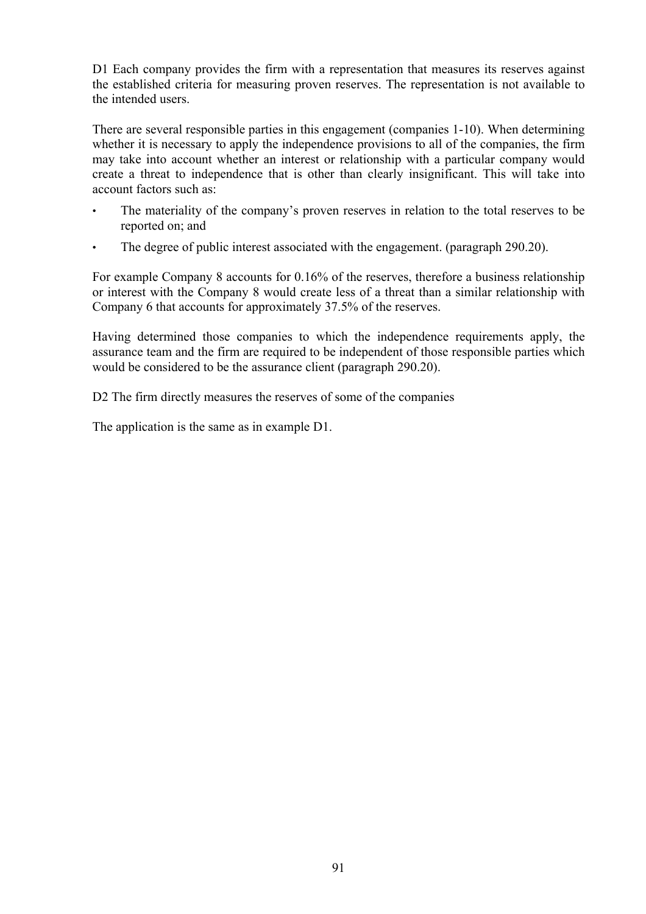D1 Each company provides the firm with a representation that measures its reserves against the established criteria for measuring proven reserves. The representation is not available to the intended users.

There are several responsible parties in this engagement (companies 1-10). When determining whether it is necessary to apply the independence provisions to all of the companies, the firm may take into account whether an interest or relationship with a particular company would create a threat to independence that is other than clearly insignificant. This will take into account factors such as:

- The materiality of the company's proven reserves in relation to the total reserves to be reported on; and
- The degree of public interest associated with the engagement. (paragraph 290.20).

For example Company 8 accounts for 0.16% of the reserves, therefore a business relationship or interest with the Company 8 would create less of a threat than a similar relationship with Company 6 that accounts for approximately 37.5% of the reserves.

Having determined those companies to which the independence requirements apply, the assurance team and the firm are required to be independent of those responsible parties which would be considered to be the assurance client (paragraph 290.20).

D2 The firm directly measures the reserves of some of the companies

The application is the same as in example D1.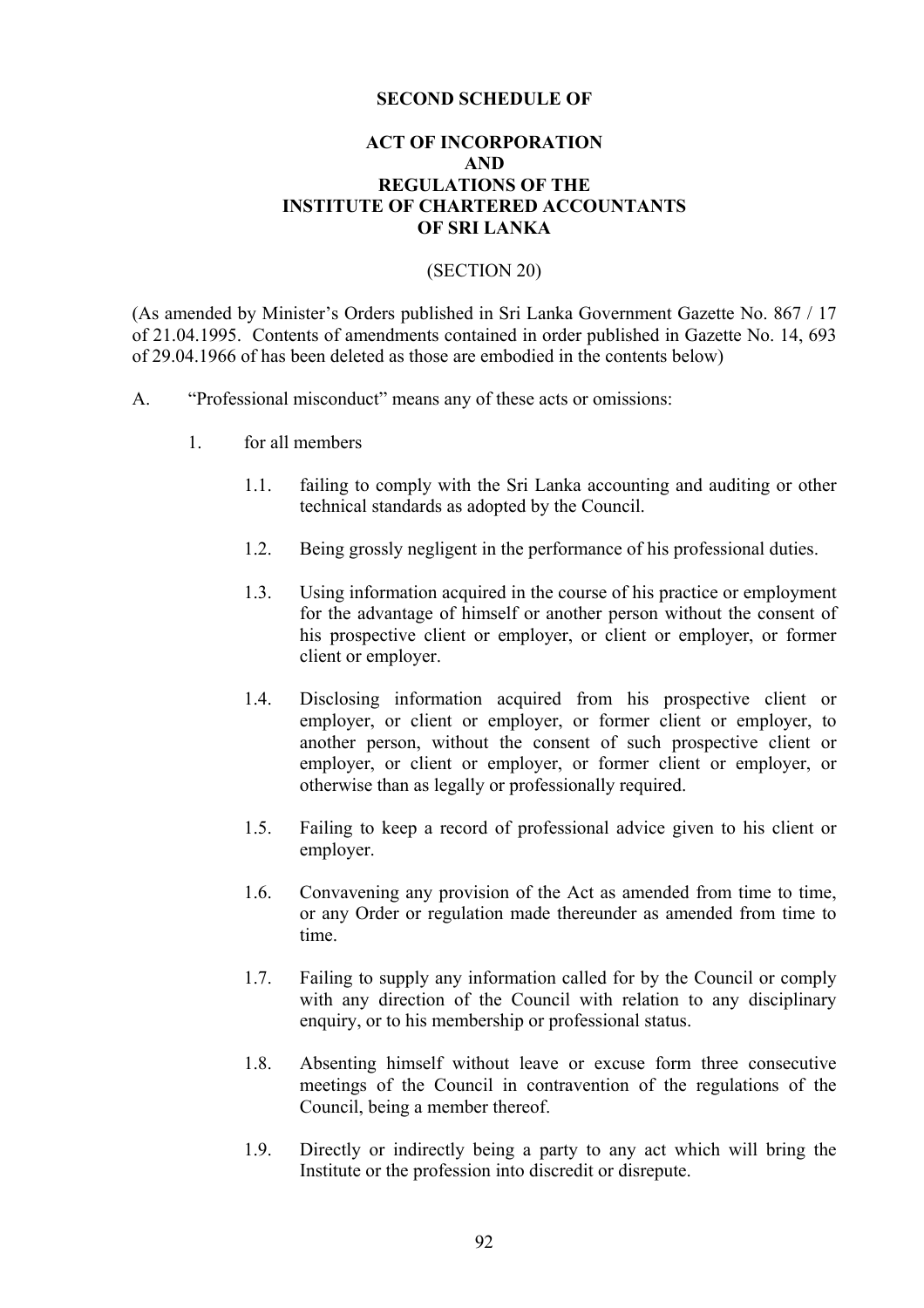**SECOND SCHEDULE OF**

**ACT OF INCORPORATION**
**AND**
**REGULATIONS OF THE**
**INSTITUTE OF CHARTERED ACCOUNTANTS**
**OF SRI LANKA**

(SECTION 20)

(As amended by Minister's Orders published in Sri Lanka Government Gazette No. 867 / 17 of 21.04.1995. Contents of amendments contained in order published in Gazette No. 14, 693 of 29.04.1966 of has been deleted as those are embodied in the contents below)

A. "Professional misconduct" means any of these acts or omissions:

1. for all members

   1.1. failing to comply with the Sri Lanka accounting and auditing or other technical standards as adopted by the Council.

   1.2. Being grossly negligent in the performance of his professional duties.

   1.3. Using information acquired in the course of his practice or employment for the advantage of himself or another person without the consent of his prospective client or employer, or client or employer, or former client or employer.

   1.4. Disclosing information acquired from his prospective client or employer, or client or employer, or former client or employer, to another person, without the consent of such prospective client or employer, or client or employer, or former client or employer, or otherwise than as legally or professionally required.

   1.5. Failing to keep a record of professional advice given to his client or employer.

   1.6. Convavening any provision of the Act as amended from time to time, or any Order or regulation made thereunder as amended from time to time.

   1.7. Failing to supply any information called for by the Council or comply with any direction of the Council with relation to any disciplinary enquiry, or to his membership or professional status.

   1.8. Absenting himself without leave or excuse form three consecutive meetings of the Council in contravention of the regulations of the Council, being a member thereof.

   1.9. Directly or indirectly being a party to any act which will bring the Institute or the profession into discredit or disrepute.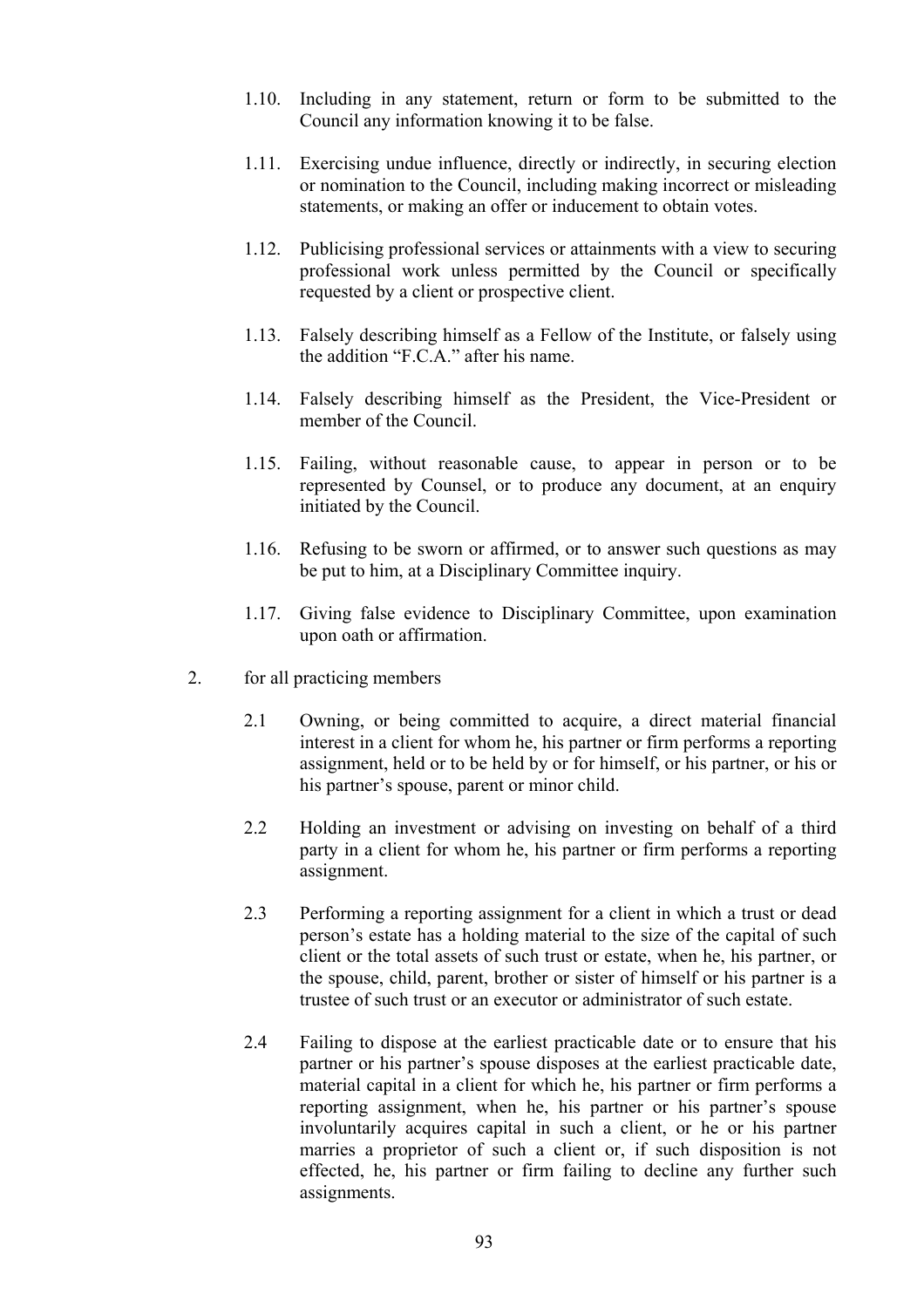1.10. Including in any statement, return or form to be submitted to the Council any information knowing it to be false.

1.11. Exercising undue influence, directly or indirectly, in securing election or nomination to the Council, including making incorrect or misleading statements, or making an offer or inducement to obtain votes.

1.12. Publicising professional services or attainments with a view to securing professional work unless permitted by the Council or specifically requested by a client or prospective client.

1.13. Falsely describing himself as a Fellow of the Institute, or falsely using the addition "F.C.A." after his name.

1.14. Falsely describing himself as the President, the Vice-President or member of the Council.

1.15. Failing, without reasonable cause, to appear in person or to be represented by Counsel, or to produce any document, at an enquiry initiated by the Council.

1.16. Refusing to be sworn or affirmed, or to answer such questions as may be put to him, at a Disciplinary Committee inquiry.

1.17. Giving false evidence to Disciplinary Committee, upon examination upon oath or affirmation.

2. for all practicing members

2.1 Owning, or being committed to acquire, a direct material financial interest in a client for whom he, his partner or firm performs a reporting assignment, held or to be held by or for himself, or his partner, or his or his partner's spouse, parent or minor child.

2.2 Holding an investment or advising on investing on behalf of a third party in a client for whom he, his partner or firm performs a reporting assignment.

2.3 Performing a reporting assignment for a client in which a trust or dead person's estate has a holding material to the size of the capital of such client or the total assets of such trust or estate, when he, his partner, or the spouse, child, parent, brother or sister of himself or his partner is a trustee of such trust or an executor or administrator of such estate.

2.4 Failing to dispose at the earliest practicable date or to ensure that his partner or his partner's spouse disposes at the earliest practicable date, material capital in a client for which he, his partner or firm performs a reporting assignment, when he, his partner or his partner's spouse involuntarily acquires capital in such a client, or he or his partner marries a proprietor of such a client or, if such disposition is not effected, he, his partner or firm failing to decline any further such assignments.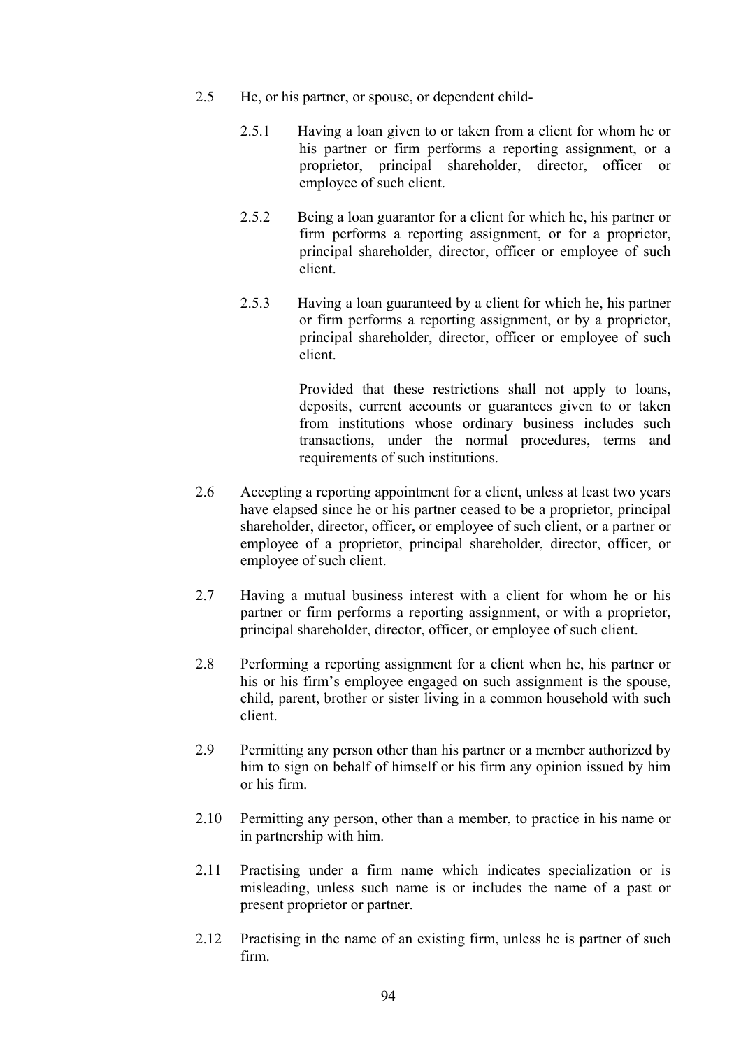2.5 He, or his partner, or spouse, or dependent child-

   2.5.1 Having a loan given to or taken from a client for whom he or his partner or firm performs a reporting assignment, or a proprietor, principal shareholder, director, officer or employee of such client.

   2.5.2 Being a loan guarantor for a client for which he, his partner or firm performs a reporting assignment, or for a proprietor, principal shareholder, director, officer or employee of such client.

   2.5.3 Having a loan guaranteed by a client for which he, his partner or firm performs a reporting assignment, or by a proprietor, principal shareholder, director, officer or employee of such client.

   Provided that these restrictions shall not apply to loans, deposits, current accounts or guarantees given to or taken from institutions whose ordinary business includes such transactions, under the normal procedures, terms and requirements of such institutions.

2.6 Accepting a reporting appointment for a client, unless at least two years have elapsed since he or his partner ceased to be a proprietor, principal shareholder, director, officer, or employee of such client, or a partner or employee of a proprietor, principal shareholder, director, officer, or employee of such client.

2.7 Having a mutual business interest with a client for whom he or his partner or firm performs a reporting assignment, or with a proprietor, principal shareholder, director, officer, or employee of such client.

2.8 Performing a reporting assignment for a client when he, his partner or his or his firm's employee engaged on such assignment is the spouse, child, parent, brother or sister living in a common household with such client.

2.9 Permitting any person other than his partner or a member authorized by him to sign on behalf of himself or his firm any opinion issued by him or his firm.

2.10 Permitting any person, other than a member, to practice in his name or in partnership with him.

2.11 Practising under a firm name which indicates specialization or is misleading, unless such name is or includes the name of a past or present proprietor or partner.

2.12 Practising in the name of an existing firm, unless he is partner of such firm.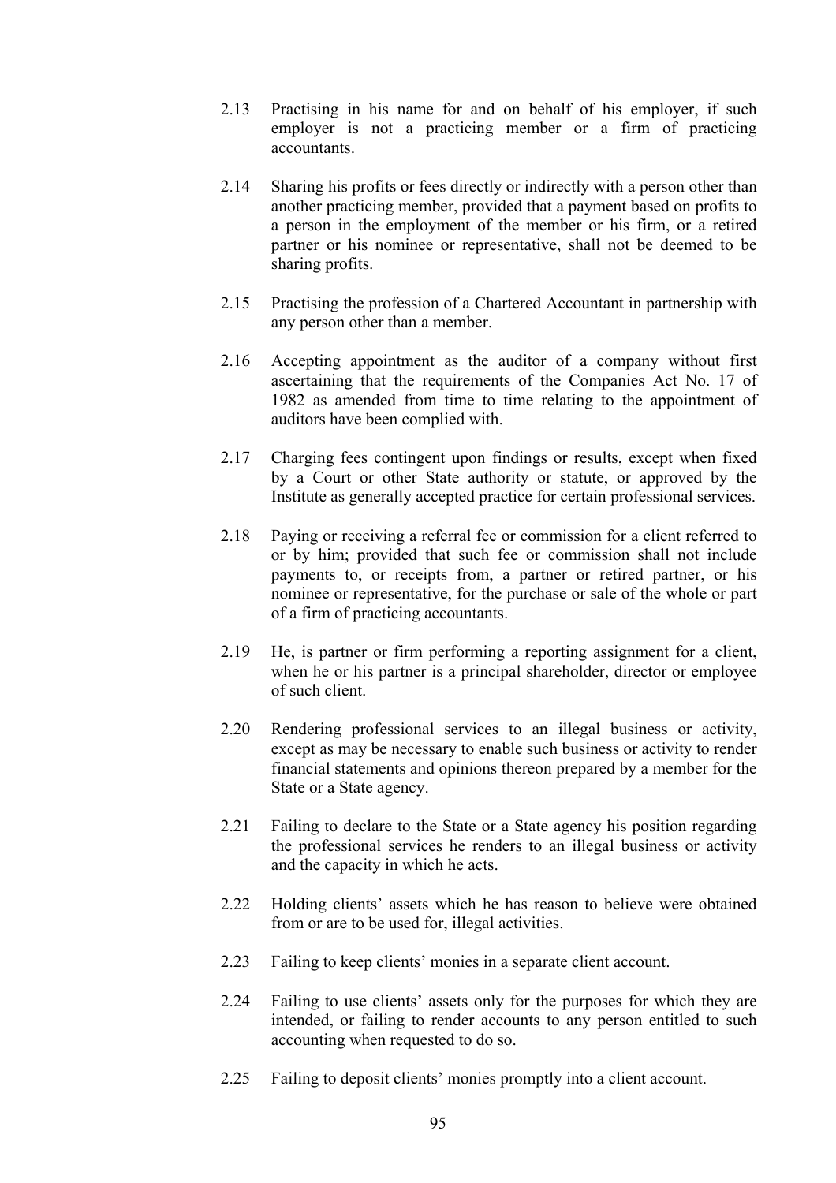2.13 Practising in his name for and on behalf of his employer, if such employer is not a practicing member or a firm of practicing accountants.

2.14 Sharing his profits or fees directly or indirectly with a person other than another practicing member, provided that a payment based on profits to a person in the employment of the member or his firm, or a retired partner or his nominee or representative, shall not be deemed to be sharing profits.

2.15 Practising the profession of a Chartered Accountant in partnership with any person other than a member.

2.16 Accepting appointment as the auditor of a company without first ascertaining that the requirements of the Companies Act No. 17 of 1982 as amended from time to time relating to the appointment of auditors have been complied with.

2.17 Charging fees contingent upon findings or results, except when fixed by a Court or other State authority or statute, or approved by the Institute as generally accepted practice for certain professional services.

2.18 Paying or receiving a referral fee or commission for a client referred to or by him; provided that such fee or commission shall not include payments to, or receipts from, a partner or retired partner, or his nominee or representative, for the purchase or sale of the whole or part of a firm of practicing accountants.

2.19 He, is partner or firm performing a reporting assignment for a client, when he or his partner is a principal shareholder, director or employee of such client.

2.20 Rendering professional services to an illegal business or activity, except as may be necessary to enable such business or activity to render financial statements and opinions thereon prepared by a member for the State or a State agency.

2.21 Failing to declare to the State or a State agency his position regarding the professional services he renders to an illegal business or activity and the capacity in which he acts.

2.22 Holding clients' assets which he has reason to believe were obtained from or are to be used for, illegal activities.

2.23 Failing to keep clients' monies in a separate client account.

2.24 Failing to use clients' assets only for the purposes for which they are intended, or failing to render accounts to any person entitled to such accounting when requested to do so.

2.25 Failing to deposit clients' monies promptly into a client account.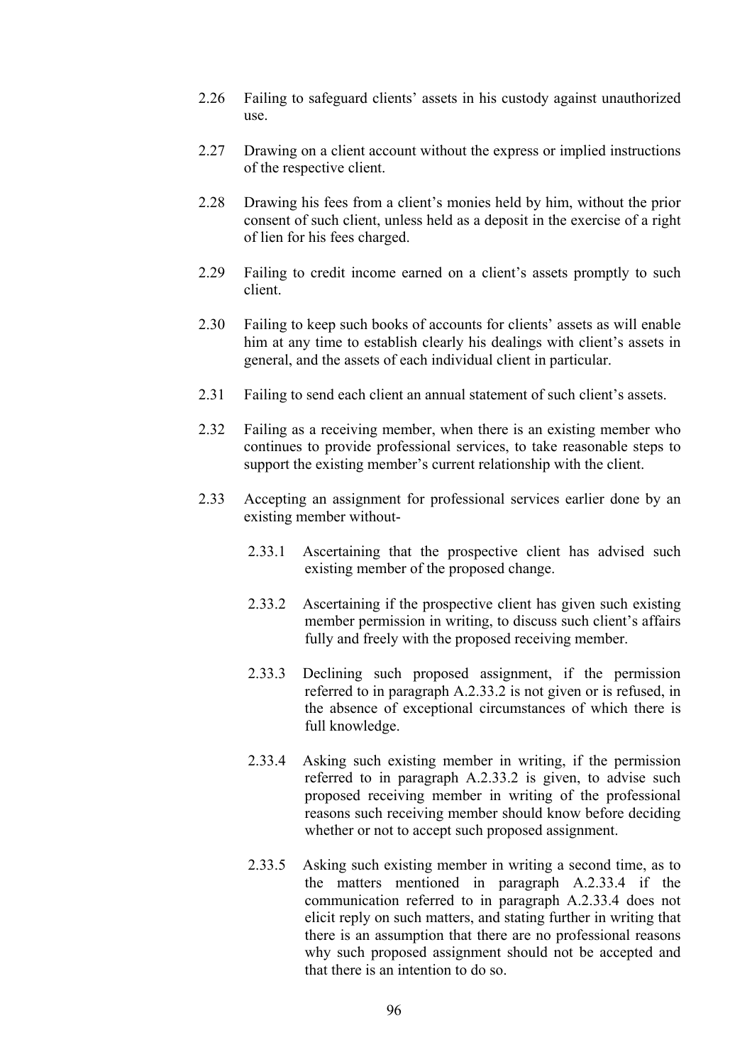2.26 Failing to safeguard clients' assets in his custody against unauthorized use.

2.27 Drawing on a client account without the express or implied instructions of the respective client.

2.28 Drawing his fees from a client's monies held by him, without the prior consent of such client, unless held as a deposit in the exercise of a right of lien for his fees charged.

2.29 Failing to credit income earned on a client's assets promptly to such client.

2.30 Failing to keep such books of accounts for clients' assets as will enable him at any time to establish clearly his dealings with client's assets in general, and the assets of each individual client in particular.

2.31 Failing to send each client an annual statement of such client's assets.

2.32 Failing as a receiving member, when there is an existing member who continues to provide professional services, to take reasonable steps to support the existing member's current relationship with the client.

2.33 Accepting an assignment for professional services earlier done by an existing member without-

  2.33.1 Ascertaining that the prospective client has advised such existing member of the proposed change.

  2.33.2 Ascertaining if the prospective client has given such existing member permission in writing, to discuss such client's affairs fully and freely with the proposed receiving member.

  2.33.3 Declining such proposed assignment, if the permission referred to in paragraph A.2.33.2 is not given or is refused, in the absence of exceptional circumstances of which there is full knowledge.

  2.33.4 Asking such existing member in writing, if the permission referred to in paragraph A.2.33.2 is given, to advise such proposed receiving member in writing of the professional reasons such receiving member should know before deciding whether or not to accept such proposed assignment.

  2.33.5 Asking such existing member in writing a second time, as to the matters mentioned in paragraph A.2.33.4 if the communication referred to in paragraph A.2.33.4 does not elicit reply on such matters, and stating further in writing that there is an assumption that there are no professional reasons why such proposed assignment should not be accepted and that there is an intention to do so.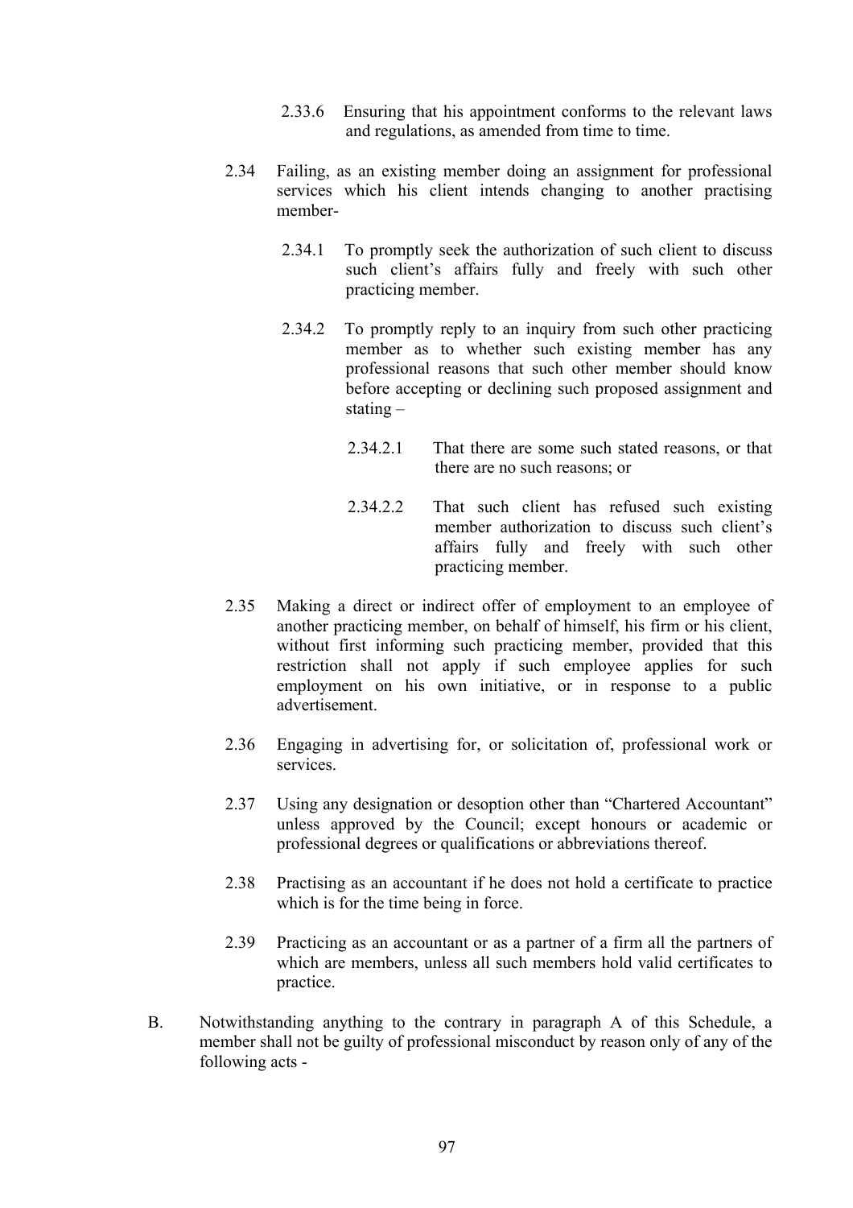2.33.6 Ensuring that his appointment conforms to the relevant laws and regulations, as amended from time to time.

2.34 Failing, as an existing member doing an assignment for professional services which his client intends changing to another practising member-

2.34.1 To promptly seek the authorization of such client to discuss such client's affairs fully and freely with such other practicing member.

2.34.2 To promptly reply to an inquiry from such other practicing member as to whether such existing member has any professional reasons that such other member should know before accepting or declining such proposed assignment and stating –

2.34.2.1 That there are some such stated reasons, or that there are no such reasons; or

2.34.2.2 That such client has refused such existing member authorization to discuss such client's affairs fully and freely with such other practicing member.

2.35 Making a direct or indirect offer of employment to an employee of another practicing member, on behalf of himself, his firm or his client, without first informing such practicing member, provided that this restriction shall not apply if such employee applies for such employment on his own initiative, or in response to a public advertisement.

2.36 Engaging in advertising for, or solicitation of, professional work or services.

2.37 Using any designation or desoption other than "Chartered Accountant" unless approved by the Council; except honours or academic or professional degrees or qualifications or abbreviations thereof.

2.38 Practising as an accountant if he does not hold a certificate to practice which is for the time being in force.

2.39 Practicing as an accountant or as a partner of a firm all the partners of which are members, unless all such members hold valid certificates to practice.

B. Notwithstanding anything to the contrary in paragraph A of this Schedule, a member shall not be guilty of professional misconduct by reason only of any of the following acts -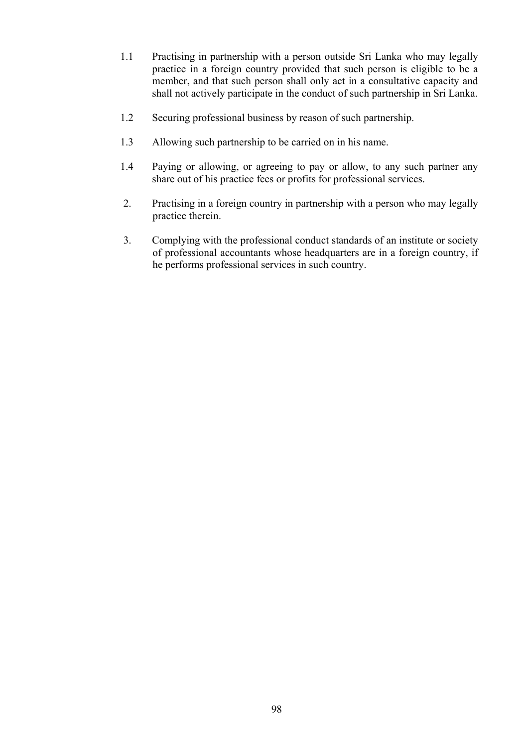1.1 Practising in partnership with a person outside Sri Lanka who may legally practice in a foreign country provided that such person is eligible to be a member, and that such person shall only act in a consultative capacity and shall not actively participate in the conduct of such partnership in Sri Lanka.

1.2 Securing professional business by reason of such partnership.

1.3 Allowing such partnership to be carried on in his name.

1.4 Paying or allowing, or agreeing to pay or allow, to any such partner any share out of his practice fees or profits for professional services.

2. Practising in a foreign country in partnership with a person who may legally practice therein.

3. Complying with the professional conduct standards of an institute or society of professional accountants whose headquarters are in a foreign country, if he performs professional services in such country.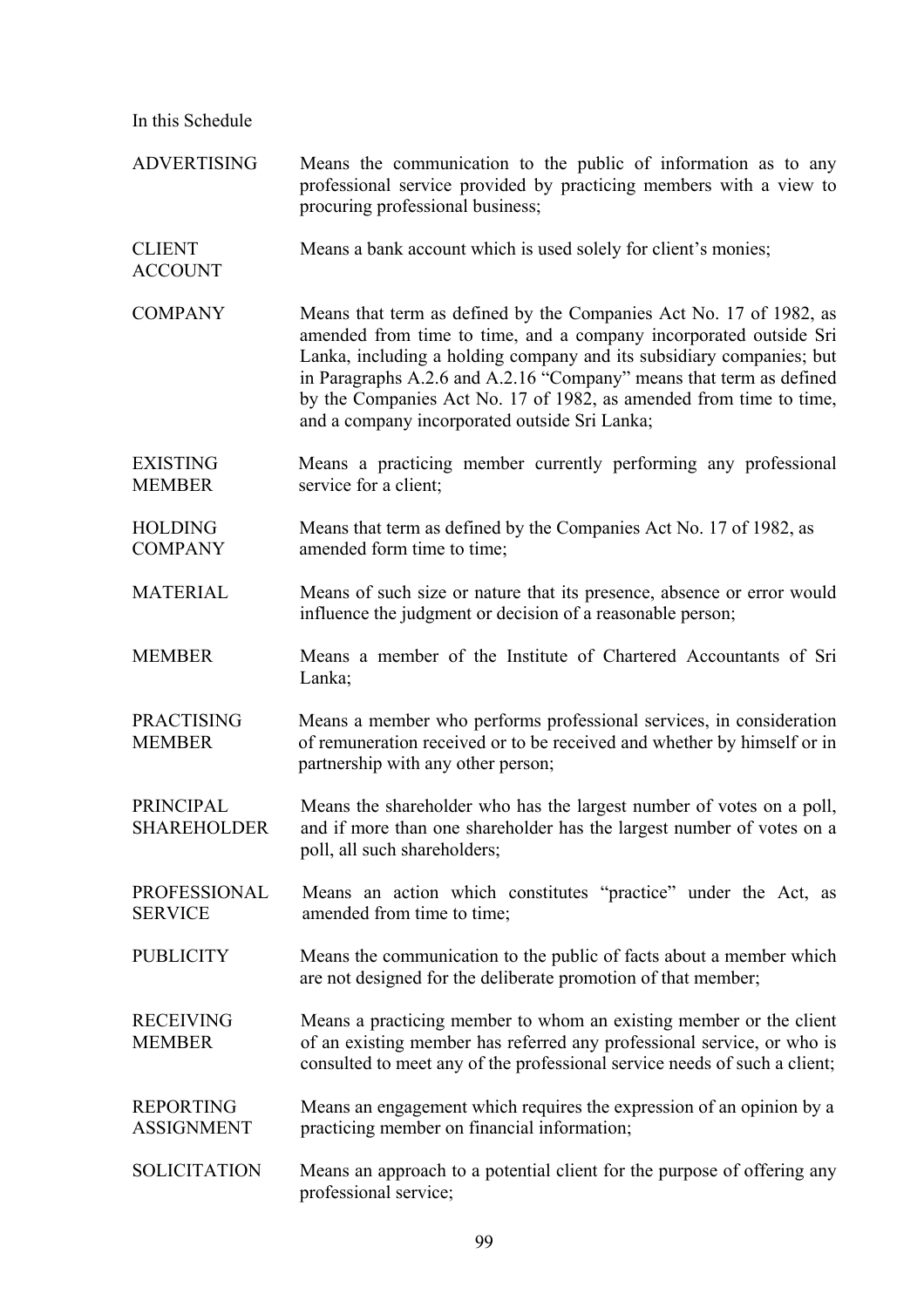In this Schedule

| | |
|---|---|
| ADVERTISING | Means the communication to the public of information as to any professional service provided by practicing members with a view to procuring professional business; |
| CLIENT ACCOUNT | Means a bank account which is used solely for client's monies; |
| COMPANY | Means that term as defined by the Companies Act No. 17 of 1982, as amended from time to time, and a company incorporated outside Sri Lanka, including a holding company and its subsidiary companies; but in Paragraphs A.2.6 and A.2.16 "Company" means that term as defined by the Companies Act No. 17 of 1982, as amended from time to time, and a company incorporated outside Sri Lanka; |
| EXISTING MEMBER | Means a practicing member currently performing any professional service for a client; |
| HOLDING COMPANY | Means that term as defined by the Companies Act No. 17 of 1982, as amended form time to time; |
| MATERIAL | Means of such size or nature that its presence, absence or error would influence the judgment or decision of a reasonable person; |
| MEMBER | Means a member of the Institute of Chartered Accountants of Sri Lanka; |
| PRACTISING MEMBER | Means a member who performs professional services, in consideration of remuneration received or to be received and whether by himself or in partnership with any other person; |
| PRINCIPAL SHAREHOLDER | Means the shareholder who has the largest number of votes on a poll, and if more than one shareholder has the largest number of votes on a poll, all such shareholders; |
| PROFESSIONAL SERVICE | Means an action which constitutes "practice" under the Act, as amended from time to time; |
| PUBLICITY | Means the communication to the public of facts about a member which are not designed for the deliberate promotion of that member; |
| RECEIVING MEMBER | Means a practicing member to whom an existing member or the client of an existing member has referred any professional service, or who is consulted to meet any of the professional service needs of such a client; |
| REPORTING ASSIGNMENT | Means an engagement which requires the expression of an opinion by a practicing member on financial information; |
| SOLICITATION | Means an approach to a potential client for the purpose of offering any professional service; |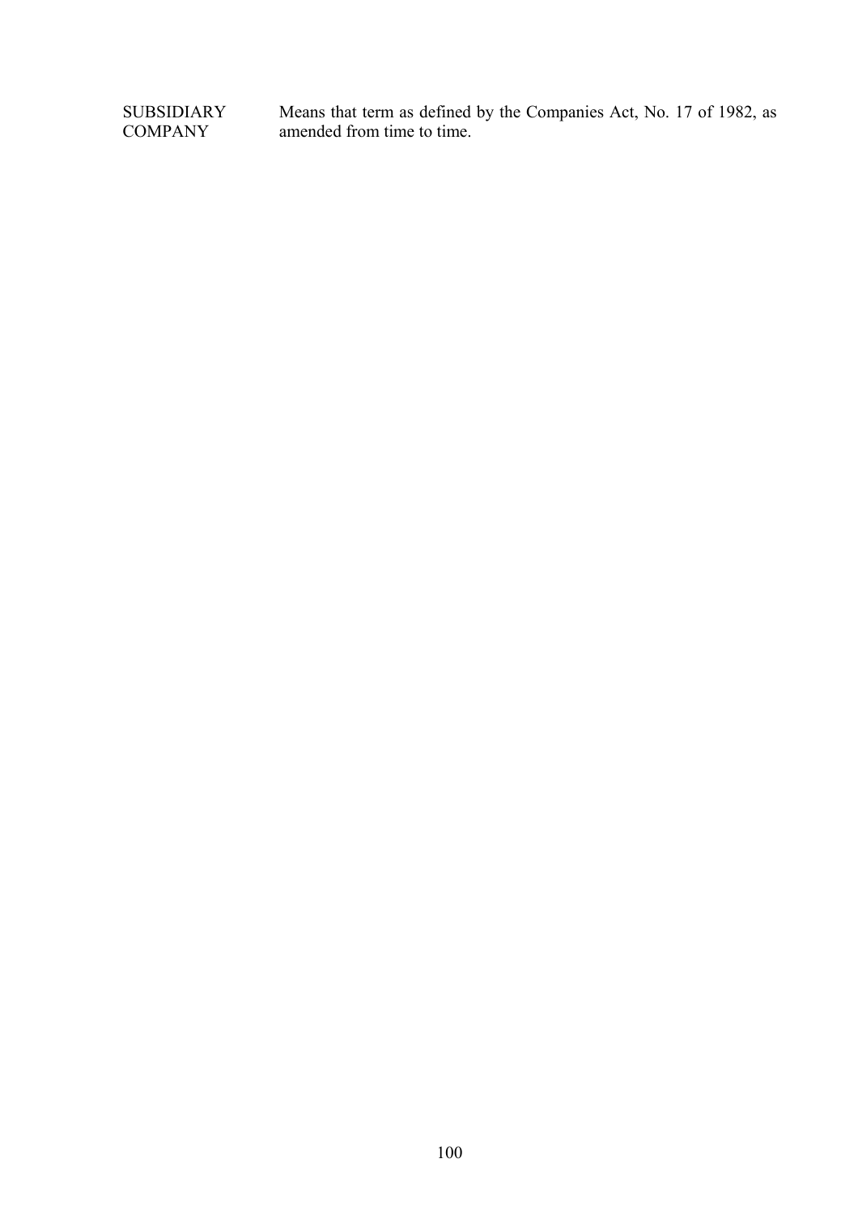| | |
|---|---|
| SUBSIDIARY COMPANY | Means that term as defined by the Companies Act, No. 17 of 1982, as amended from time to time. |